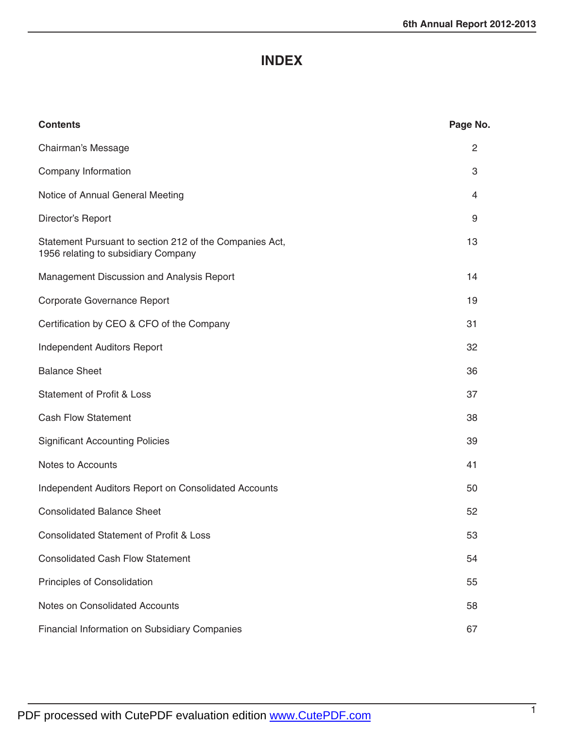# INDEX

| Contents | Page No. |
| --- | --- |
| Chairman's Message | 2 |
| Company Information | 3 |
| Notice of Annual General Meeting | 4 |
| Director's Report | 9 |
| Statement Pursuant to section 212 of the Companies Act, 1956 relating to subsidiary Company | 13 |
| Management Discussion and Analysis Report | 14 |
| Corporate Governance Report | 19 |
| Certification by CEO & CFO of the Company | 31 |
| Independent Auditors Report | 32 |
| Balance Sheet | 36 |
| Statement of Profit & Loss | 37 |
| Cash Flow Statement | 38 |
| Significant Accounting Policies | 39 |
| Notes to Accounts | 41 |
| Independent Auditors Report on Consolidated Accounts | 50 |
| Consolidated Balance Sheet | 52 |
| Consolidated Statement of Profit & Loss | 53 |
| Consolidated Cash Flow Statement | 54 |
| Principles of Consolidation | 55 |
| Notes on Consolidated Accounts | 58 |
| Financial Information on Subsidiary Companies | 67 |

PDF processed with CutePDF evaluation edition www.CutePDF.com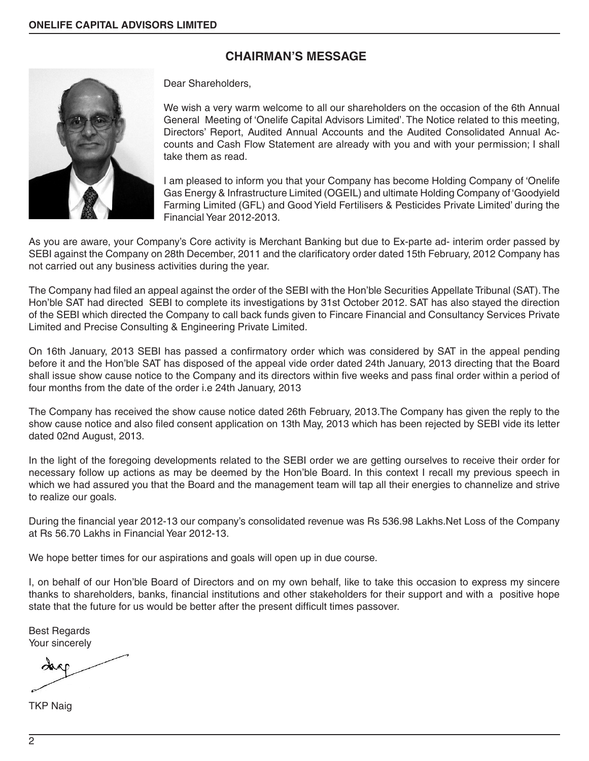## CHAIRMAN'S MESSAGE

Dear Shareholders,

We wish a very warm welcome to all our shareholders on the occasion of the 6th Annual General Meeting of 'Onelife Capital Advisors Limited'. The Notice related to this meeting, Directors' Report, Audited Annual Accounts and the Audited Consolidated Annual Accounts and Cash Flow Statement are already with you and with your permission; I shall take them as read.

I am pleased to inform you that your Company has become Holding Company of 'Onelife Gas Energy & Infrastructure Limited (OGEIL) and ultimate Holding Company of 'Goodyield Farming Limited (GFL) and Good Yield Fertilisers & Pesticides Private Limited' during the Financial Year 2012-2013.

As you are aware, your Company's Core activity is Merchant Banking but due to Ex-parte ad- interim order passed by SEBI against the Company on 28th December, 2011 and the clarificatory order dated 15th February, 2012 Company has not carried out any business activities during the year.

The Company had filed an appeal against the order of the SEBI with the Hon'ble Securities Appellate Tribunal (SAT). The Hon'ble SAT had directed SEBI to complete its investigations by 31st October 2012. SAT has also stayed the direction of the SEBI which directed the Company to call back funds given to Fincare Financial and Consultancy Services Private Limited and Precise Consulting & Engineering Private Limited.

On 16th January, 2013 SEBI has passed a confirmatory order which was considered by SAT in the appeal pending before it and the Hon'ble SAT has disposed of the appeal vide order dated 24th January, 2013 directing that the Board shall issue show cause notice to the Company and its directors within five weeks and pass final order within a period of four months from the date of the order i.e 24th January, 2013

The Company has received the show cause notice dated 26th February, 2013.The Company has given the reply to the show cause notice and also filed consent application on 13th May, 2013 which has been rejected by SEBI vide its letter dated 02nd August, 2013.

In the light of the foregoing developments related to the SEBI order we are getting ourselves to receive their order for necessary follow up actions as may be deemed by the Hon'ble Board. In this context I recall my previous speech in which we had assured you that the Board and the management team will tap all their energies to channelize and strive to realize our goals.

During the financial year 2012-13 our company's consolidated revenue was Rs 536.98 Lakhs.Net Loss of the Company at Rs 56.70 Lakhs in Financial Year 2012-13.

We hope better times for our aspirations and goals will open up in due course.

I, on behalf of our Hon'ble Board of Directors and on my own behalf, like to take this occasion to express my sincere thanks to shareholders, banks, financial institutions and other stakeholders for their support and with a positive hope state that the future for us would be better after the present difficult times passover.

Best Regards
Your sincerely

TKP Naig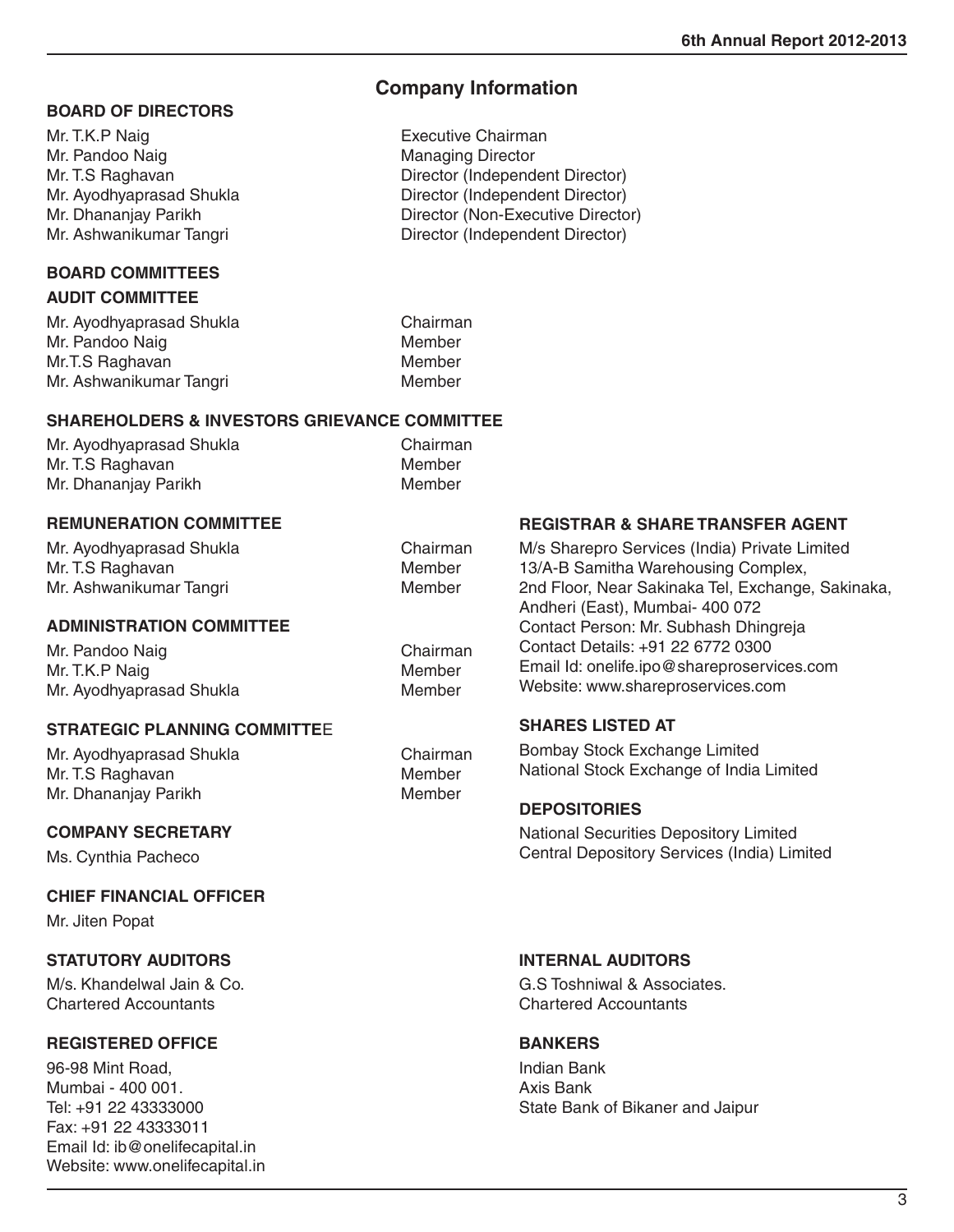# Company Information

## BOARD OF DIRECTORS

| | |
|---|---|
| Mr. T.K.P Naig | Executive Chairman |
| Mr. Pandoo Naig | Managing Director |
| Mr. T.S Raghavan | Director (Independent Director) |
| Mr. Ayodhyaprasad Shukla | Director (Independent Director) |
| Mr. Dhananjay Parikh | Director (Non-Executive Director) |
| Mr. Ashwanikumar Tangri | Director (Independent Director) |

## BOARD COMMITTEES

### AUDIT COMMITTEE

| | |
|---|---|
| Mr. Ayodhyaprasad Shukla | Chairman |
| Mr. Pandoo Naig | Member |
| Mr.T.S Raghavan | Member |
| Mr. Ashwanikumar Tangri | Member |

### SHAREHOLDERS & INVESTORS GRIEVANCE COMMITTEE

| | |
|---|---|
| Mr. Ayodhyaprasad Shukla | Chairman |
| Mr. T.S Raghavan | Member |
| Mr. Dhananjay Parikh | Member |

### REMUNERATION COMMITTEE

| | |
|---|---|
| Mr. Ayodhyaprasad Shukla | Chairman |
| Mr. T.S Raghavan | Member |
| Mr. Ashwanikumar Tangri | Member |

### ADMINISTRATION COMMITTEE

| | |
|---|---|
| Mr. Pandoo Naig | Chairman |
| Mr. T.K.P Naig | Member |
| Mr. Ayodhyaprasad Shukla | Member |

### STRATEGIC PLANNING COMMITTEE

| | |
|---|---|
| Mr. Ayodhyaprasad Shukla | Chairman |
| Mr. T.S Raghavan | Member |
| Mr. Dhananjay Parikh | Member |

## COMPANY SECRETARY

Ms. Cynthia Pacheco

## CHIEF FINANCIAL OFFICER

Mr. Jiten Popat

## STATUTORY AUDITORS

M/s. Khandelwal Jain & Co.
Chartered Accountants

## REGISTERED OFFICE

96-98 Mint Road,
Mumbai - 400 001.
Tel: +91 22 43333000
Fax: +91 22 43333011
Email Id: ib@onelifecapital.in
Website: www.onelifecapital.in

## REGISTRAR & SHARE TRANSFER AGENT

M/s Sharepro Services (India) Private Limited
13/A-B Samitha Warehousing Complex,
2nd Floor, Near Sakinaka Tel, Exchange, Sakinaka,
Andheri (East), Mumbai- 400 072
Contact Person: Mr. Subhash Dhingreja
Contact Details: +91 22 6772 0300
Email Id: onelife.ipo@shareproservices.com
Website: www.shareproservices.com

## SHARES LISTED AT

Bombay Stock Exchange Limited
National Stock Exchange of India Limited

## DEPOSITORIES

National Securities Depository Limited
Central Depository Services (India) Limited

## INTERNAL AUDITORS

G.S Toshniwal & Associates.
Chartered Accountants

## BANKERS

Indian Bank
Axis Bank
State Bank of Bikaner and Jaipur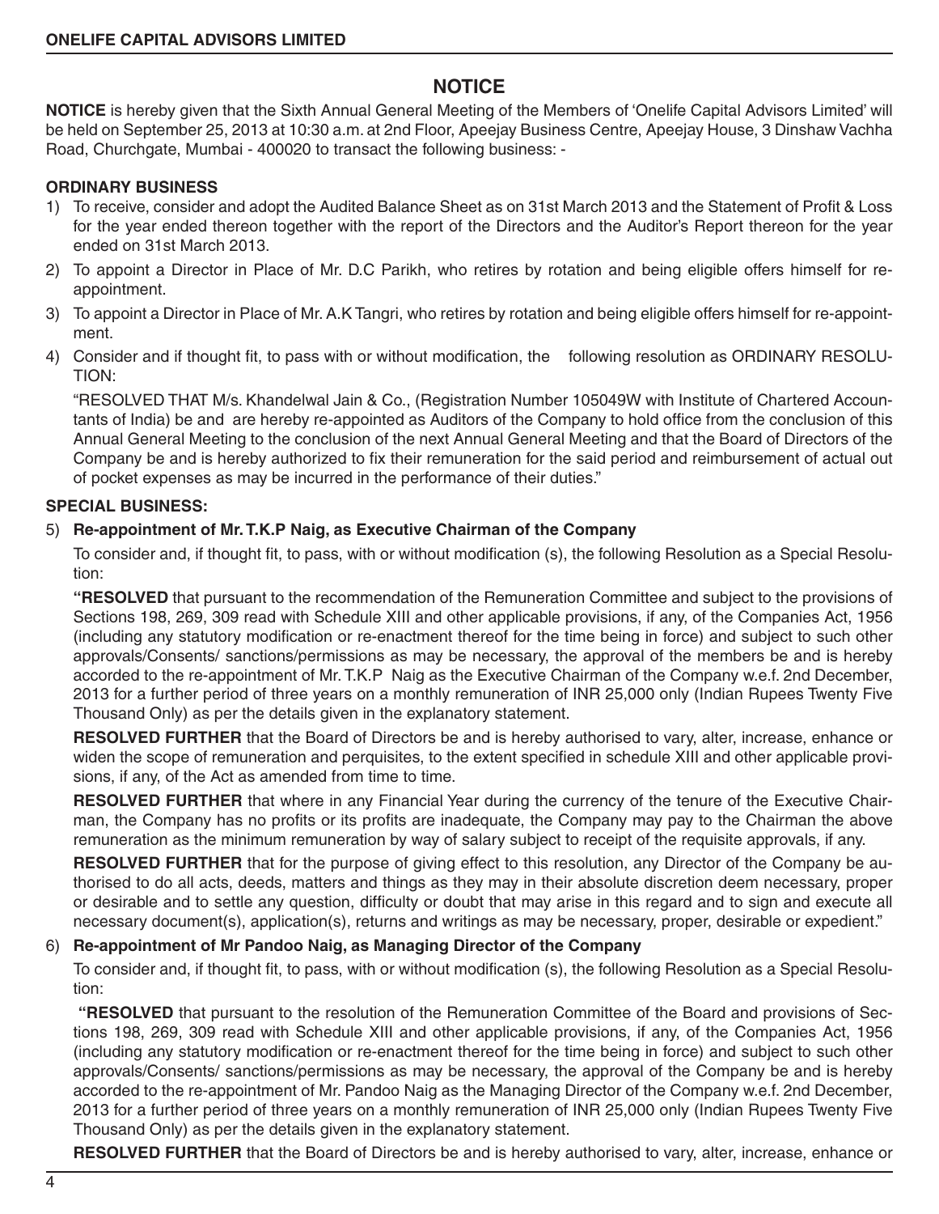# NOTICE

**NOTICE** is hereby given that the Sixth Annual General Meeting of the Members of 'Onelife Capital Advisors Limited' will be held on September 25, 2013 at 10:30 a.m. at 2nd Floor, Apeejay Business Centre, Apeejay House, 3 Dinshaw Vachha Road, Churchgate, Mumbai - 400020 to transact the following business: -

**ORDINARY BUSINESS**

1) To receive, consider and adopt the Audited Balance Sheet as on 31st March 2013 and the Statement of Profit & Loss for the year ended thereon together with the report of the Directors and the Auditor's Report thereon for the year ended on 31st March 2013.

2) To appoint a Director in Place of Mr. D.C Parikh, who retires by rotation and being eligible offers himself for re-appointment.

3) To appoint a Director in Place of Mr. A.K Tangri, who retires by rotation and being eligible offers himself for re-appointment.

4) Consider and if thought fit, to pass with or without modification, the following resolution as ORDINARY RESOLUTION:

   "RESOLVED THAT M/s. Khandelwal Jain & Co., (Registration Number 105049W with Institute of Chartered Accountants of India) be and are hereby re-appointed as Auditors of the Company to hold office from the conclusion of this Annual General Meeting to the conclusion of the next Annual General Meeting and that the Board of Directors of the Company be and is hereby authorized to fix their remuneration for the said period and reimbursement of actual out of pocket expenses as may be incurred in the performance of their duties."

**SPECIAL BUSINESS:**

5) **Re-appointment of Mr. T.K.P Naig, as Executive Chairman of the Company**

   To consider and, if thought fit, to pass, with or without modification (s), the following Resolution as a Special Resolution:

   **"RESOLVED** that pursuant to the recommendation of the Remuneration Committee and subject to the provisions of Sections 198, 269, 309 read with Schedule XIII and other applicable provisions, if any, of the Companies Act, 1956 (including any statutory modification or re-enactment thereof for the time being in force) and subject to such other approvals/Consents/ sanctions/permissions as may be necessary, the approval of the members be and is hereby accorded to the re-appointment of Mr. T.K.P Naig as the Executive Chairman of the Company w.e.f. 2nd December, 2013 for a further period of three years on a monthly remuneration of INR 25,000 only (Indian Rupees Twenty Five Thousand Only) as per the details given in the explanatory statement.

   **RESOLVED FURTHER** that the Board of Directors be and is hereby authorised to vary, alter, increase, enhance or widen the scope of remuneration and perquisites, to the extent specified in schedule XIII and other applicable provisions, if any, of the Act as amended from time to time.

   **RESOLVED FURTHER** that where in any Financial Year during the currency of the tenure of the Executive Chairman, the Company has no profits or its profits are inadequate, the Company may pay to the Chairman the above remuneration as the minimum remuneration by way of salary subject to receipt of the requisite approvals, if any.

   **RESOLVED FURTHER** that for the purpose of giving effect to this resolution, any Director of the Company be authorised to do all acts, deeds, matters and things as they may in their absolute discretion deem necessary, proper or desirable and to settle any question, difficulty or doubt that may arise in this regard and to sign and execute all necessary document(s), application(s), returns and writings as may be necessary, proper, desirable or expedient."

6) **Re-appointment of Mr Pandoo Naig, as Managing Director of the Company**

   To consider and, if thought fit, to pass, with or without modification (s), the following Resolution as a Special Resolution:

   **"RESOLVED** that pursuant to the resolution of the Remuneration Committee of the Board and provisions of Sections 198, 269, 309 read with Schedule XIII and other applicable provisions, if any, of the Companies Act, 1956 (including any statutory modification or re-enactment thereof for the time being in force) and subject to such other approvals/Consents/ sanctions/permissions as may be necessary, the approval of the Company be and is hereby accorded to the re-appointment of Mr. Pandoo Naig as the Managing Director of the Company w.e.f. 2nd December, 2013 for a further period of three years on a monthly remuneration of INR 25,000 only (Indian Rupees Twenty Five Thousand Only) as per the details given in the explanatory statement.

   **RESOLVED FURTHER** that the Board of Directors be and is hereby authorised to vary, alter, increase, enhance or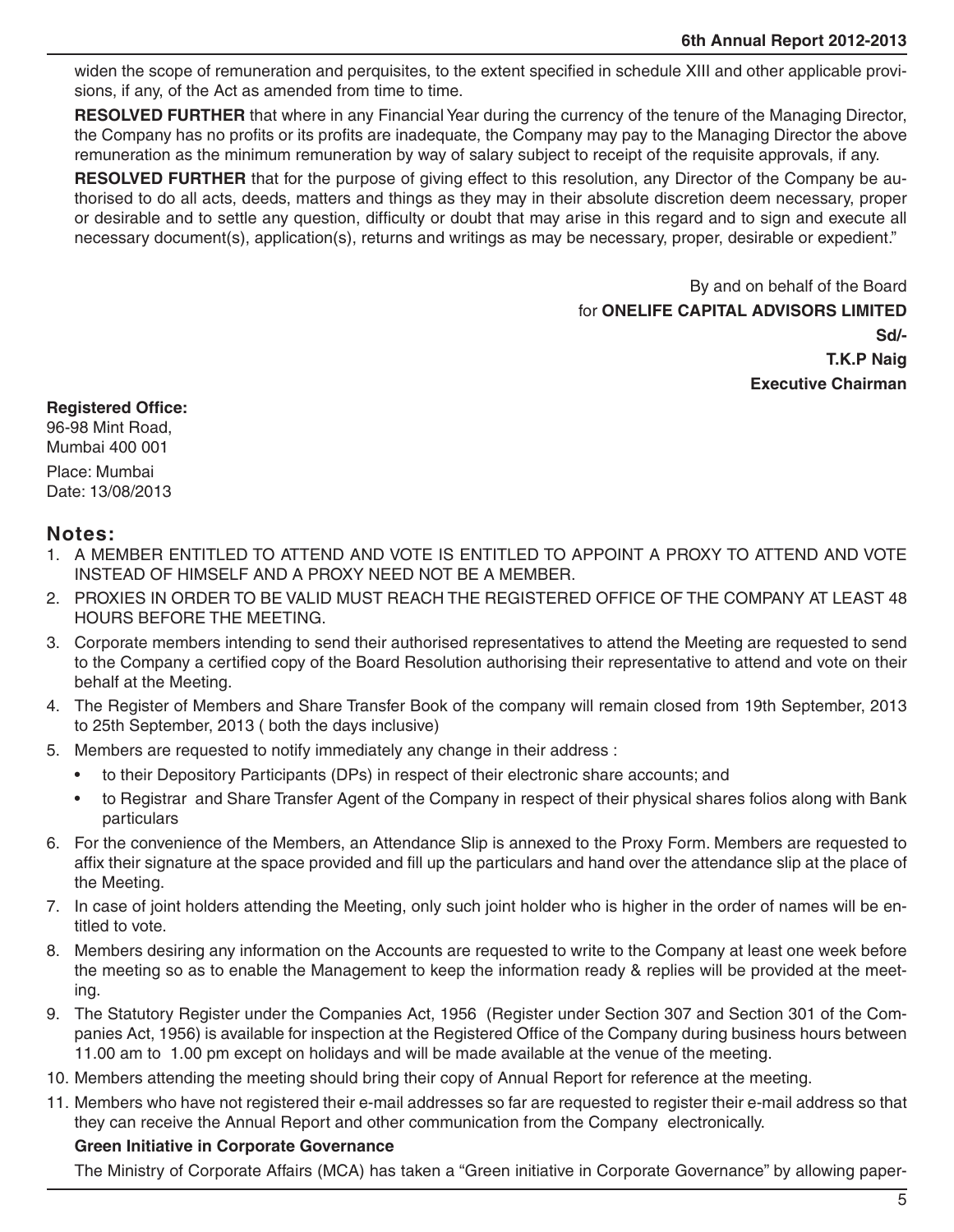widen the scope of remuneration and perquisites, to the extent specified in schedule XIII and other applicable provisions, if any, of the Act as amended from time to time.

**RESOLVED FURTHER** that where in any Financial Year during the currency of the tenure of the Managing Director, the Company has no profits or its profits are inadequate, the Company may pay to the Managing Director the above remuneration as the minimum remuneration by way of salary subject to receipt of the requisite approvals, if any.

**RESOLVED FURTHER** that for the purpose of giving effect to this resolution, any Director of the Company be authorised to do all acts, deeds, matters and things as they may in their absolute discretion deem necessary, proper or desirable and to settle any question, difficulty or doubt that may arise in this regard and to sign and execute all necessary document(s), application(s), returns and writings as may be necessary, proper, desirable or expedient."

By and on behalf of the Board
for **ONELIFE CAPITAL ADVISORS LIMITED**
**Sd/-**
**T.K.P Naig**
**Executive Chairman**

**Registered Office:**
96-98 Mint Road,
Mumbai 400 001

Place: Mumbai
Date: 13/08/2013

## Notes:

1. A MEMBER ENTITLED TO ATTEND AND VOTE IS ENTITLED TO APPOINT A PROXY TO ATTEND AND VOTE INSTEAD OF HIMSELF AND A PROXY NEED NOT BE A MEMBER.
2. PROXIES IN ORDER TO BE VALID MUST REACH THE REGISTERED OFFICE OF THE COMPANY AT LEAST 48 HOURS BEFORE THE MEETING.
3. Corporate members intending to send their authorised representatives to attend the Meeting are requested to send to the Company a certified copy of the Board Resolution authorising their representative to attend and vote on their behalf at the Meeting.
4. The Register of Members and Share Transfer Book of the company will remain closed from 19th September, 2013 to 25th September, 2013 ( both the days inclusive)
5. Members are requested to notify immediately any change in their address :
   - to their Depository Participants (DPs) in respect of their electronic share accounts; and
   - to Registrar and Share Transfer Agent of the Company in respect of their physical shares folios along with Bank particulars
6. For the convenience of the Members, an Attendance Slip is annexed to the Proxy Form. Members are requested to affix their signature at the space provided and fill up the particulars and hand over the attendance slip at the place of the Meeting.
7. In case of joint holders attending the Meeting, only such joint holder who is higher in the order of names will be entitled to vote.
8. Members desiring any information on the Accounts are requested to write to the Company at least one week before the meeting so as to enable the Management to keep the information ready & replies will be provided at the meeting.
9. The Statutory Register under the Companies Act, 1956 (Register under Section 307 and Section 301 of the Companies Act, 1956) is available for inspection at the Registered Office of the Company during business hours between 11.00 am to 1.00 pm except on holidays and will be made available at the venue of the meeting.
10. Members attending the meeting should bring their copy of Annual Report for reference at the meeting.
11. Members who have not registered their e-mail addresses so far are requested to register their e-mail address so that they can receive the Annual Report and other communication from the Company electronically.

    **Green Initiative in Corporate Governance**

    The Ministry of Corporate Affairs (MCA) has taken a "Green initiative in Corporate Governance" by allowing paper-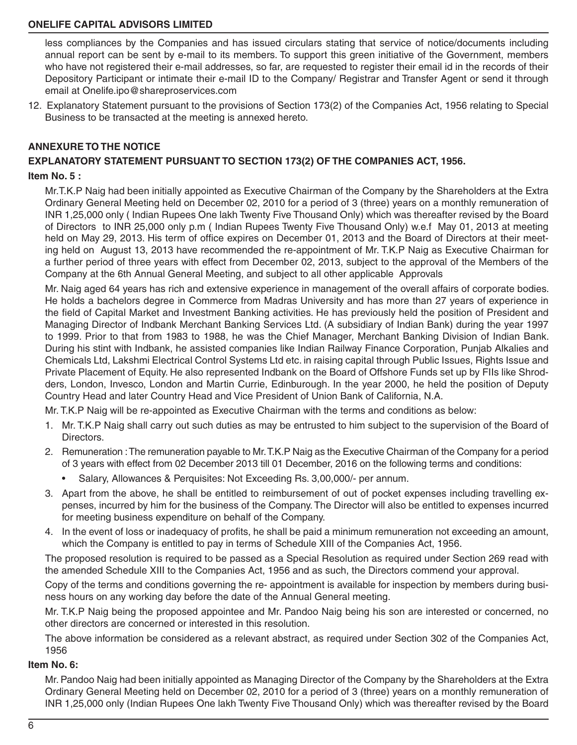less compliances by the Companies and has issued circulars stating that service of notice/documents including annual report can be sent by e-mail to its members. To support this green initiative of the Government, members who have not registered their e-mail addresses, so far, are requested to register their email id in the records of their Depository Participant or intimate their e-mail ID to the Company/ Registrar and Transfer Agent or send it through email at Onelife.ipo@shareproservices.com

12. Explanatory Statement pursuant to the provisions of Section 173(2) of the Companies Act, 1956 relating to Special Business to be transacted at the meeting is annexed hereto.

## ANNEXURE TO THE NOTICE

## EXPLANATORY STATEMENT PURSUANT TO SECTION 173(2) OF THE COMPANIES ACT, 1956.

**Item No. 5 :**

Mr.T.K.P Naig had been initially appointed as Executive Chairman of the Company by the Shareholders at the Extra Ordinary General Meeting held on December 02, 2010 for a period of 3 (three) years on a monthly remuneration of INR 1,25,000 only ( Indian Rupees One lakh Twenty Five Thousand Only) which was thereafter revised by the Board of Directors to INR 25,000 only p.m ( Indian Rupees Twenty Five Thousand Only) w.e.f May 01, 2013 at meeting held on May 29, 2013. His term of office expires on December 01, 2013 and the Board of Directors at their meeting held on August 13, 2013 have recommended the re-appointment of Mr. T.K.P Naig as Executive Chairman for a further period of three years with effect from December 02, 2013, subject to the approval of the Members of the Company at the 6th Annual General Meeting, and subject to all other applicable Approvals

Mr. Naig aged 64 years has rich and extensive experience in management of the overall affairs of corporate bodies. He holds a bachelors degree in Commerce from Madras University and has more than 27 years of experience in the field of Capital Market and Investment Banking activities. He has previously held the position of President and Managing Director of Indbank Merchant Banking Services Ltd. (A subsidiary of Indian Bank) during the year 1997 to 1999. Prior to that from 1983 to 1988, he was the Chief Manager, Merchant Banking Division of Indian Bank. During his stint with Indbank, he assisted companies like Indian Railway Finance Corporation, Punjab Alkalies and Chemicals Ltd, Lakshmi Electrical Control Systems Ltd etc. in raising capital through Public Issues, Rights Issue and Private Placement of Equity. He also represented Indbank on the Board of Offshore Funds set up by FIIs like Shrodders, London, Invesco, London and Martin Currie, Edinburough. In the year 2000, he held the position of Deputy Country Head and later Country Head and Vice President of Union Bank of California, N.A.

Mr. T.K.P Naig will be re-appointed as Executive Chairman with the terms and conditions as below:

1. Mr. T.K.P Naig shall carry out such duties as may be entrusted to him subject to the supervision of the Board of Directors.
2. Remuneration : The remuneration payable to Mr. T.K.P Naig as the Executive Chairman of the Company for a period of 3 years with effect from 02 December 2013 till 01 December, 2016 on the following terms and conditions:
   - Salary, Allowances & Perquisites: Not Exceeding Rs. 3,00,000/- per annum.
3. Apart from the above, he shall be entitled to reimbursement of out of pocket expenses including travelling expenses, incurred by him for the business of the Company. The Director will also be entitled to expenses incurred for meeting business expenditure on behalf of the Company.
4. In the event of loss or inadequacy of profits, he shall be paid a minimum remuneration not exceeding an amount, which the Company is entitled to pay in terms of Schedule XIII of the Companies Act, 1956.

The proposed resolution is required to be passed as a Special Resolution as required under Section 269 read with the amended Schedule XIII to the Companies Act, 1956 and as such, the Directors commend your approval.

Copy of the terms and conditions governing the re- appointment is available for inspection by members during business hours on any working day before the date of the Annual General meeting.

Mr. T.K.P Naig being the proposed appointee and Mr. Pandoo Naig being his son are interested or concerned, no other directors are concerned or interested in this resolution.

The above information be considered as a relevant abstract, as required under Section 302 of the Companies Act, 1956

**Item No. 6:**

Mr. Pandoo Naig had been initially appointed as Managing Director of the Company by the Shareholders at the Extra Ordinary General Meeting held on December 02, 2010 for a period of 3 (three) years on a monthly remuneration of INR 1,25,000 only (Indian Rupees One lakh Twenty Five Thousand Only) which was thereafter revised by the Board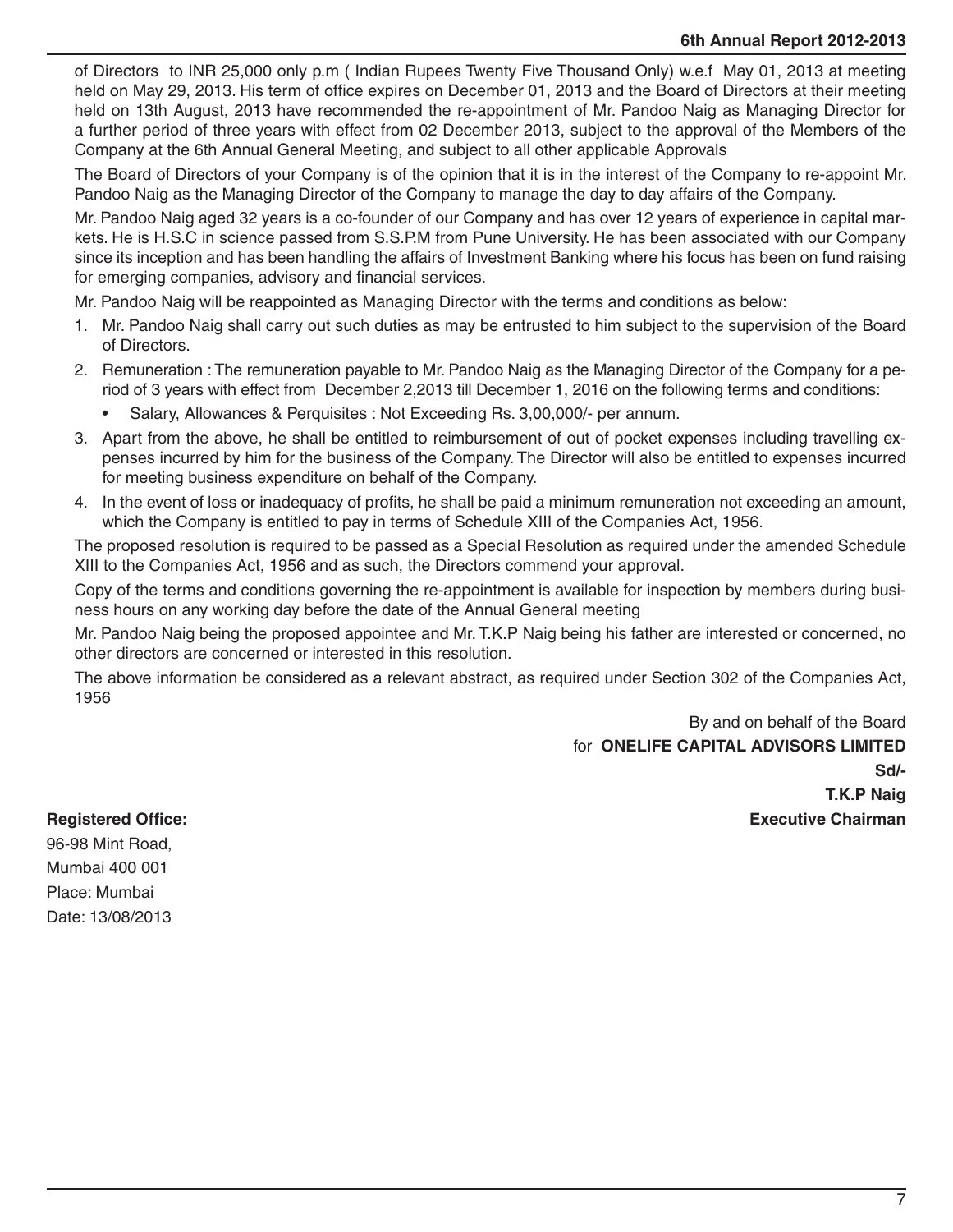of Directors to INR 25,000 only p.m ( Indian Rupees Twenty Five Thousand Only) w.e.f May 01, 2013 at meeting held on May 29, 2013. His term of office expires on December 01, 2013 and the Board of Directors at their meeting held on 13th August, 2013 have recommended the re-appointment of Mr. Pandoo Naig as Managing Director for a further period of three years with effect from 02 December 2013, subject to the approval of the Members of the Company at the 6th Annual General Meeting, and subject to all other applicable Approvals

The Board of Directors of your Company is of the opinion that it is in the interest of the Company to re-appoint Mr. Pandoo Naig as the Managing Director of the Company to manage the day to day affairs of the Company.

Mr. Pandoo Naig aged 32 years is a co-founder of our Company and has over 12 years of experience in capital markets. He is H.S.C in science passed from S.S.P.M from Pune University. He has been associated with our Company since its inception and has been handling the affairs of Investment Banking where his focus has been on fund raising for emerging companies, advisory and financial services.

Mr. Pandoo Naig will be reappointed as Managing Director with the terms and conditions as below:

1. Mr. Pandoo Naig shall carry out such duties as may be entrusted to him subject to the supervision of the Board of Directors.
2. Remuneration : The remuneration payable to Mr. Pandoo Naig as the Managing Director of the Company for a period of 3 years with effect from December 2,2013 till December 1, 2016 on the following terms and conditions:
   - Salary, Allowances & Perquisites : Not Exceeding Rs. 3,00,000/- per annum.
3. Apart from the above, he shall be entitled to reimbursement of out of pocket expenses including travelling expenses incurred by him for the business of the Company. The Director will also be entitled to expenses incurred for meeting business expenditure on behalf of the Company.
4. In the event of loss or inadequacy of profits, he shall be paid a minimum remuneration not exceeding an amount, which the Company is entitled to pay in terms of Schedule XIII of the Companies Act, 1956.

The proposed resolution is required to be passed as a Special Resolution as required under the amended Schedule XIII to the Companies Act, 1956 and as such, the Directors commend your approval.

Copy of the terms and conditions governing the re-appointment is available for inspection by members during business hours on any working day before the date of the Annual General meeting

Mr. Pandoo Naig being the proposed appointee and Mr. T.K.P Naig being his father are interested or concerned, no other directors are concerned or interested in this resolution.

The above information be considered as a relevant abstract, as required under Section 302 of the Companies Act, 1956

By and on behalf of the Board
for **ONELIFE CAPITAL ADVISORS LIMITED**
**Sd/-**
**T.K.P Naig**
**Executive Chairman**

**Registered Office:**
96-98 Mint Road,
Mumbai 400 001
Place: Mumbai
Date: 13/08/2013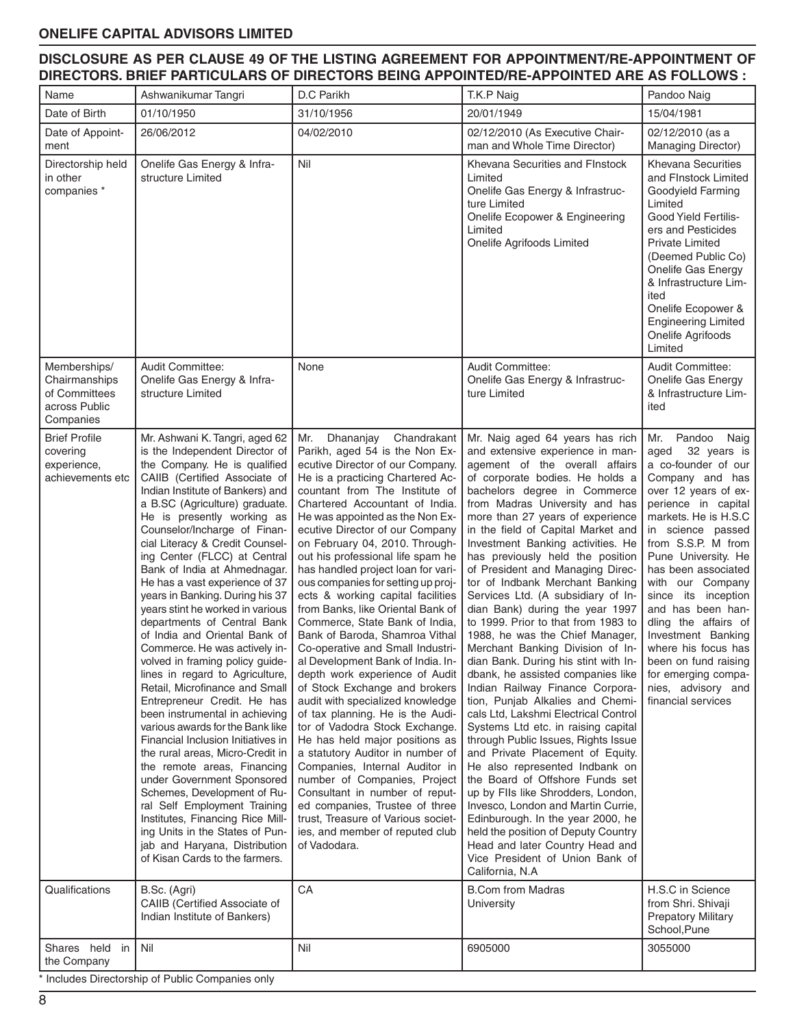**ONELIFE CAPITAL ADVISORS LIMITED**

## DISCLOSURE AS PER CLAUSE 49 OF THE LISTING AGREEMENT FOR APPOINTMENT/RE-APPOINTMENT OF DIRECTORS. BRIEF PARTICULARS OF DIRECTORS BEING APPOINTED/RE-APPOINTED ARE AS FOLLOWS :

| Name | Ashwanikumar Tangri | D.C Parikh | T.K.P Naig | Pandoo Naig |
|---|---|---|---|---|
| Date of Birth | 01/10/1950 | 31/10/1956 | 20/01/1949 | 15/04/1981 |
| Date of Appointment | 26/06/2012 | 04/02/2010 | 02/12/2010 (As Executive Chairman and Whole Time Director) | 02/12/2010 (as a Managing Director) |
| Directorship held in other companies * | Onelife Gas Energy & Infrastructure Limited | Nil | Khevana Securities and FInstock Limited<br>Onelife Gas Energy & Infrastructure Limited<br>Onelife Ecopower & Engineering Limited<br>Onelife Agrifoods Limited | Khevana Securities and FInstock Limited<br>Goodyield Farming Limited<br>Good Yield Fertilisers and Pesticides Private Limited (Deemed Public Co)<br>Onelife Gas Energy & Infrastructure Limited<br>Onelife Ecopower & Engineering Limited<br>Onelife Agrifoods Limited |
| Memberships/ Chairmanships of Committees across Public Companies | Audit Committee:<br>Onelife Gas Energy & Infrastructure Limited | None | Audit Committee:<br>Onelife Gas Energy & Infrastructure Limited | Audit Committee:<br>Onelife Gas Energy & Infrastructure Limited |
| Brief Profile covering experience, achievements etc | Mr. Ashwani K. Tangri, aged 62 is the Independent Director of the Company. He is qualified CAIIB (Certified Associate of Indian Institute of Bankers) and a B.SC (Agriculture) graduate. He is presently working as Counselor/Incharge of Financial Literacy & Credit Counseling Center (FLCC) at Central Bank of India at Ahmednagar. He has a vast experience of 37 years in Banking. During his 37 years stint he worked in various departments of Central Bank of India and Oriental Bank of Commerce. He was actively involved in framing policy guidelines in regard to Agriculture, Retail, Microfinance and Small Entrepreneur Credit. He has been instrumental in achieving various awards for the Bank like Financial Inclusion Initiatives in the rural areas, Micro-Credit in the remote areas, Financing under Government Sponsored Schemes, Development of Rural Self Employment Training Institutes, Financing Rice Milling Units in the States of Punjab and Haryana, Distribution of Kisan Cards to the farmers. | Mr. Dhananjay Chandrakant Parikh, aged 54 is the Non Executive Director of our Company. He is a practicing Chartered Accountant from The Institute of Chartered Accountant of India. He was appointed as the Non Executive Director of our Company on February 04, 2010. Throughout his professional life spam he has handled project loan for various companies for setting up projects & working capital facilities from Banks, like Oriental Bank of Commerce, State Bank of India, Bank of Baroda, Shamroa Vithal Co-operative and Small Industrial Development Bank of India. Indepth work experience of Audit of Stock Exchange and brokers audit with specialized knowledge of tax planning. He is the Auditor of Vadodra Stock Exchange. He has held major positions as a statutory Auditor in number of Companies, Internal Auditor in number of Companies, Project Consultant in number of reputed companies, Trustee of three trust, Treasure of Various societies, and member of reputed club of Vadodara. | Mr. Naig aged 64 years has rich and extensive experience in management of the overall affairs of corporate bodies. He holds a bachelors degree in Commerce from Madras University and has more than 27 years of experience in the field of Capital Market and Investment Banking activities. He has previously held the position of President and Managing Director of Indbank Merchant Banking Services Ltd. (A subsidiary of Indian Bank) during the year 1997 to 1999. Prior to that from 1983 to 1988, he was the Chief Manager, Merchant Banking Division of Indian Bank. During his stint with Indbank, he assisted companies like Indian Railway Finance Corporation, Punjab Alkalies and Chemicals Ltd, Lakshmi Electrical Control Systems Ltd etc. in raising capital through Public Issues, Rights Issue and Private Placement of Equity. He also represented Indbank on the Board of Offshore Funds set up by FIIs like Shrodders, London, Invesco, London and Martin Currie, Edinburough. In the year 2000, he held the position of Deputy Country Head and later Country Head and Vice President of Union Bank of California, N.A | Mr. Pandoo Naig aged 32 years is a co-founder of our Company and has over 12 years of experience in capital markets. He is H.S.C in science passed from S.S.P. M from Pune University. He has been associated with our Company since its inception and has been handling the affairs of Investment Banking where his focus has been on fund raising for emerging companies, advisory and financial services |
| Qualifications | B.Sc. (Agri)<br>CAIIB (Certified Associate of Indian Institute of Bankers) | CA | B.Com from Madras University | H.S.C in Science from Shri. Shivaji Prepatory Military School,Pune |
| Shares held in the Company | Nil | Nil | 6905000 | 3055000 |

\* Includes Directorship of Public Companies only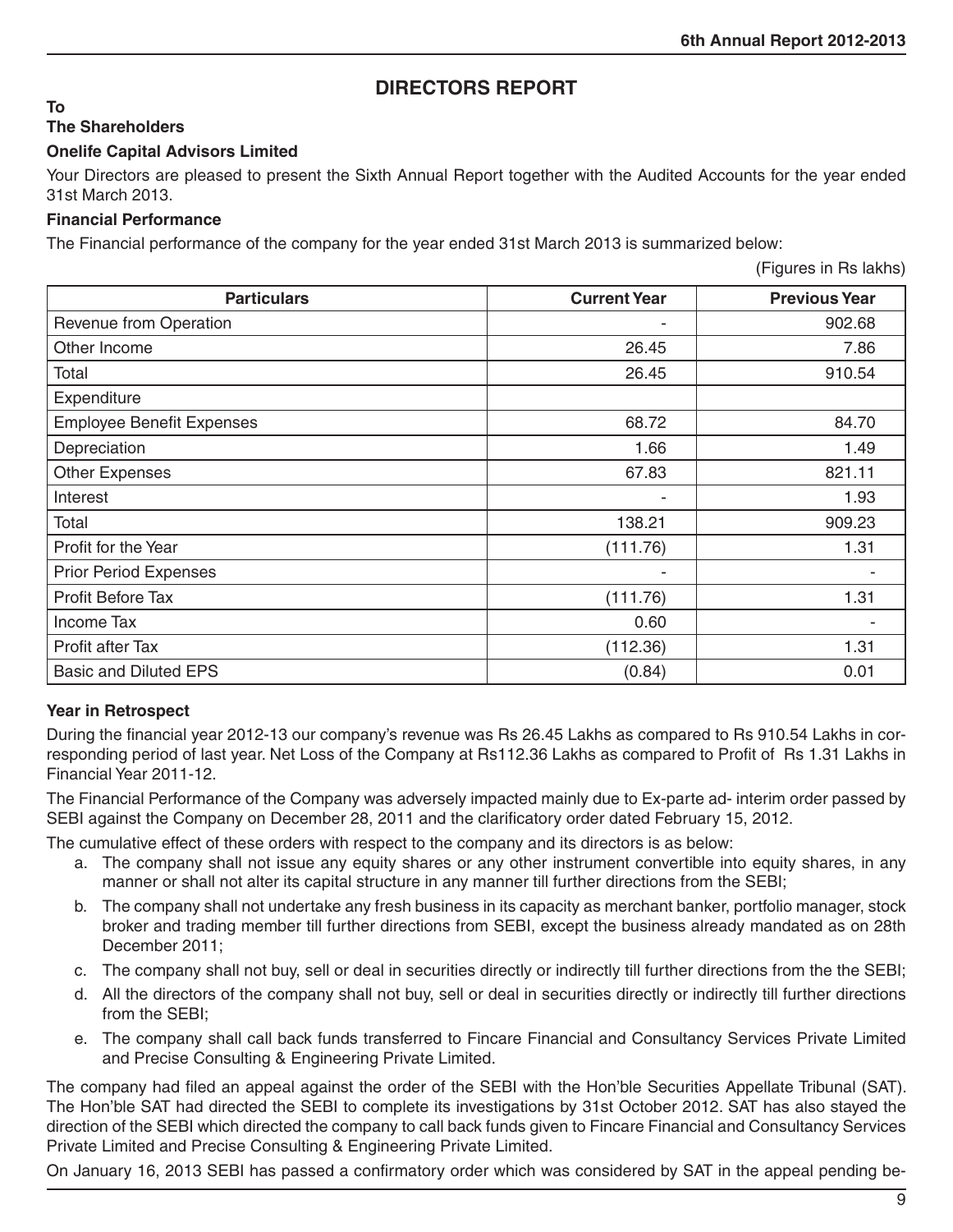# DIRECTORS REPORT

**To**
**The Shareholders**

**Onelife Capital Advisors Limited**

Your Directors are pleased to present the Sixth Annual Report together with the Audited Accounts for the year ended 31st March 2013.

**Financial Performance**

The Financial performance of the company for the year ended 31st March 2013 is summarized below:

(Figures in Rs lakhs)

| Particulars | Current Year | Previous Year |
|---|---|---|
| Revenue from Operation | - | 902.68 |
| Other Income | 26.45 | 7.86 |
| Total | 26.45 | 910.54 |
| Expenditure | | |
| Employee Benefit Expenses | 68.72 | 84.70 |
| Depreciation | 1.66 | 1.49 |
| Other Expenses | 67.83 | 821.11 |
| Interest | - | 1.93 |
| Total | 138.21 | 909.23 |
| Profit for the Year | (111.76) | 1.31 |
| Prior Period Expenses | - | - |
| Profit Before Tax | (111.76) | 1.31 |
| Income Tax | 0.60 | - |
| Profit after Tax | (112.36) | 1.31 |
| Basic and Diluted EPS | (0.84) | 0.01 |

**Year in Retrospect**

During the financial year 2012-13 our company's revenue was Rs 26.45 Lakhs as compared to Rs 910.54 Lakhs in corresponding period of last year. Net Loss of the Company at Rs112.36 Lakhs as compared to Profit of Rs 1.31 Lakhs in Financial Year 2011-12.

The Financial Performance of the Company was adversely impacted mainly due to Ex-parte ad- interim order passed by SEBI against the Company on December 28, 2011 and the clarificatory order dated February 15, 2012.

The cumulative effect of these orders with respect to the company and its directors is as below:

a. The company shall not issue any equity shares or any other instrument convertible into equity shares, in any manner or shall not alter its capital structure in any manner till further directions from the SEBI;

b. The company shall not undertake any fresh business in its capacity as merchant banker, portfolio manager, stock broker and trading member till further directions from SEBI, except the business already mandated as on 28th December 2011;

c. The company shall not buy, sell or deal in securities directly or indirectly till further directions from the the SEBI;

d. All the directors of the company shall not buy, sell or deal in securities directly or indirectly till further directions from the SEBI;

e. The company shall call back funds transferred to Fincare Financial and Consultancy Services Private Limited and Precise Consulting & Engineering Private Limited.

The company had filed an appeal against the order of the SEBI with the Hon'ble Securities Appellate Tribunal (SAT). The Hon'ble SAT had directed the SEBI to complete its investigations by 31st October 2012. SAT has also stayed the direction of the SEBI which directed the company to call back funds given to Fincare Financial and Consultancy Services Private Limited and Precise Consulting & Engineering Private Limited.

On January 16, 2013 SEBI has passed a confirmatory order which was considered by SAT in the appeal pending be-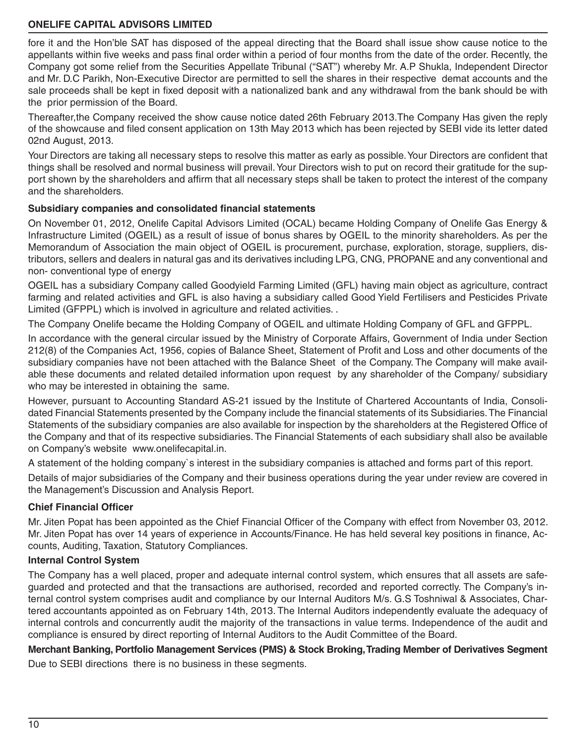fore it and the Hon'ble SAT has disposed of the appeal directing that the Board shall issue show cause notice to the appellants within five weeks and pass final order within a period of four months from the date of the order. Recently, the Company got some relief from the Securities Appellate Tribunal ("SAT") whereby Mr. A.P Shukla, Independent Director and Mr. D.C Parikh, Non-Executive Director are permitted to sell the shares in their respective demat accounts and the sale proceeds shall be kept in fixed deposit with a nationalized bank and any withdrawal from the bank should be with the prior permission of the Board.

Thereafter,the Company received the show cause notice dated 26th February 2013.The Company Has given the reply of the showcause and filed consent application on 13th May 2013 which has been rejected by SEBI vide its letter dated 02nd August, 2013.

Your Directors are taking all necessary steps to resolve this matter as early as possible. Your Directors are confident that things shall be resolved and normal business will prevail. Your Directors wish to put on record their gratitude for the support shown by the shareholders and affirm that all necessary steps shall be taken to protect the interest of the company and the shareholders.

**Subsidiary companies and consolidated financial statements**

On November 01, 2012, Onelife Capital Advisors Limited (OCAL) became Holding Company of Onelife Gas Energy & Infrastructure Limited (OGEIL) as a result of issue of bonus shares by OGEIL to the minority shareholders. As per the Memorandum of Association the main object of OGEIL is procurement, purchase, exploration, storage, suppliers, distributors, sellers and dealers in natural gas and its derivatives including LPG, CNG, PROPANE and any conventional and non- conventional type of energy

OGEIL has a subsidiary Company called Goodyield Farming Limited (GFL) having main object as agriculture, contract farming and related activities and GFL is also having a subsidiary called Good Yield Fertilisers and Pesticides Private Limited (GFPPL) which is involved in agriculture and related activities. .

The Company Onelife became the Holding Company of OGEIL and ultimate Holding Company of GFL and GFPPL.

In accordance with the general circular issued by the Ministry of Corporate Affairs, Government of India under Section 212(8) of the Companies Act, 1956, copies of Balance Sheet, Statement of Profit and Loss and other documents of the subsidiary companies have not been attached with the Balance Sheet of the Company. The Company will make available these documents and related detailed information upon request by any shareholder of the Company/ subsidiary who may be interested in obtaining the same.

However, pursuant to Accounting Standard AS-21 issued by the Institute of Chartered Accountants of India, Consolidated Financial Statements presented by the Company include the financial statements of its Subsidiaries. The Financial Statements of the subsidiary companies are also available for inspection by the shareholders at the Registered Office of the Company and that of its respective subsidiaries. The Financial Statements of each subsidiary shall also be available on Company's website www.onelifecapital.in.

A statement of the holding company`s interest in the subsidiary companies is attached and forms part of this report.

Details of major subsidiaries of the Company and their business operations during the year under review are covered in the Management's Discussion and Analysis Report.

**Chief Financial Officer**

Mr. Jiten Popat has been appointed as the Chief Financial Officer of the Company with effect from November 03, 2012. Mr. Jiten Popat has over 14 years of experience in Accounts/Finance. He has held several key positions in finance, Accounts, Auditing, Taxation, Statutory Compliances.

**Internal Control System**

The Company has a well placed, proper and adequate internal control system, which ensures that all assets are safeguarded and protected and that the transactions are authorised, recorded and reported correctly. The Company's internal control system comprises audit and compliance by our Internal Auditors M/s. G.S Toshniwal & Associates, Chartered accountants appointed as on February 14th, 2013. The Internal Auditors independently evaluate the adequacy of internal controls and concurrently audit the majority of the transactions in value terms. Independence of the audit and compliance is ensured by direct reporting of Internal Auditors to the Audit Committee of the Board.

**Merchant Banking, Portfolio Management Services (PMS) & Stock Broking, Trading Member of Derivatives Segment**

Due to SEBI directions there is no business in these segments.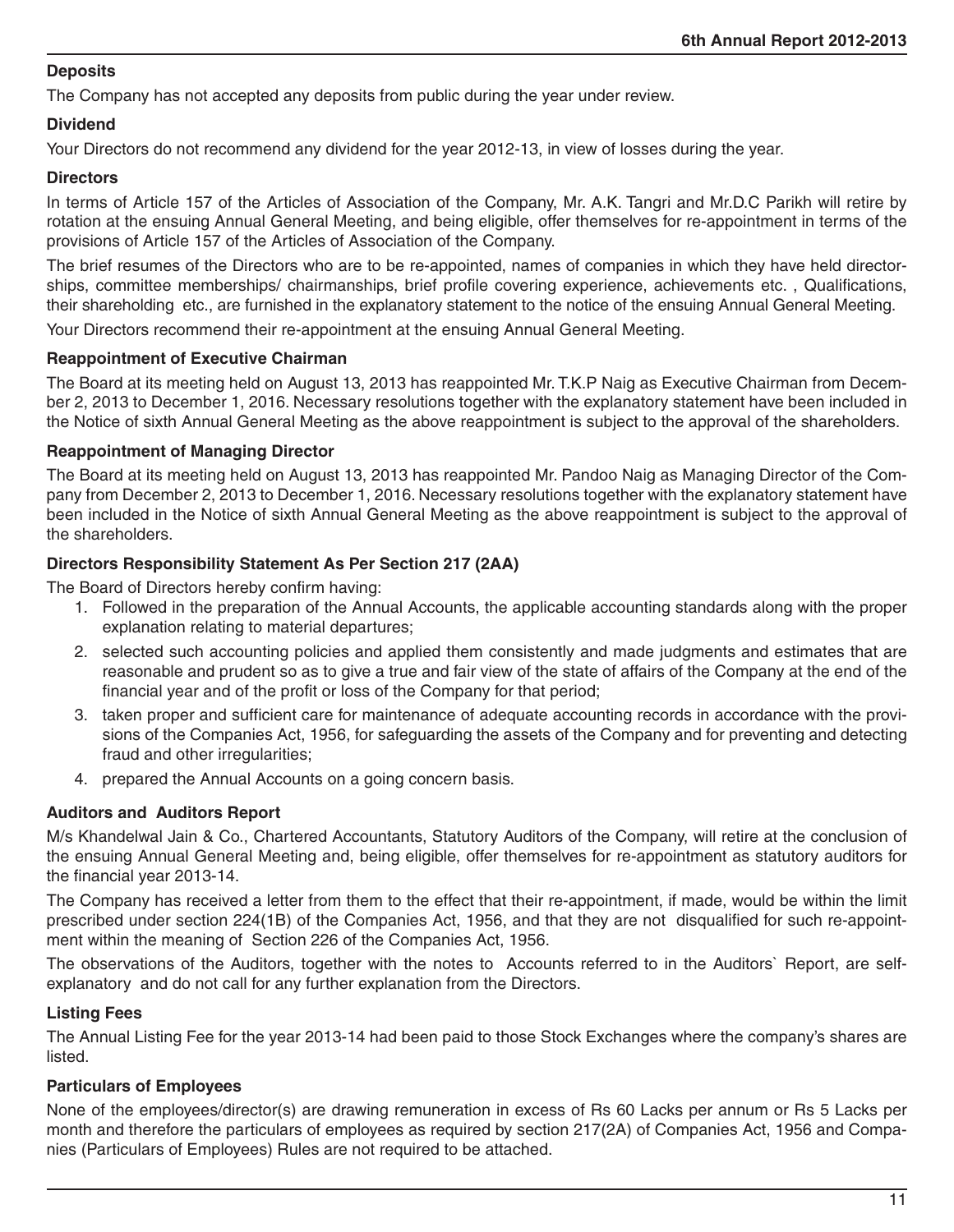### Deposits

The Company has not accepted any deposits from public during the year under review.

### Dividend

Your Directors do not recommend any dividend for the year 2012-13, in view of losses during the year.

### Directors

In terms of Article 157 of the Articles of Association of the Company, Mr. A.K. Tangri and Mr.D.C Parikh will retire by rotation at the ensuing Annual General Meeting, and being eligible, offer themselves for re-appointment in terms of the provisions of Article 157 of the Articles of Association of the Company.

The brief resumes of the Directors who are to be re-appointed, names of companies in which they have held directorships, committee memberships/ chairmanships, brief profile covering experience, achievements etc. , Qualifications, their shareholding etc., are furnished in the explanatory statement to the notice of the ensuing Annual General Meeting.

Your Directors recommend their re-appointment at the ensuing Annual General Meeting.

### Reappointment of Executive Chairman

The Board at its meeting held on August 13, 2013 has reappointed Mr. T.K.P Naig as Executive Chairman from December 2, 2013 to December 1, 2016. Necessary resolutions together with the explanatory statement have been included in the Notice of sixth Annual General Meeting as the above reappointment is subject to the approval of the shareholders.

### Reappointment of Managing Director

The Board at its meeting held on August 13, 2013 has reappointed Mr. Pandoo Naig as Managing Director of the Company from December 2, 2013 to December 1, 2016. Necessary resolutions together with the explanatory statement have been included in the Notice of sixth Annual General Meeting as the above reappointment is subject to the approval of the shareholders.

### Directors Responsibility Statement As Per Section 217 (2AA)

The Board of Directors hereby confirm having:

1. Followed in the preparation of the Annual Accounts, the applicable accounting standards along with the proper explanation relating to material departures;
2. selected such accounting policies and applied them consistently and made judgments and estimates that are reasonable and prudent so as to give a true and fair view of the state of affairs of the Company at the end of the financial year and of the profit or loss of the Company for that period;
3. taken proper and sufficient care for maintenance of adequate accounting records in accordance with the provisions of the Companies Act, 1956, for safeguarding the assets of the Company and for preventing and detecting fraud and other irregularities;
4. prepared the Annual Accounts on a going concern basis.

### Auditors and Auditors Report

M/s Khandelwal Jain & Co., Chartered Accountants, Statutory Auditors of the Company, will retire at the conclusion of the ensuing Annual General Meeting and, being eligible, offer themselves for re-appointment as statutory auditors for the financial year 2013-14.

The Company has received a letter from them to the effect that their re-appointment, if made, would be within the limit prescribed under section 224(1B) of the Companies Act, 1956, and that they are not disqualified for such re-appointment within the meaning of Section 226 of the Companies Act, 1956.

The observations of the Auditors, together with the notes to Accounts referred to in the Auditors` Report, are self-explanatory and do not call for any further explanation from the Directors.

### Listing Fees

The Annual Listing Fee for the year 2013-14 had been paid to those Stock Exchanges where the company's shares are listed.

### Particulars of Employees

None of the employees/director(s) are drawing remuneration in excess of Rs 60 Lacks per annum or Rs 5 Lacks per month and therefore the particulars of employees as required by section 217(2A) of Companies Act, 1956 and Companies (Particulars of Employees) Rules are not required to be attached.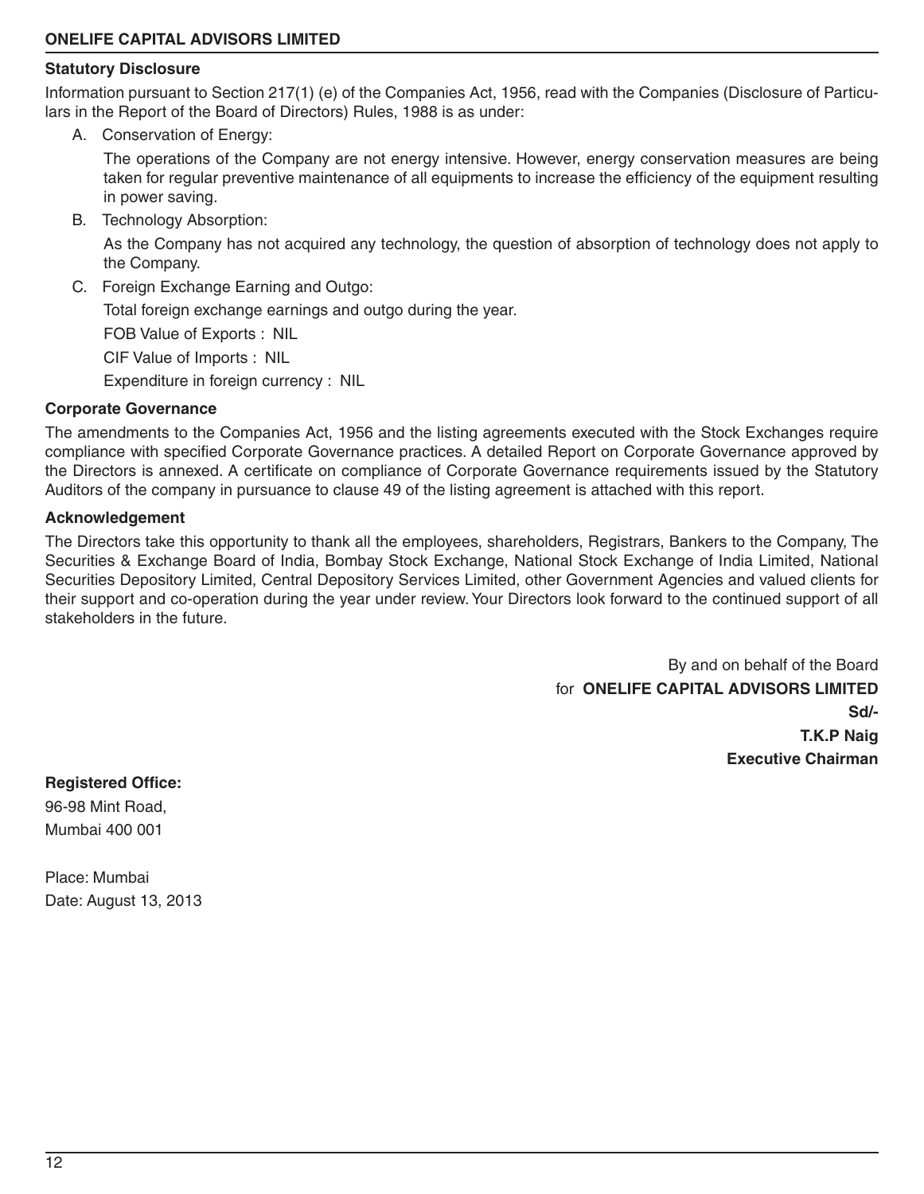## Statutory Disclosure

Information pursuant to Section 217(1) (e) of the Companies Act, 1956, read with the Companies (Disclosure of Particulars in the Report of the Board of Directors) Rules, 1988 is as under:

A. Conservation of Energy:

   The operations of the Company are not energy intensive. However, energy conservation measures are being taken for regular preventive maintenance of all equipments to increase the efficiency of the equipment resulting in power saving.

B. Technology Absorption:

   As the Company has not acquired any technology, the question of absorption of technology does not apply to the Company.

C. Foreign Exchange Earning and Outgo:

   Total foreign exchange earnings and outgo during the year.

   FOB Value of Exports : NIL

   CIF Value of Imports : NIL

   Expenditure in foreign currency : NIL

## Corporate Governance

The amendments to the Companies Act, 1956 and the listing agreements executed with the Stock Exchanges require compliance with specified Corporate Governance practices. A detailed Report on Corporate Governance approved by the Directors is annexed. A certificate on compliance of Corporate Governance requirements issued by the Statutory Auditors of the company in pursuance to clause 49 of the listing agreement is attached with this report.

## Acknowledgement

The Directors take this opportunity to thank all the employees, shareholders, Registrars, Bankers to the Company, The Securities & Exchange Board of India, Bombay Stock Exchange, National Stock Exchange of India Limited, National Securities Depository Limited, Central Depository Services Limited, other Government Agencies and valued clients for their support and co-operation during the year under review. Your Directors look forward to the continued support of all stakeholders in the future.

By and on behalf of the Board
for **ONELIFE CAPITAL ADVISORS LIMITED**
**Sd/-**
**T.K.P Naig**
**Executive Chairman**

**Registered Office:**
96-98 Mint Road,
Mumbai 400 001

Place: Mumbai
Date: August 13, 2013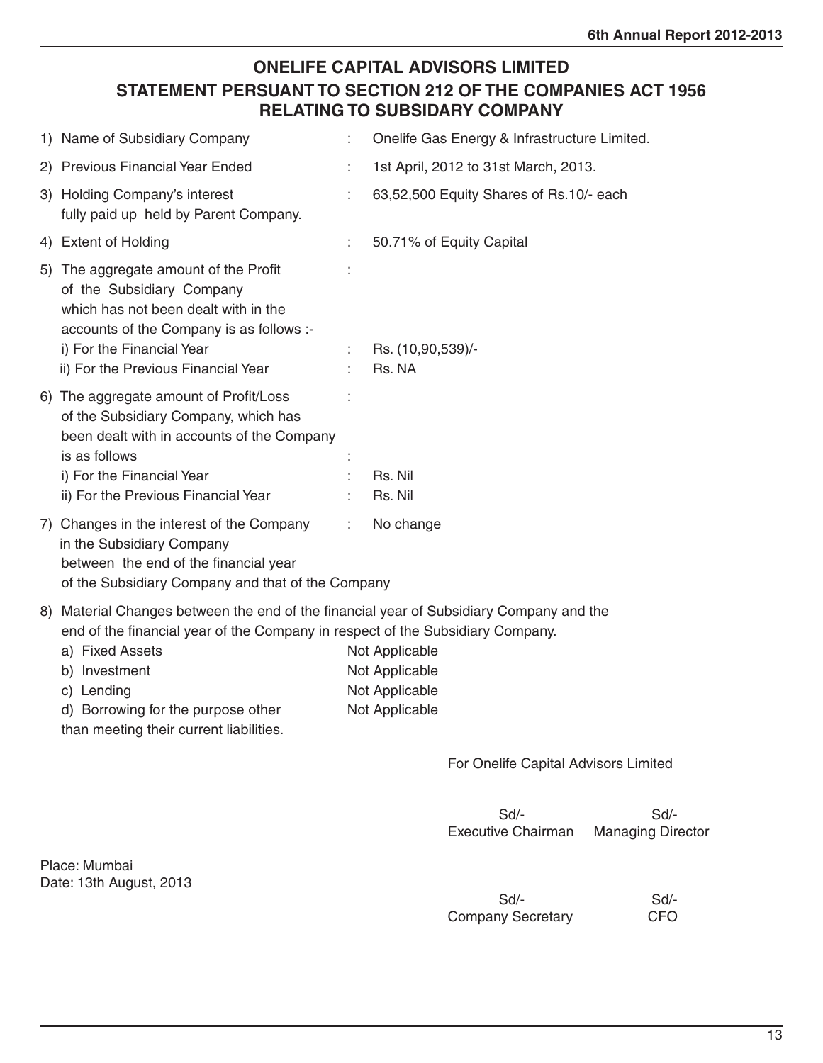## ONELIFE CAPITAL ADVISORS LIMITED
## STATEMENT PERSUANT TO SECTION 212 OF THE COMPANIES ACT 1956 RELATING TO SUBSIDARY COMPANY

| | | |
|---|---|---|
| 1) Name of Subsidiary Company | : | Onelife Gas Energy & Infrastructure Limited. |
| 2) Previous Financial Year Ended | : | 1st April, 2012 to 31st March, 2013. |
| 3) Holding Company's interest fully paid up held by Parent Company. | : | 63,52,500 Equity Shares of Rs.10/- each |
| 4) Extent of Holding | : | 50.71% of Equity Capital |
| 5) The aggregate amount of the Profit of the Subsidiary Company which has not been dealt with in the accounts of the Company is as follows :- | : | |
| i) For the Financial Year | : | Rs. (10,90,539)/- |
| ii) For the Previous Financial Year | : | Rs. NA |
| 6) The aggregate amount of Profit/Loss of the Subsidiary Company, which has been dealt with in accounts of the Company is as follows | : | |
| i) For the Financial Year | : | Rs. Nil |
| ii) For the Previous Financial Year | : | Rs. Nil |
| 7) Changes in the interest of the Company in the Subsidiary Company between the end of the financial year of the Subsidiary Company and that of the Company | : | No change |

8) Material Changes between the end of the financial year of Subsidiary Company and the end of the financial year of the Company in respect of the Subsidiary Company.

| | |
|---|---|
| a) Fixed Assets | Not Applicable |
| b) Investment | Not Applicable |
| c) Lending | Not Applicable |
| d) Borrowing for the purpose other than meeting their current liabilities. | Not Applicable |

For Onelife Capital Advisors Limited

| | |
|---|---|
| Sd/- | Sd/- |
| Executive Chairman | Managing Director |

Place: Mumbai
Date: 13th August, 2013

| | |
|---|---|
| Sd/- | Sd/- |
| Company Secretary | CFO |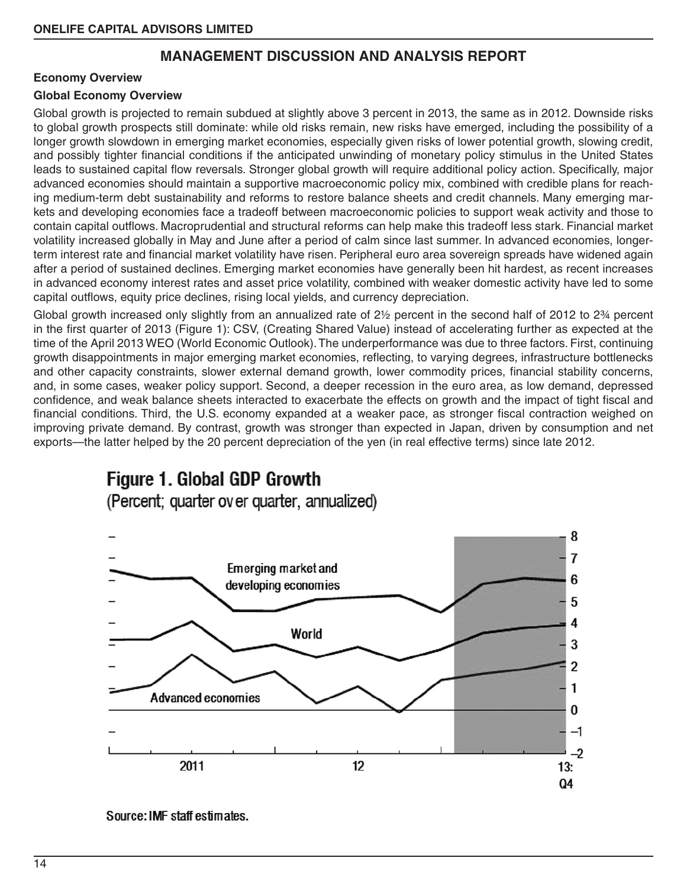## MANAGEMENT DISCUSSION AND ANALYSIS REPORT

### Economy Overview

### Global Economy Overview

Global growth is projected to remain subdued at slightly above 3 percent in 2013, the same as in 2012. Downside risks to global growth prospects still dominate: while old risks remain, new risks have emerged, including the possibility of a longer growth slowdown in emerging market economies, especially given risks of lower potential growth, slowing credit, and possibly tighter financial conditions if the anticipated unwinding of monetary policy stimulus in the United States leads to sustained capital flow reversals. Stronger global growth will require additional policy action. Specifically, major advanced economies should maintain a supportive macroeconomic policy mix, combined with credible plans for reaching medium-term debt sustainability and reforms to restore balance sheets and credit channels. Many emerging markets and developing economies face a tradeoff between macroeconomic policies to support weak activity and those to contain capital outflows. Macroprudential and structural reforms can help make this tradeoff less stark. Financial market volatility increased globally in May and June after a period of calm since last summer. In advanced economies, longer-term interest rate and financial market volatility have risen. Peripheral euro area sovereign spreads have widened again after a period of sustained declines. Emerging market economies have generally been hit hardest, as recent increases in advanced economy interest rates and asset price volatility, combined with weaker domestic activity have led to some capital outflows, equity price declines, rising local yields, and currency depreciation.

Global growth increased only slightly from an annualized rate of 2½ percent in the second half of 2012 to 2¾ percent in the first quarter of 2013 (Figure 1): CSV, (Creating Shared Value) instead of accelerating further as expected at the time of the April 2013 WEO (World Economic Outlook). The underperformance was due to three factors. First, continuing growth disappointments in major emerging market economies, reflecting, to varying degrees, infrastructure bottlenecks and other capacity constraints, slower external demand growth, lower commodity prices, financial stability concerns, and, in some cases, weaker policy support. Second, a deeper recession in the euro area, as low demand, depressed confidence, and weak balance sheets interacted to exacerbate the effects on growth and the impact of tight fiscal and financial conditions. Third, the U.S. economy expanded at a weaker pace, as stronger fiscal contraction weighed on improving private demand. By contrast, growth was stronger than expected in Japan, driven by consumption and net exports—the latter helped by the 20 percent depreciation of the yen (in real effective terms) since late 2012.

**Figure 1. Global GDP Growth**
(Percent; quarter over quarter, annualized)

Emerging market and developing economies
World
Advanced economies

8
7
6
5
4
3
2
1
0
–1
–2

2011
12
13: Q4

Source: IMF staff estimates.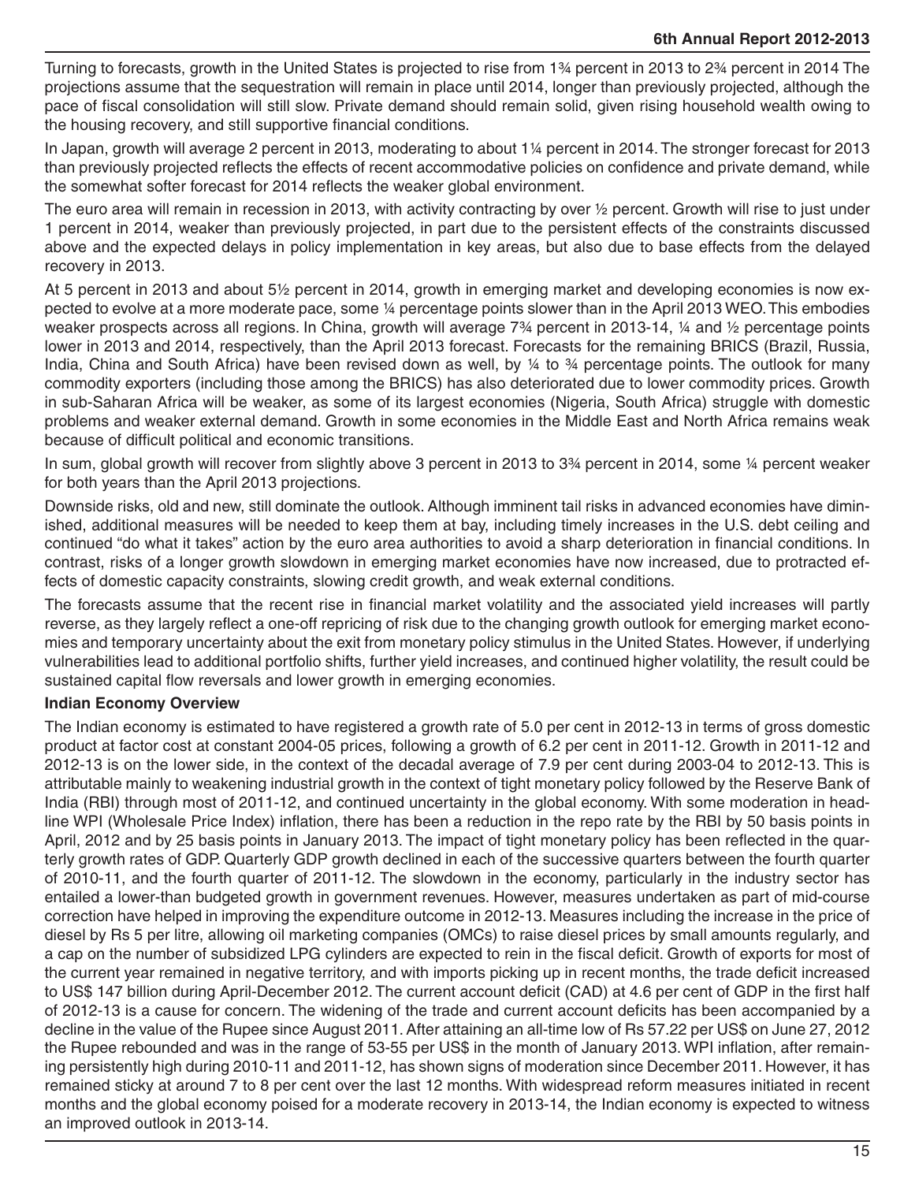Turning to forecasts, growth in the United States is projected to rise from 1¾ percent in 2013 to 2¾ percent in 2014 The projections assume that the sequestration will remain in place until 2014, longer than previously projected, although the pace of fiscal consolidation will still slow. Private demand should remain solid, given rising household wealth owing to the housing recovery, and still supportive financial conditions.

In Japan, growth will average 2 percent in 2013, moderating to about 1¼ percent in 2014. The stronger forecast for 2013 than previously projected reflects the effects of recent accommodative policies on confidence and private demand, while the somewhat softer forecast for 2014 reflects the weaker global environment.

The euro area will remain in recession in 2013, with activity contracting by over ½ percent. Growth will rise to just under 1 percent in 2014, weaker than previously projected, in part due to the persistent effects of the constraints discussed above and the expected delays in policy implementation in key areas, but also due to base effects from the delayed recovery in 2013.

At 5 percent in 2013 and about 5½ percent in 2014, growth in emerging market and developing economies is now expected to evolve at a more moderate pace, some ¼ percentage points slower than in the April 2013 WEO. This embodies weaker prospects across all regions. In China, growth will average 7¾ percent in 2013-14, ¼ and ½ percentage points lower in 2013 and 2014, respectively, than the April 2013 forecast. Forecasts for the remaining BRICS (Brazil, Russia, India, China and South Africa) have been revised down as well, by ¼ to ¾ percentage points. The outlook for many commodity exporters (including those among the BRICS) has also deteriorated due to lower commodity prices. Growth in sub-Saharan Africa will be weaker, as some of its largest economies (Nigeria, South Africa) struggle with domestic problems and weaker external demand. Growth in some economies in the Middle East and North Africa remains weak because of difficult political and economic transitions.

In sum, global growth will recover from slightly above 3 percent in 2013 to 3¾ percent in 2014, some ¼ percent weaker for both years than the April 2013 projections.

Downside risks, old and new, still dominate the outlook. Although imminent tail risks in advanced economies have diminished, additional measures will be needed to keep them at bay, including timely increases in the U.S. debt ceiling and continued "do what it takes" action by the euro area authorities to avoid a sharp deterioration in financial conditions. In contrast, risks of a longer growth slowdown in emerging market economies have now increased, due to protracted effects of domestic capacity constraints, slowing credit growth, and weak external conditions.

The forecasts assume that the recent rise in financial market volatility and the associated yield increases will partly reverse, as they largely reflect a one-off repricing of risk due to the changing growth outlook for emerging market economies and temporary uncertainty about the exit from monetary policy stimulus in the United States. However, if underlying vulnerabilities lead to additional portfolio shifts, further yield increases, and continued higher volatility, the result could be sustained capital flow reversals and lower growth in emerging economies.

**Indian Economy Overview**

The Indian economy is estimated to have registered a growth rate of 5.0 per cent in 2012-13 in terms of gross domestic product at factor cost at constant 2004-05 prices, following a growth of 6.2 per cent in 2011-12. Growth in 2011-12 and 2012-13 is on the lower side, in the context of the decadal average of 7.9 per cent during 2003-04 to 2012-13. This is attributable mainly to weakening industrial growth in the context of tight monetary policy followed by the Reserve Bank of India (RBI) through most of 2011-12, and continued uncertainty in the global economy. With some moderation in headline WPI (Wholesale Price Index) inflation, there has been a reduction in the repo rate by the RBI by 50 basis points in April, 2012 and by 25 basis points in January 2013. The impact of tight monetary policy has been reflected in the quarterly growth rates of GDP. Quarterly GDP growth declined in each of the successive quarters between the fourth quarter of 2010-11, and the fourth quarter of 2011-12. The slowdown in the economy, particularly in the industry sector has entailed a lower-than budgeted growth in government revenues. However, measures undertaken as part of mid-course correction have helped in improving the expenditure outcome in 2012-13. Measures including the increase in the price of diesel by Rs 5 per litre, allowing oil marketing companies (OMCs) to raise diesel prices by small amounts regularly, and a cap on the number of subsidized LPG cylinders are expected to rein in the fiscal deficit. Growth of exports for most of the current year remained in negative territory, and with imports picking up in recent months, the trade deficit increased to US$ 147 billion during April-December 2012. The current account deficit (CAD) at 4.6 per cent of GDP in the first half of 2012-13 is a cause for concern. The widening of the trade and current account deficits has been accompanied by a decline in the value of the Rupee since August 2011. After attaining an all-time low of Rs 57.22 per US$ on June 27, 2012 the Rupee rebounded and was in the range of 53-55 per US$ in the month of January 2013. WPI inflation, after remaining persistently high during 2010-11 and 2011-12, has shown signs of moderation since December 2011. However, it has remained sticky at around 7 to 8 per cent over the last 12 months. With widespread reform measures initiated in recent months and the global economy poised for a moderate recovery in 2013-14, the Indian economy is expected to witness an improved outlook in 2013-14.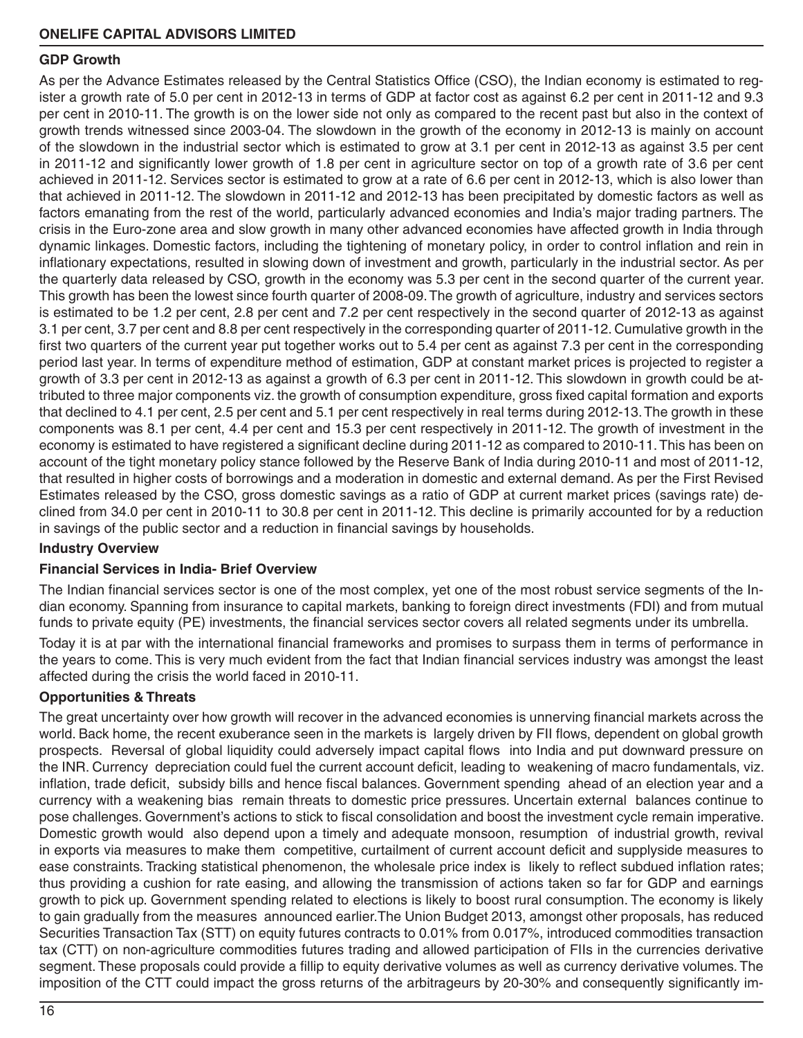## GDP Growth

As per the Advance Estimates released by the Central Statistics Office (CSO), the Indian economy is estimated to register a growth rate of 5.0 per cent in 2012-13 in terms of GDP at factor cost as against 6.2 per cent in 2011-12 and 9.3 per cent in 2010-11. The growth is on the lower side not only as compared to the recent past but also in the context of growth trends witnessed since 2003-04. The slowdown in the growth of the economy in 2012-13 is mainly on account of the slowdown in the industrial sector which is estimated to grow at 3.1 per cent in 2012-13 as against 3.5 per cent in 2011-12 and significantly lower growth of 1.8 per cent in agriculture sector on top of a growth rate of 3.6 per cent achieved in 2011-12. Services sector is estimated to grow at a rate of 6.6 per cent in 2012-13, which is also lower than that achieved in 2011-12. The slowdown in 2011-12 and 2012-13 has been precipitated by domestic factors as well as factors emanating from the rest of the world, particularly advanced economies and India's major trading partners. The crisis in the Euro-zone area and slow growth in many other advanced economies have affected growth in India through dynamic linkages. Domestic factors, including the tightening of monetary policy, in order to control inflation and rein in inflationary expectations, resulted in slowing down of investment and growth, particularly in the industrial sector. As per the quarterly data released by CSO, growth in the economy was 5.3 per cent in the second quarter of the current year. This growth has been the lowest since fourth quarter of 2008-09. The growth of agriculture, industry and services sectors is estimated to be 1.2 per cent, 2.8 per cent and 7.2 per cent respectively in the second quarter of 2012-13 as against 3.1 per cent, 3.7 per cent and 8.8 per cent respectively in the corresponding quarter of 2011-12. Cumulative growth in the first two quarters of the current year put together works out to 5.4 per cent as against 7.3 per cent in the corresponding period last year. In terms of expenditure method of estimation, GDP at constant market prices is projected to register a growth of 3.3 per cent in 2012-13 as against a growth of 6.3 per cent in 2011-12. This slowdown in growth could be attributed to three major components viz. the growth of consumption expenditure, gross fixed capital formation and exports that declined to 4.1 per cent, 2.5 per cent and 5.1 per cent respectively in real terms during 2012-13. The growth in these components was 8.1 per cent, 4.4 per cent and 15.3 per cent respectively in 2011-12. The growth of investment in the economy is estimated to have registered a significant decline during 2011-12 as compared to 2010-11. This has been on account of the tight monetary policy stance followed by the Reserve Bank of India during 2010-11 and most of 2011-12, that resulted in higher costs of borrowings and a moderation in domestic and external demand. As per the First Revised Estimates released by the CSO, gross domestic savings as a ratio of GDP at current market prices (savings rate) declined from 34.0 per cent in 2010-11 to 30.8 per cent in 2011-12. This decline is primarily accounted for by a reduction in savings of the public sector and a reduction in financial savings by households.

## Industry Overview

### Financial Services in India- Brief Overview

The Indian financial services sector is one of the most complex, yet one of the most robust service segments of the Indian economy. Spanning from insurance to capital markets, banking to foreign direct investments (FDI) and from mutual funds to private equity (PE) investments, the financial services sector covers all related segments under its umbrella.

Today it is at par with the international financial frameworks and promises to surpass them in terms of performance in the years to come. This is very much evident from the fact that Indian financial services industry was amongst the least affected during the crisis the world faced in 2010-11.

### Opportunities & Threats

The great uncertainty over how growth will recover in the advanced economies is unnerving financial markets across the world. Back home, the recent exuberance seen in the markets is largely driven by FII flows, dependent on global growth prospects. Reversal of global liquidity could adversely impact capital flows into India and put downward pressure on the INR. Currency depreciation could fuel the current account deficit, leading to weakening of macro fundamentals, viz. inflation, trade deficit, subsidy bills and hence fiscal balances. Government spending ahead of an election year and a currency with a weakening bias remain threats to domestic price pressures. Uncertain external balances continue to pose challenges. Government's actions to stick to fiscal consolidation and boost the investment cycle remain imperative. Domestic growth would also depend upon a timely and adequate monsoon, resumption of industrial growth, revival in exports via measures to make them competitive, curtailment of current account deficit and supplyside measures to ease constraints. Tracking statistical phenomenon, the wholesale price index is likely to reflect subdued inflation rates; thus providing a cushion for rate easing, and allowing the transmission of actions taken so far for GDP and earnings growth to pick up. Government spending related to elections is likely to boost rural consumption. The economy is likely to gain gradually from the measures announced earlier. The Union Budget 2013, amongst other proposals, has reduced Securities Transaction Tax (STT) on equity futures contracts to 0.01% from 0.017%, introduced commodities transaction tax (CTT) on non-agriculture commodities futures trading and allowed participation of FIIs in the currencies derivative segment. These proposals could provide a fillip to equity derivative volumes as well as currency derivative volumes. The imposition of the CTT could impact the gross returns of the arbitrageurs by 20-30% and consequently significantly im-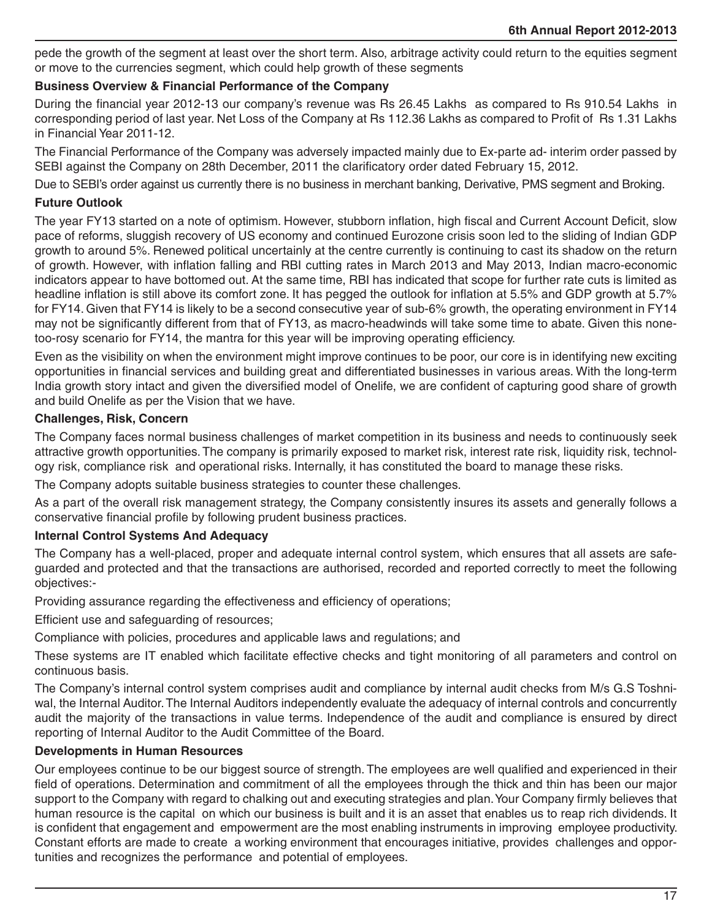pede the growth of the segment at least over the short term. Also, arbitrage activity could return to the equities segment or move to the currencies segment, which could help growth of these segments

**Business Overview & Financial Performance of the Company**

During the financial year 2012-13 our company's revenue was Rs 26.45 Lakhs as compared to Rs 910.54 Lakhs in corresponding period of last year. Net Loss of the Company at Rs 112.36 Lakhs as compared to Profit of Rs 1.31 Lakhs in Financial Year 2011-12.

The Financial Performance of the Company was adversely impacted mainly due to Ex-parte ad- interim order passed by SEBI against the Company on 28th December, 2011 the clarificatory order dated February 15, 2012.

Due to SEBI's order against us currently there is no business in merchant banking, Derivative, PMS segment and Broking.

**Future Outlook**

The year FY13 started on a note of optimism. However, stubborn inflation, high fiscal and Current Account Deficit, slow pace of reforms, sluggish recovery of US economy and continued Eurozone crisis soon led to the sliding of Indian GDP growth to around 5%. Renewed political uncertainly at the centre currently is continuing to cast its shadow on the return of growth. However, with inflation falling and RBI cutting rates in March 2013 and May 2013, Indian macro-economic indicators appear to have bottomed out. At the same time, RBI has indicated that scope for further rate cuts is limited as headline inflation is still above its comfort zone. It has pegged the outlook for inflation at 5.5% and GDP growth at 5.7% for FY14. Given that FY14 is likely to be a second consecutive year of sub-6% growth, the operating environment in FY14 may not be significantly different from that of FY13, as macro-headwinds will take some time to abate. Given this none-too-rosy scenario for FY14, the mantra for this year will be improving operating efficiency.

Even as the visibility on when the environment might improve continues to be poor, our core is in identifying new exciting opportunities in financial services and building great and differentiated businesses in various areas. With the long-term India growth story intact and given the diversified model of Onelife, we are confident of capturing good share of growth and build Onelife as per the Vision that we have.

**Challenges, Risk, Concern**

The Company faces normal business challenges of market competition in its business and needs to continuously seek attractive growth opportunities. The company is primarily exposed to market risk, interest rate risk, liquidity risk, technology risk, compliance risk and operational risks. Internally, it has constituted the board to manage these risks.

The Company adopts suitable business strategies to counter these challenges.

As a part of the overall risk management strategy, the Company consistently insures its assets and generally follows a conservative financial profile by following prudent business practices.

**Internal Control Systems And Adequacy**

The Company has a well-placed, proper and adequate internal control system, which ensures that all assets are safeguarded and protected and that the transactions are authorised, recorded and reported correctly to meet the following objectives:-

Providing assurance regarding the effectiveness and efficiency of operations;

Efficient use and safeguarding of resources;

Compliance with policies, procedures and applicable laws and regulations; and

These systems are IT enabled which facilitate effective checks and tight monitoring of all parameters and control on continuous basis.

The Company's internal control system comprises audit and compliance by internal audit checks from M/s G.S Toshniwal, the Internal Auditor. The Internal Auditors independently evaluate the adequacy of internal controls and concurrently audit the majority of the transactions in value terms. Independence of the audit and compliance is ensured by direct reporting of Internal Auditor to the Audit Committee of the Board.

**Developments in Human Resources**

Our employees continue to be our biggest source of strength. The employees are well qualified and experienced in their field of operations. Determination and commitment of all the employees through the thick and thin has been our major support to the Company with regard to chalking out and executing strategies and plan. Your Company firmly believes that human resource is the capital on which our business is built and it is an asset that enables us to reap rich dividends. It is confident that engagement and empowerment are the most enabling instruments in improving employee productivity. Constant efforts are made to create a working environment that encourages initiative, provides challenges and opportunities and recognizes the performance and potential of employees.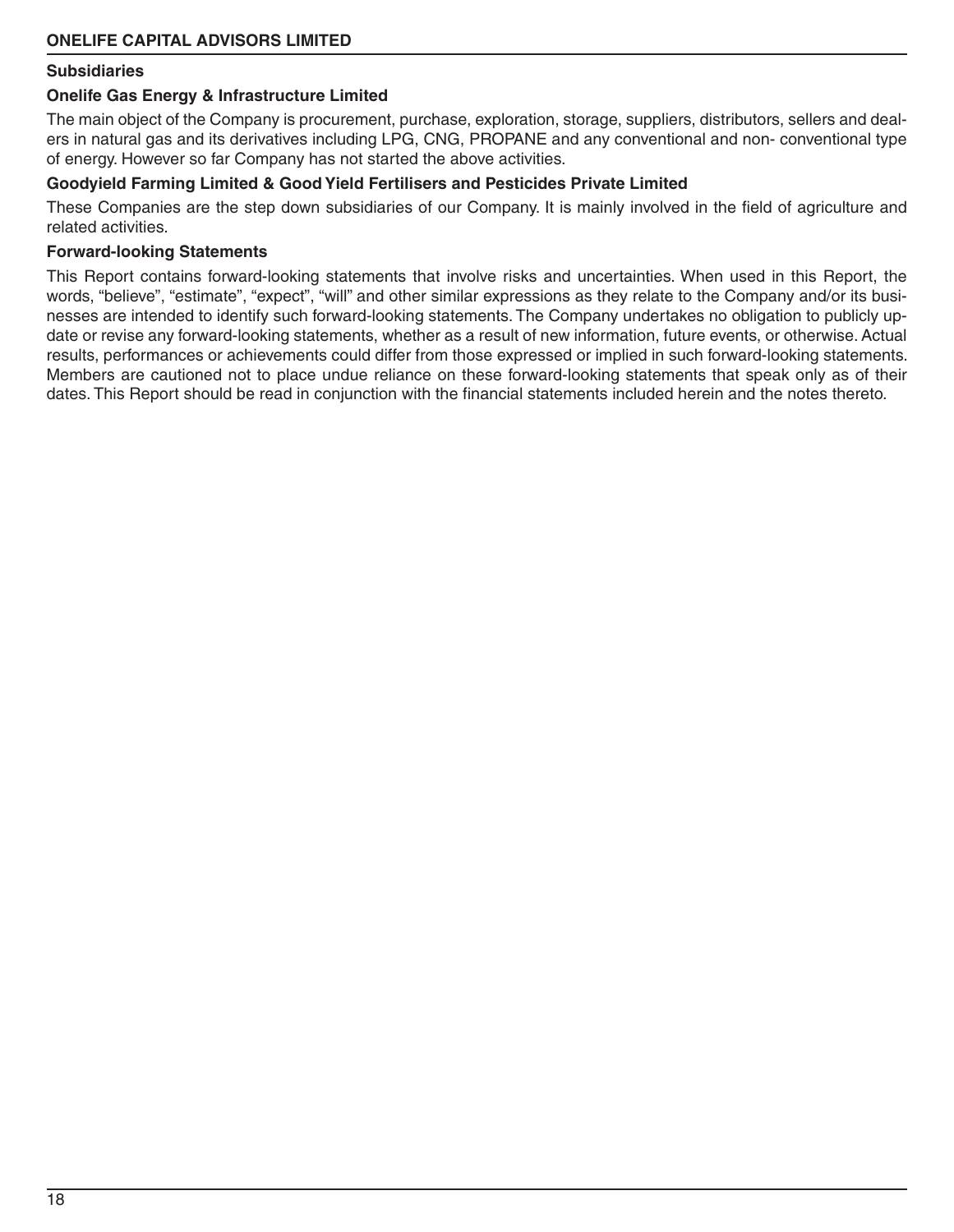### Subsidiaries

**Onelife Gas Energy & Infrastructure Limited**

The main object of the Company is procurement, purchase, exploration, storage, suppliers, distributors, sellers and dealers in natural gas and its derivatives including LPG, CNG, PROPANE and any conventional and non- conventional type of energy. However so far Company has not started the above activities.

**Goodyield Farming Limited & Good Yield Fertilisers and Pesticides Private Limited**

These Companies are the step down subsidiaries of our Company. It is mainly involved in the field of agriculture and related activities.

### Forward-looking Statements

This Report contains forward-looking statements that involve risks and uncertainties. When used in this Report, the words, "believe", "estimate", "expect", "will" and other similar expressions as they relate to the Company and/or its businesses are intended to identify such forward-looking statements. The Company undertakes no obligation to publicly update or revise any forward-looking statements, whether as a result of new information, future events, or otherwise. Actual results, performances or achievements could differ from those expressed or implied in such forward-looking statements. Members are cautioned not to place undue reliance on these forward-looking statements that speak only as of their dates. This Report should be read in conjunction with the financial statements included herein and the notes thereto.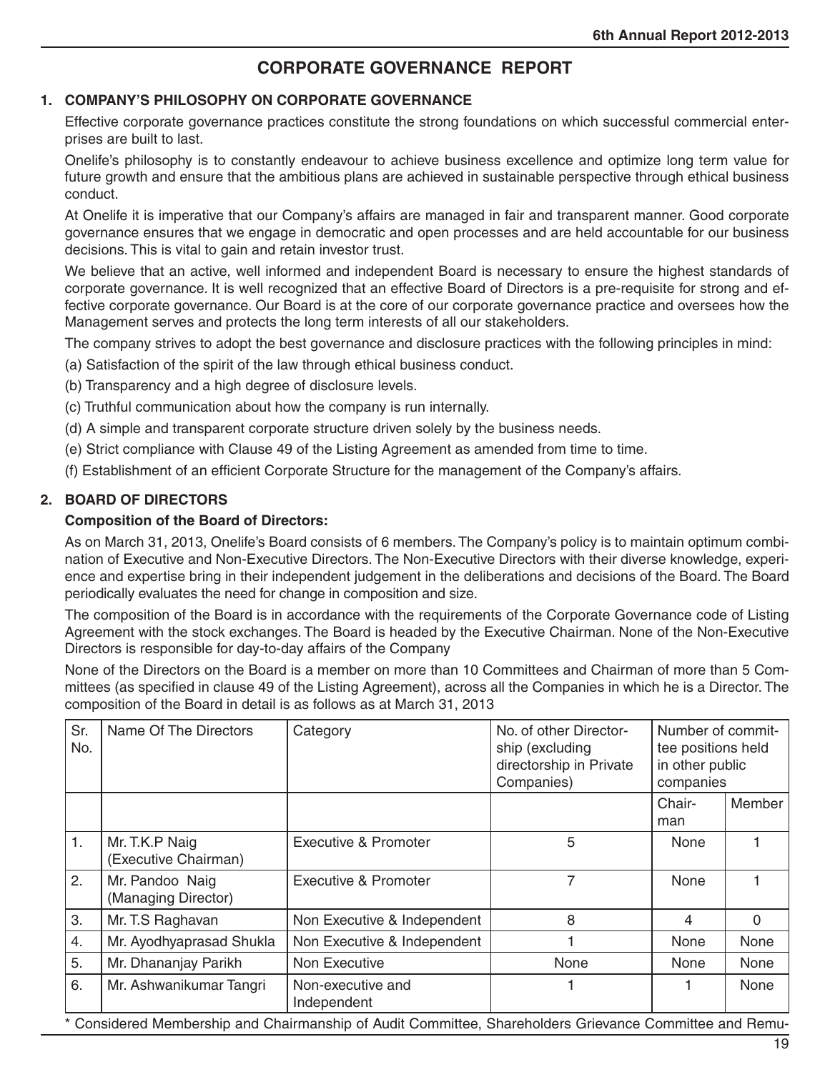# CORPORATE GOVERNANCE REPORT

## 1. COMPANY'S PHILOSOPHY ON CORPORATE GOVERNANCE

Effective corporate governance practices constitute the strong foundations on which successful commercial enterprises are built to last.

Onelife's philosophy is to constantly endeavour to achieve business excellence and optimize long term value for future growth and ensure that the ambitious plans are achieved in sustainable perspective through ethical business conduct.

At Onelife it is imperative that our Company's affairs are managed in fair and transparent manner. Good corporate governance ensures that we engage in democratic and open processes and are held accountable for our business decisions. This is vital to gain and retain investor trust.

We believe that an active, well informed and independent Board is necessary to ensure the highest standards of corporate governance. It is well recognized that an effective Board of Directors is a pre-requisite for strong and effective corporate governance. Our Board is at the core of our corporate governance practice and oversees how the Management serves and protects the long term interests of all our stakeholders.

The company strives to adopt the best governance and disclosure practices with the following principles in mind:

(a) Satisfaction of the spirit of the law through ethical business conduct.

(b) Transparency and a high degree of disclosure levels.

(c) Truthful communication about how the company is run internally.

(d) A simple and transparent corporate structure driven solely by the business needs.

(e) Strict compliance with Clause 49 of the Listing Agreement as amended from time to time.

(f) Establishment of an efficient Corporate Structure for the management of the Company's affairs.

## 2. BOARD OF DIRECTORS

**Composition of the Board of Directors:**

As on March 31, 2013, Onelife's Board consists of 6 members. The Company's policy is to maintain optimum combination of Executive and Non-Executive Directors. The Non-Executive Directors with their diverse knowledge, experience and expertise bring in their independent judgement in the deliberations and decisions of the Board. The Board periodically evaluates the need for change in composition and size.

The composition of the Board is in accordance with the requirements of the Corporate Governance code of Listing Agreement with the stock exchanges. The Board is headed by the Executive Chairman. None of the Non-Executive Directors is responsible for day-to-day affairs of the Company

None of the Directors on the Board is a member on more than 10 Committees and Chairman of more than 5 Committees (as specified in clause 49 of the Listing Agreement), across all the Companies in which he is a Director. The composition of the Board in detail is as follows as at March 31, 2013

| Sr. No. | Name Of The Directors | Category | No. of other Directorship (excluding directorship in Private Companies) | Number of committee positions held in other public companies | |
|---|---|---|---|---|---|
| | | | | Chairman | Member |
| 1. | Mr. T.K.P Naig (Executive Chairman) | Executive & Promoter | 5 | None | 1 |
| 2. | Mr. Pandoo Naig (Managing Director) | Executive & Promoter | 7 | None | 1 |
| 3. | Mr. T.S Raghavan | Non Executive & Independent | 8 | 4 | 0 |
| 4. | Mr. Ayodhyaprasad Shukla | Non Executive & Independent | 1 | None | None |
| 5. | Mr. Dhananjay Parikh | Non Executive | None | None | None |
| 6. | Mr. Ashwanikumar Tangri | Non-executive and Independent | 1 | 1 | None |

* Considered Membership and Chairmanship of Audit Committee, Shareholders Grievance Committee and Remu-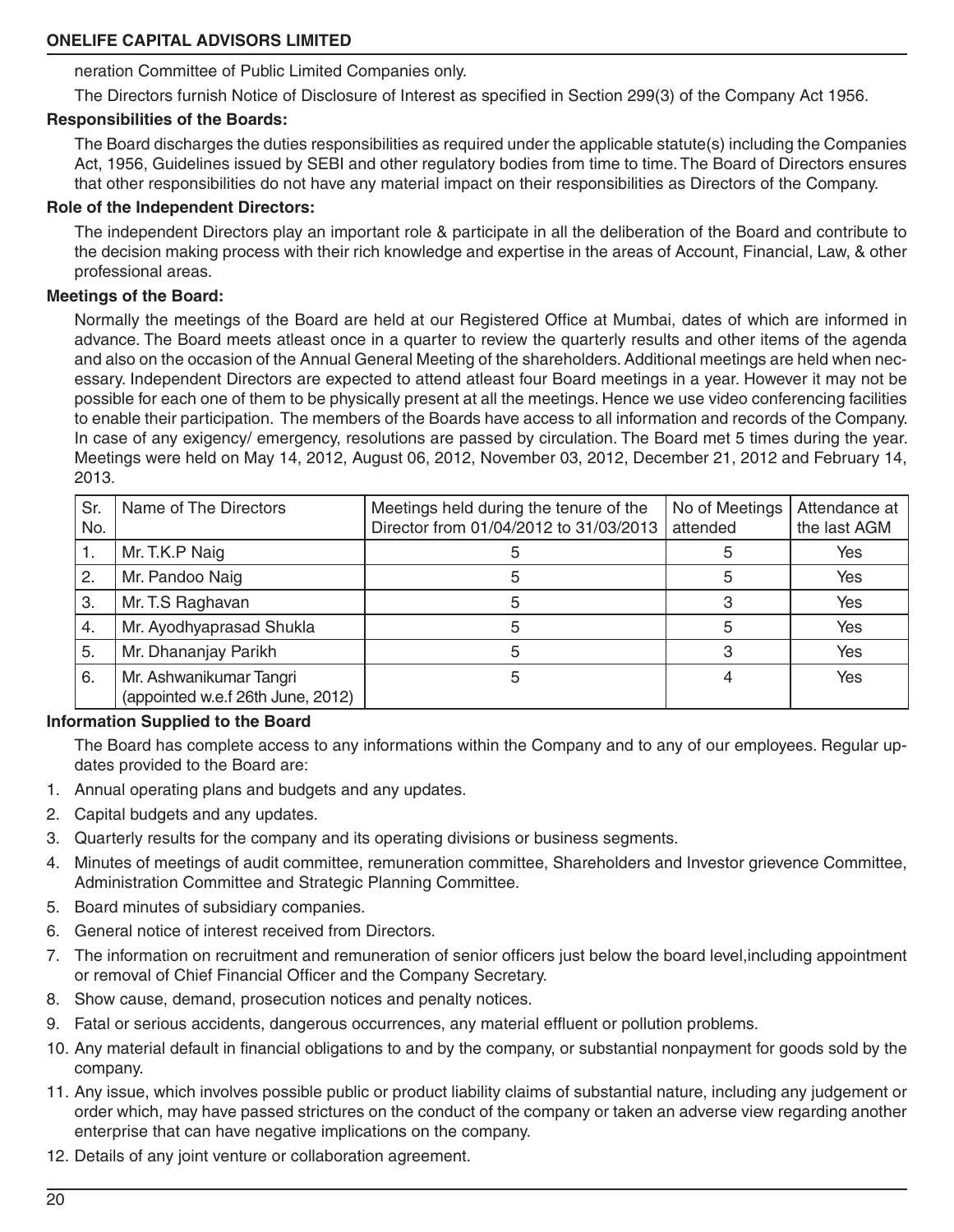neration Committee of Public Limited Companies only.

The Directors furnish Notice of Disclosure of Interest as specified in Section 299(3) of the Company Act 1956.

**Responsibilities of the Boards:**

The Board discharges the duties responsibilities as required under the applicable statute(s) including the Companies Act, 1956, Guidelines issued by SEBI and other regulatory bodies from time to time. The Board of Directors ensures that other responsibilities do not have any material impact on their responsibilities as Directors of the Company.

**Role of the Independent Directors:**

The independent Directors play an important role & participate in all the deliberation of the Board and contribute to the decision making process with their rich knowledge and expertise in the areas of Account, Financial, Law, & other professional areas.

**Meetings of the Board:**

Normally the meetings of the Board are held at our Registered Office at Mumbai, dates of which are informed in advance. The Board meets atleast once in a quarter to review the quarterly results and other items of the agenda and also on the occasion of the Annual General Meeting of the shareholders. Additional meetings are held when necessary. Independent Directors are expected to attend atleast four Board meetings in a year. However it may not be possible for each one of them to be physically present at all the meetings. Hence we use video conferencing facilities to enable their participation. The members of the Boards have access to all information and records of the Company. In case of any exigency/ emergency, resolutions are passed by circulation. The Board met 5 times during the year. Meetings were held on May 14, 2012, August 06, 2012, November 03, 2012, December 21, 2012 and February 14, 2013.

| Sr. No. | Name of The Directors | Meetings held during the tenure of the Director from 01/04/2012 to 31/03/2013 | No of Meetings attended | Attendance at the last AGM |
|---|---|---|---|---|
| 1. | Mr. T.K.P Naig | 5 | 5 | Yes |
| 2. | Mr. Pandoo Naig | 5 | 5 | Yes |
| 3. | Mr. T.S Raghavan | 5 | 3 | Yes |
| 4. | Mr. Ayodhyaprasad Shukla | 5 | 5 | Yes |
| 5. | Mr. Dhananjay Parikh | 5 | 3 | Yes |
| 6. | Mr. Ashwanikumar Tangri (appointed w.e.f 26th June, 2012) | 5 | 4 | Yes |

**Information Supplied to the Board**

The Board has complete access to any informations within the Company and to any of our employees. Regular updates provided to the Board are:

1. Annual operating plans and budgets and any updates.
2. Capital budgets and any updates.
3. Quarterly results for the company and its operating divisions or business segments.
4. Minutes of meetings of audit committee, remuneration committee, Shareholders and Investor grievence Committee, Administration Committee and Strategic Planning Committee.
5. Board minutes of subsidiary companies.
6. General notice of interest received from Directors.
7. The information on recruitment and remuneration of senior officers just below the board level,including appointment or removal of Chief Financial Officer and the Company Secretary.
8. Show cause, demand, prosecution notices and penalty notices.
9. Fatal or serious accidents, dangerous occurrences, any material effluent or pollution problems.
10. Any material default in financial obligations to and by the company, or substantial nonpayment for goods sold by the company.
11. Any issue, which involves possible public or product liability claims of substantial nature, including any judgement or order which, may have passed strictures on the conduct of the company or taken an adverse view regarding another enterprise that can have negative implications on the company.
12. Details of any joint venture or collaboration agreement.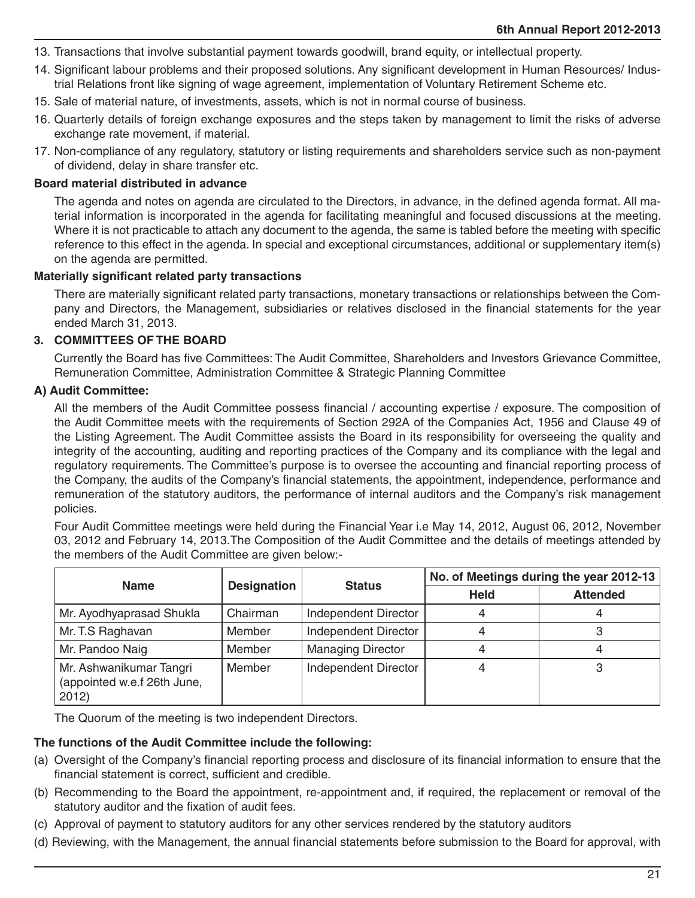13. Transactions that involve substantial payment towards goodwill, brand equity, or intellectual property.
14. Significant labour problems and their proposed solutions. Any significant development in Human Resources/ Industrial Relations front like signing of wage agreement, implementation of Voluntary Retirement Scheme etc.
15. Sale of material nature, of investments, assets, which is not in normal course of business.
16. Quarterly details of foreign exchange exposures and the steps taken by management to limit the risks of adverse exchange rate movement, if material.
17. Non-compliance of any regulatory, statutory or listing requirements and shareholders service such as non-payment of dividend, delay in share transfer etc.

**Board material distributed in advance**

The agenda and notes on agenda are circulated to the Directors, in advance, in the defined agenda format. All material information is incorporated in the agenda for facilitating meaningful and focused discussions at the meeting. Where it is not practicable to attach any document to the agenda, the same is tabled before the meeting with specific reference to this effect in the agenda. In special and exceptional circumstances, additional or supplementary item(s) on the agenda are permitted.

**Materially significant related party transactions**

There are materially significant related party transactions, monetary transactions or relationships between the Company and Directors, the Management, subsidiaries or relatives disclosed in the financial statements for the year ended March 31, 2013.

**3. COMMITTEES OF THE BOARD**

Currently the Board has five Committees: The Audit Committee, Shareholders and Investors Grievance Committee, Remuneration Committee, Administration Committee & Strategic Planning Committee

**A) Audit Committee:**

All the members of the Audit Committee possess financial / accounting expertise / exposure. The composition of the Audit Committee meets with the requirements of Section 292A of the Companies Act, 1956 and Clause 49 of the Listing Agreement. The Audit Committee assists the Board in its responsibility for overseeing the quality and integrity of the accounting, auditing and reporting practices of the Company and its compliance with the legal and regulatory requirements. The Committee's purpose is to oversee the accounting and financial reporting process of the Company, the audits of the Company's financial statements, the appointment, independence, performance and remuneration of the statutory auditors, the performance of internal auditors and the Company's risk management policies.

Four Audit Committee meetings were held during the Financial Year i.e May 14, 2012, August 06, 2012, November 03, 2012 and February 14, 2013.The Composition of the Audit Committee and the details of meetings attended by the members of the Audit Committee are given below:-

| Name | Designation | Status | No. of Meetings during the year 2012-13 | |
|---|---|---|---|---|
| | | | Held | Attended |
| Mr. Ayodhyaprasad Shukla | Chairman | Independent Director | 4 | 4 |
| Mr. T.S Raghavan | Member | Independent Director | 4 | 3 |
| Mr. Pandoo Naig | Member | Managing Director | 4 | 4 |
| Mr. Ashwanikumar Tangri (appointed w.e.f 26th June, 2012) | Member | Independent Director | 4 | 3 |

The Quorum of the meeting is two independent Directors.

**The functions of the Audit Committee include the following:**

(a) Oversight of the Company's financial reporting process and disclosure of its financial information to ensure that the financial statement is correct, sufficient and credible.

(b) Recommending to the Board the appointment, re-appointment and, if required, the replacement or removal of the statutory auditor and the fixation of audit fees.

(c) Approval of payment to statutory auditors for any other services rendered by the statutory auditors

(d) Reviewing, with the Management, the annual financial statements before submission to the Board for approval, with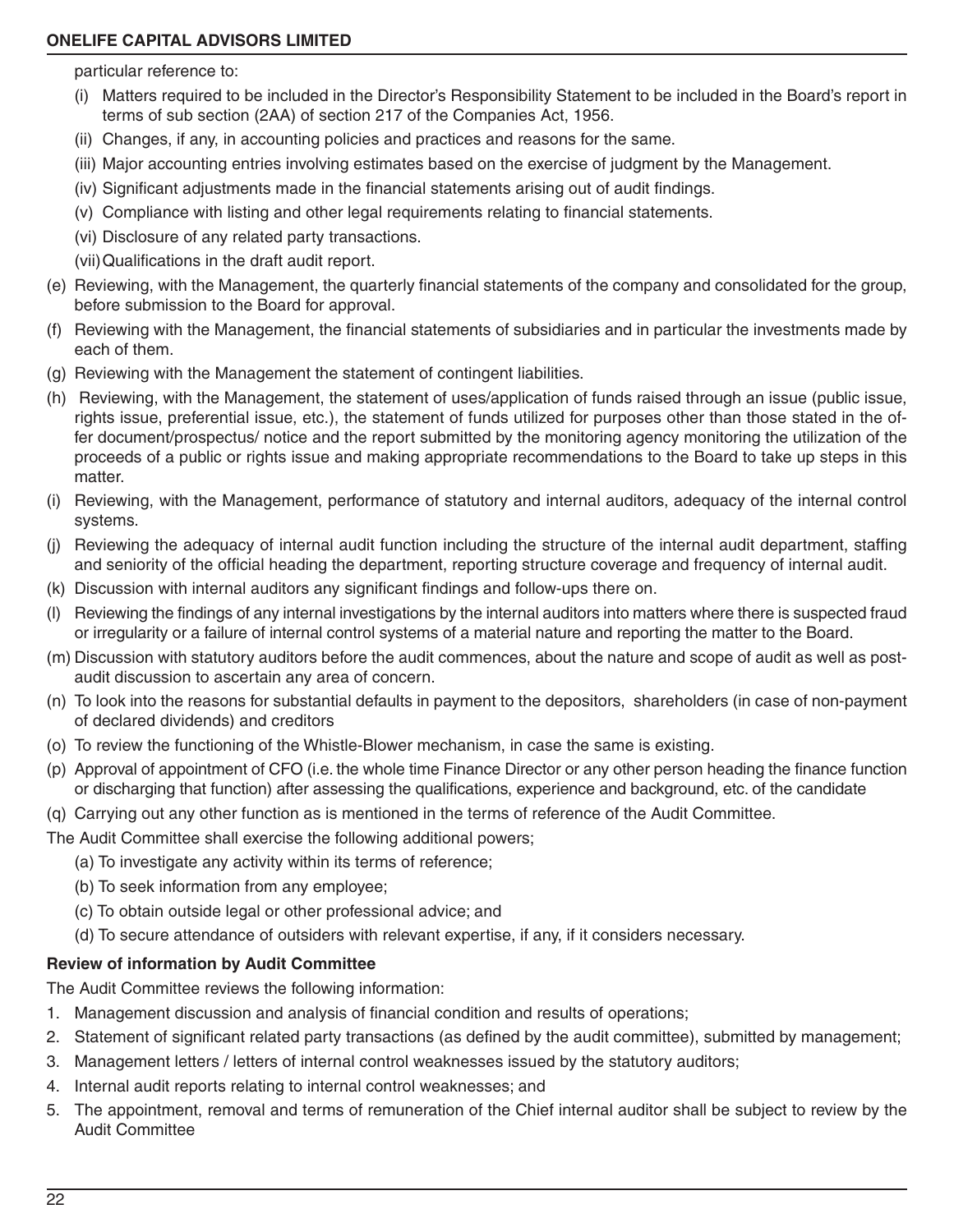particular reference to:

(i) Matters required to be included in the Director's Responsibility Statement to be included in the Board's report in terms of sub section (2AA) of section 217 of the Companies Act, 1956.

(ii) Changes, if any, in accounting policies and practices and reasons for the same.

(iii) Major accounting entries involving estimates based on the exercise of judgment by the Management.

(iv) Significant adjustments made in the financial statements arising out of audit findings.

(v) Compliance with listing and other legal requirements relating to financial statements.

(vi) Disclosure of any related party transactions.

(vii) Qualifications in the draft audit report.

(e) Reviewing, with the Management, the quarterly financial statements of the company and consolidated for the group, before submission to the Board for approval.

(f) Reviewing with the Management, the financial statements of subsidiaries and in particular the investments made by each of them.

(g) Reviewing with the Management the statement of contingent liabilities.

(h) Reviewing, with the Management, the statement of uses/application of funds raised through an issue (public issue, rights issue, preferential issue, etc.), the statement of funds utilized for purposes other than those stated in the offer document/prospectus/ notice and the report submitted by the monitoring agency monitoring the utilization of the proceeds of a public or rights issue and making appropriate recommendations to the Board to take up steps in this matter.

(i) Reviewing, with the Management, performance of statutory and internal auditors, adequacy of the internal control systems.

(j) Reviewing the adequacy of internal audit function including the structure of the internal audit department, staffing and seniority of the official heading the department, reporting structure coverage and frequency of internal audit.

(k) Discussion with internal auditors any significant findings and follow-ups there on.

(l) Reviewing the findings of any internal investigations by the internal auditors into matters where there is suspected fraud or irregularity or a failure of internal control systems of a material nature and reporting the matter to the Board.

(m) Discussion with statutory auditors before the audit commences, about the nature and scope of audit as well as post-audit discussion to ascertain any area of concern.

(n) To look into the reasons for substantial defaults in payment to the depositors, shareholders (in case of non-payment of declared dividends) and creditors

(o) To review the functioning of the Whistle-Blower mechanism, in case the same is existing.

(p) Approval of appointment of CFO (i.e. the whole time Finance Director or any other person heading the finance function or discharging that function) after assessing the qualifications, experience and background, etc. of the candidate

(q) Carrying out any other function as is mentioned in the terms of reference of the Audit Committee.

The Audit Committee shall exercise the following additional powers;

(a) To investigate any activity within its terms of reference;

(b) To seek information from any employee;

(c) To obtain outside legal or other professional advice; and

(d) To secure attendance of outsiders with relevant expertise, if any, if it considers necessary.

**Review of information by Audit Committee**

The Audit Committee reviews the following information:

1. Management discussion and analysis of financial condition and results of operations;
2. Statement of significant related party transactions (as defined by the audit committee), submitted by management;
3. Management letters / letters of internal control weaknesses issued by the statutory auditors;
4. Internal audit reports relating to internal control weaknesses; and
5. The appointment, removal and terms of remuneration of the Chief internal auditor shall be subject to review by the Audit Committee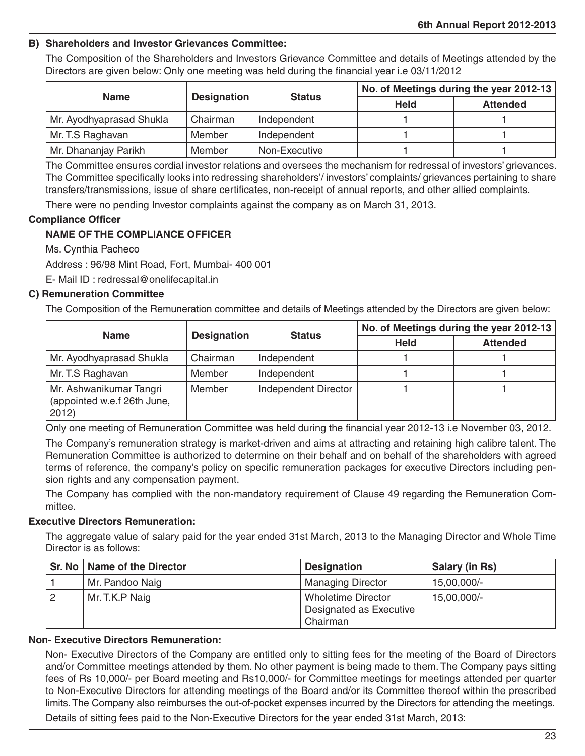### B) Shareholders and Investor Grievances Committee:

The Composition of the Shareholders and Investors Grievance Committee and details of Meetings attended by the Directors are given below: Only one meeting was held during the financial year i.e 03/11/2012

| Name | Designation | Status | No. of Meetings during the year 2012-13 | |
|---|---|---|---|---|
| | | | Held | Attended |
| Mr. Ayodhyaprasad Shukla | Chairman | Independent | 1 | 1 |
| Mr. T.S Raghavan | Member | Independent | 1 | 1 |
| Mr. Dhananjay Parikh | Member | Non-Executive | 1 | 1 |

The Committee ensures cordial investor relations and oversees the mechanism for redressal of investors' grievances. The Committee specifically looks into redressing shareholders'/ investors' complaints/ grievances pertaining to share transfers/transmissions, issue of share certificates, non-receipt of annual reports, and other allied complaints.

There were no pending Investor complaints against the company as on March 31, 2013.

**Compliance Officer**

**NAME OF THE COMPLIANCE OFFICER**

Ms. Cynthia Pacheco

Address : 96/98 Mint Road, Fort, Mumbai- 400 001

E- Mail ID : redressal@onelifecapital.in

### C) Remuneration Committee

The Composition of the Remuneration committee and details of Meetings attended by the Directors are given below:

| Name | Designation | Status | No. of Meetings during the year 2012-13 | |
|---|---|---|---|---|
| | | | Held | Attended |
| Mr. Ayodhyaprasad Shukla | Chairman | Independent | 1 | 1 |
| Mr. T.S Raghavan | Member | Independent | 1 | 1 |
| Mr. Ashwanikumar Tangri (appointed w.e.f 26th June, 2012) | Member | Independent Director | 1 | 1 |

Only one meeting of Remuneration Committee was held during the financial year 2012-13 i.e November 03, 2012.

The Company's remuneration strategy is market-driven and aims at attracting and retaining high calibre talent. The Remuneration Committee is authorized to determine on their behalf and on behalf of the shareholders with agreed terms of reference, the company's policy on specific remuneration packages for executive Directors including pension rights and any compensation payment.

The Company has complied with the non-mandatory requirement of Clause 49 regarding the Remuneration Committee.

**Executive Directors Remuneration:**

The aggregate value of salary paid for the year ended 31st March, 2013 to the Managing Director and Whole Time Director is as follows:

| Sr. No | Name of the Director | Designation | Salary (in Rs) |
|---|---|---|---|
| 1 | Mr. Pandoo Naig | Managing Director | 15,00,000/- |
| 2 | Mr. T.K.P Naig | Wholetime Director Designated as Executive Chairman | 15,00,000/- |

**Non- Executive Directors Remuneration:**

Non- Executive Directors of the Company are entitled only to sitting fees for the meeting of the Board of Directors and/or Committee meetings attended by them. No other payment is being made to them. The Company pays sitting fees of Rs 10,000/- per Board meeting and Rs10,000/- for Committee meetings for meetings attended per quarter to Non-Executive Directors for attending meetings of the Board and/or its Committee thereof within the prescribed limits. The Company also reimburses the out-of-pocket expenses incurred by the Directors for attending the meetings.

Details of sitting fees paid to the Non-Executive Directors for the year ended 31st March, 2013: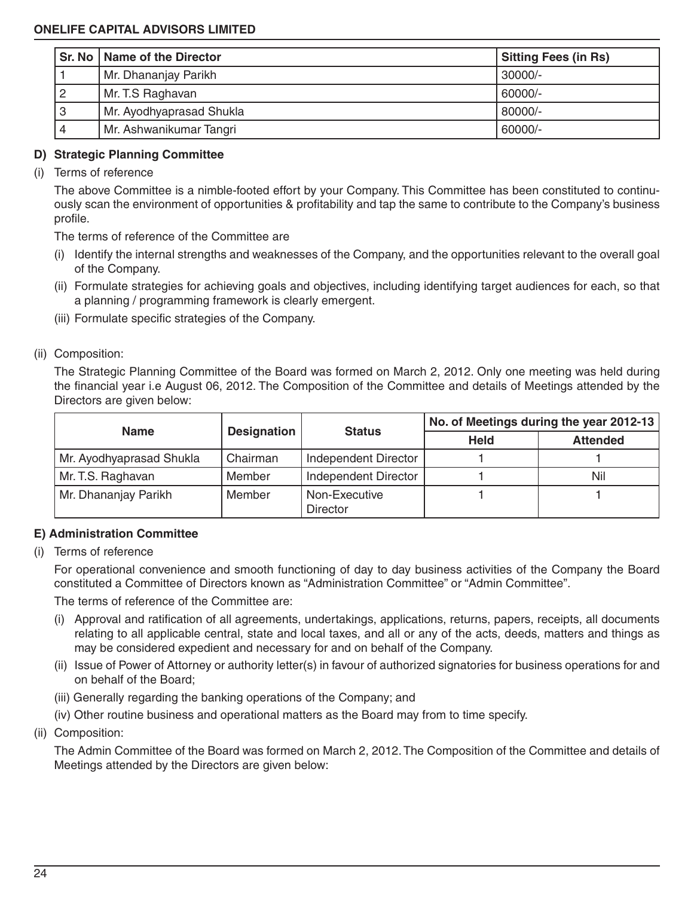| Sr. No | Name of the Director | Sitting Fees (in Rs) |
|---|---|---|
| 1 | Mr. Dhananjay Parikh | 30000/- |
| 2 | Mr. T.S Raghavan | 60000/- |
| 3 | Mr. Ayodhyaprasad Shukla | 80000/- |
| 4 | Mr. Ashwanikumar Tangri | 60000/- |

### D) Strategic Planning Committee

(i) Terms of reference

The above Committee is a nimble-footed effort by your Company. This Committee has been constituted to continuously scan the environment of opportunities & profitability and tap the same to contribute to the Company's business profile.

The terms of reference of the Committee are

(i) Identify the internal strengths and weaknesses of the Company, and the opportunities relevant to the overall goal of the Company.

(ii) Formulate strategies for achieving goals and objectives, including identifying target audiences for each, so that a planning / programming framework is clearly emergent.

(iii) Formulate specific strategies of the Company.

(ii) Composition:

The Strategic Planning Committee of the Board was formed on March 2, 2012. Only one meeting was held during the financial year i.e August 06, 2012. The Composition of the Committee and details of Meetings attended by the Directors are given below:

| Name | Designation | Status | No. of Meetings during the year 2012-13 | |
|---|---|---|---|---|
| | | | Held | Attended |
| Mr. Ayodhyaprasad Shukla | Chairman | Independent Director | 1 | 1 |
| Mr. T.S. Raghavan | Member | Independent Director | 1 | Nil |
| Mr. Dhananjay Parikh | Member | Non-Executive Director | 1 | 1 |

### E) Administration Committee

(i) Terms of reference

For operational convenience and smooth functioning of day to day business activities of the Company the Board constituted a Committee of Directors known as "Administration Committee" or "Admin Committee".

The terms of reference of the Committee are:

(i) Approval and ratification of all agreements, undertakings, applications, returns, papers, receipts, all documents relating to all applicable central, state and local taxes, and all or any of the acts, deeds, matters and things as may be considered expedient and necessary for and on behalf of the Company.

(ii) Issue of Power of Attorney or authority letter(s) in favour of authorized signatories for business operations for and on behalf of the Board;

(iii) Generally regarding the banking operations of the Company; and

(iv) Other routine business and operational matters as the Board may from to time specify.

(ii) Composition:

The Admin Committee of the Board was formed on March 2, 2012. The Composition of the Committee and details of Meetings attended by the Directors are given below: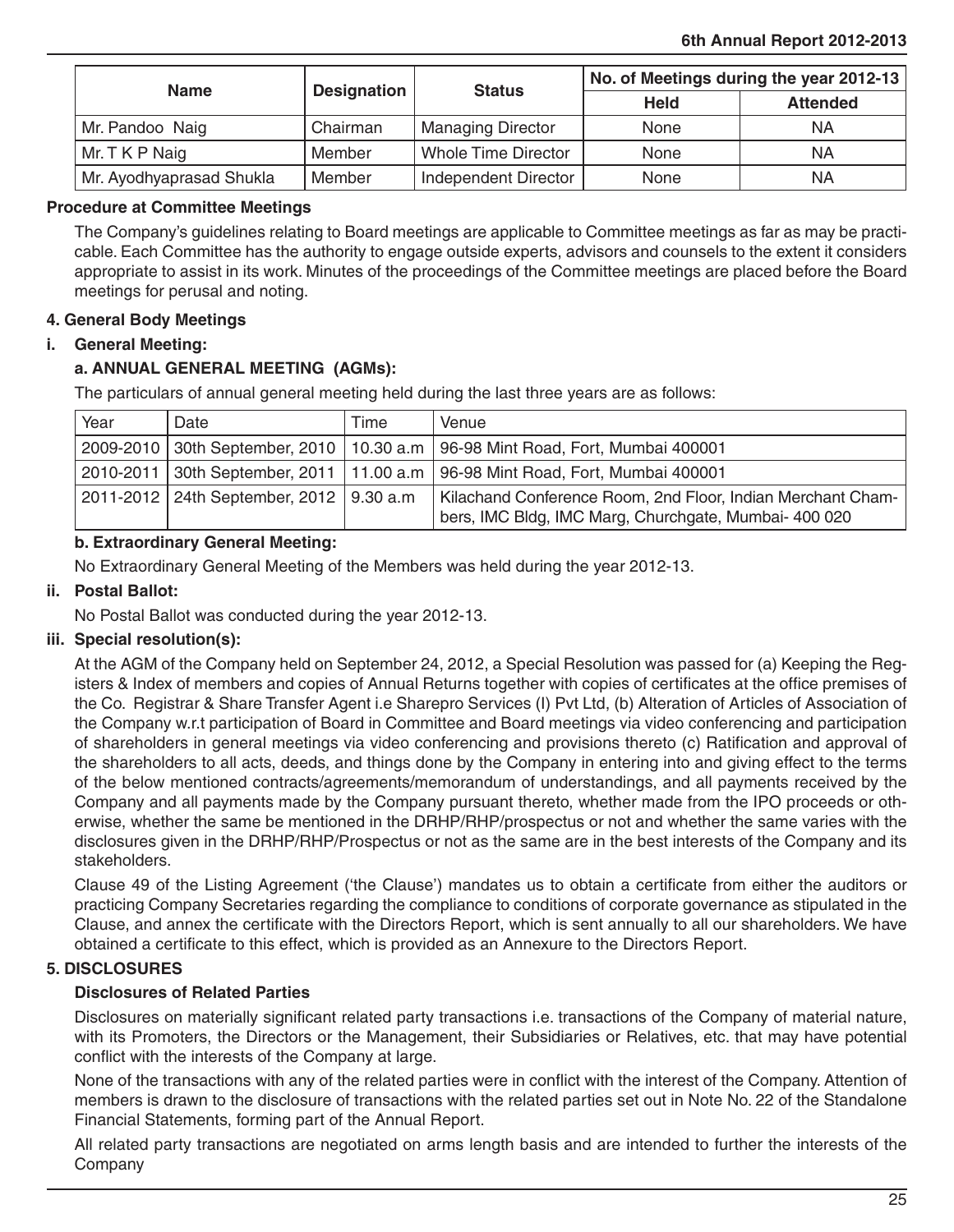| Name | Designation | Status | No. of Meetings during the year 2012-13 | |
|---|---|---|---|---|
| | | | Held | Attended |
| Mr. Pandoo Naig | Chairman | Managing Director | None | NA |
| Mr. T K P Naig | Member | Whole Time Director | None | NA |
| Mr. Ayodhyaprasad Shukla | Member | Independent Director | None | NA |

**Procedure at Committee Meetings**

The Company's guidelines relating to Board meetings are applicable to Committee meetings as far as may be practicable. Each Committee has the authority to engage outside experts, advisors and counsels to the extent it considers appropriate to assist in its work. Minutes of the proceedings of the Committee meetings are placed before the Board meetings for perusal and noting.

**4. General Body Meetings**

**i. General Meeting:**

**a. ANNUAL GENERAL MEETING (AGMs):**

The particulars of annual general meeting held during the last three years are as follows:

| Year | Date | Time | Venue |
|---|---|---|---|
| 2009-2010 | 30th September, 2010 | 10.30 a.m | 96-98 Mint Road, Fort, Mumbai 400001 |
| 2010-2011 | 30th September, 2011 | 11.00 a.m | 96-98 Mint Road, Fort, Mumbai 400001 |
| 2011-2012 | 24th September, 2012 | 9.30 a.m | Kilachand Conference Room, 2nd Floor, Indian Merchant Chambers, IMC Bldg, IMC Marg, Churchgate, Mumbai- 400 020 |

**b. Extraordinary General Meeting:**

No Extraordinary General Meeting of the Members was held during the year 2012-13.

**ii. Postal Ballot:**

No Postal Ballot was conducted during the year 2012-13.

**iii. Special resolution(s):**

At the AGM of the Company held on September 24, 2012, a Special Resolution was passed for (a) Keeping the Registers & Index of members and copies of Annual Returns together with copies of certificates at the office premises of the Co. Registrar & Share Transfer Agent i.e Sharepro Services (I) Pvt Ltd, (b) Alteration of Articles of Association of the Company w.r.t participation of Board in Committee and Board meetings via video conferencing and participation of shareholders in general meetings via video conferencing and provisions thereto (c) Ratification and approval of the shareholders to all acts, deeds, and things done by the Company in entering into and giving effect to the terms of the below mentioned contracts/agreements/memorandum of understandings, and all payments received by the Company and all payments made by the Company pursuant thereto, whether made from the IPO proceeds or otherwise, whether the same be mentioned in the DRHP/RHP/prospectus or not and whether the same varies with the disclosures given in the DRHP/RHP/Prospectus or not as the same are in the best interests of the Company and its stakeholders.

Clause 49 of the Listing Agreement ('the Clause') mandates us to obtain a certificate from either the auditors or practicing Company Secretaries regarding the compliance to conditions of corporate governance as stipulated in the Clause, and annex the certificate with the Directors Report, which is sent annually to all our shareholders. We have obtained a certificate to this effect, which is provided as an Annexure to the Directors Report.

**5. DISCLOSURES**

**Disclosures of Related Parties**

Disclosures on materially significant related party transactions i.e. transactions of the Company of material nature, with its Promoters, the Directors or the Management, their Subsidiaries or Relatives, etc. that may have potential conflict with the interests of the Company at large.

None of the transactions with any of the related parties were in conflict with the interest of the Company. Attention of members is drawn to the disclosure of transactions with the related parties set out in Note No. 22 of the Standalone Financial Statements, forming part of the Annual Report.

All related party transactions are negotiated on arms length basis and are intended to further the interests of the Company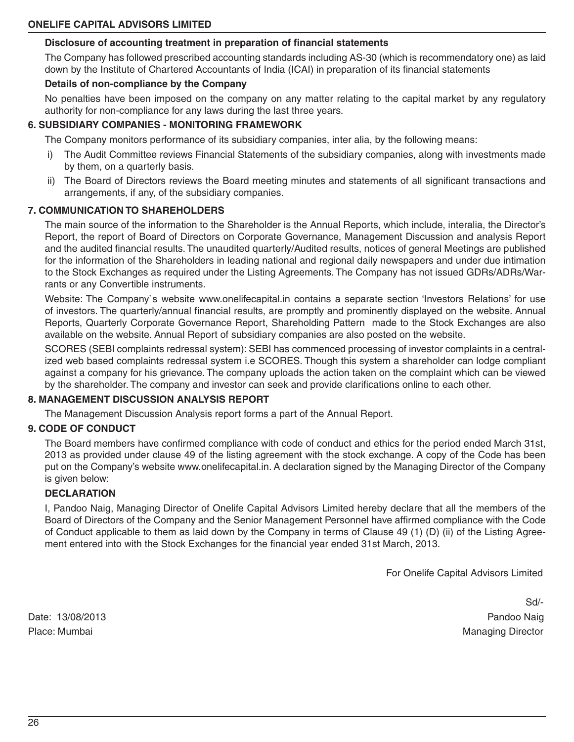### Disclosure of accounting treatment in preparation of financial statements

The Company has followed prescribed accounting standards including AS-30 (which is recommendatory one) as laid down by the Institute of Chartered Accountants of India (ICAI) in preparation of its financial statements

### Details of non-compliance by the Company

No penalties have been imposed on the company on any matter relating to the capital market by any regulatory authority for non-compliance for any laws during the last three years.

## 6. SUBSIDIARY COMPANIES - MONITORING FRAMEWORK

The Company monitors performance of its subsidiary companies, inter alia, by the following means:

i) The Audit Committee reviews Financial Statements of the subsidiary companies, along with investments made by them, on a quarterly basis.

ii) The Board of Directors reviews the Board meeting minutes and statements of all significant transactions and arrangements, if any, of the subsidiary companies.

## 7. COMMUNICATION TO SHAREHOLDERS

The main source of the information to the Shareholder is the Annual Reports, which include, interalia, the Director's Report, the report of Board of Directors on Corporate Governance, Management Discussion and analysis Report and the audited financial results. The unaudited quarterly/Audited results, notices of general Meetings are published for the information of the Shareholders in leading national and regional daily newspapers and under due intimation to the Stock Exchanges as required under the Listing Agreements. The Company has not issued GDRs/ADRs/Warrants or any Convertible instruments.

Website: The Company`s website www.onelifecapital.in contains a separate section 'Investors Relations' for use of investors. The quarterly/annual financial results, are promptly and prominently displayed on the website. Annual Reports, Quarterly Corporate Governance Report, Shareholding Pattern made to the Stock Exchanges are also available on the website. Annual Report of subsidiary companies are also posted on the website.

SCORES (SEBI complaints redressal system): SEBI has commenced processing of investor complaints in a centralized web based complaints redressal system i.e SCORES. Though this system a shareholder can lodge compliant against a company for his grievance. The company uploads the action taken on the complaint which can be viewed by the shareholder. The company and investor can seek and provide clarifications online to each other.

## 8. MANAGEMENT DISCUSSION ANALYSIS REPORT

The Management Discussion Analysis report forms a part of the Annual Report.

## 9. CODE OF CONDUCT

The Board members have confirmed compliance with code of conduct and ethics for the period ended March 31st, 2013 as provided under clause 49 of the listing agreement with the stock exchange. A copy of the Code has been put on the Company's website www.onelifecapital.in. A declaration signed by the Managing Director of the Company is given below:

### DECLARATION

I, Pandoo Naig, Managing Director of Onelife Capital Advisors Limited hereby declare that all the members of the Board of Directors of the Company and the Senior Management Personnel have affirmed compliance with the Code of Conduct applicable to them as laid down by the Company in terms of Clause 49 (1) (D) (ii) of the Listing Agreement entered into with the Stock Exchanges for the financial year ended 31st March, 2013.

For Onelife Capital Advisors Limited

Sd/-

Pandoo Naig

Managing Director

Date: 13/08/2013

Place: Mumbai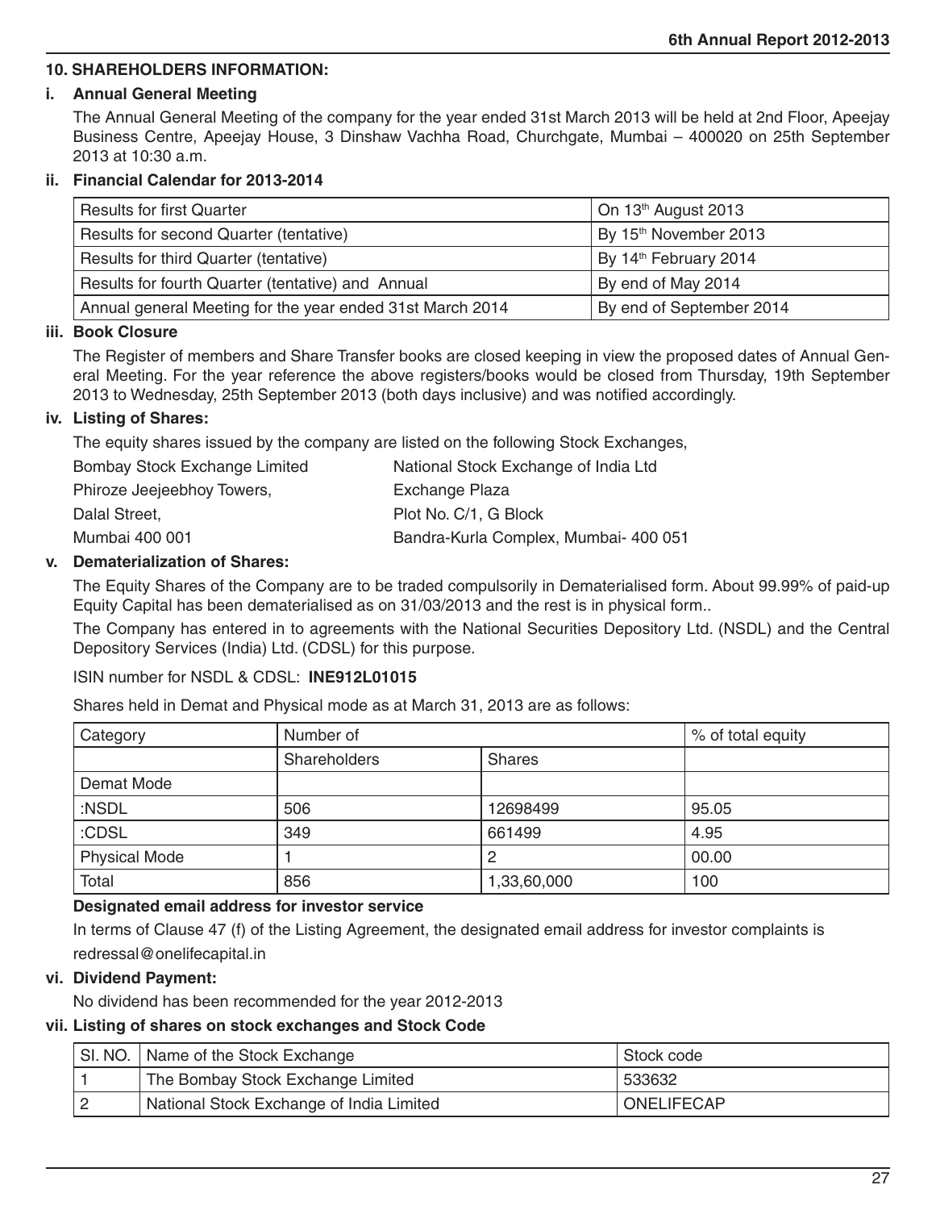## 10. SHAREHOLDERS INFORMATION:

### i. Annual General Meeting

The Annual General Meeting of the company for the year ended 31st March 2013 will be held at 2nd Floor, Apeejay Business Centre, Apeejay House, 3 Dinshaw Vachha Road, Churchgate, Mumbai – 400020 on 25th September 2013 at 10:30 a.m.

### ii. Financial Calendar for 2013-2014

| | |
|---|---|
| Results for first Quarter | On 13th August 2013 |
| Results for second Quarter (tentative) | By 15th November 2013 |
| Results for third Quarter (tentative) | By 14th February 2014 |
| Results for fourth Quarter (tentative) and Annual | By end of May 2014 |
| Annual general Meeting for the year ended 31st March 2014 | By end of September 2014 |

### iii. Book Closure

The Register of members and Share Transfer books are closed keeping in view the proposed dates of Annual General Meeting. For the year reference the above registers/books would be closed from Thursday, 19th September 2013 to Wednesday, 25th September 2013 (both days inclusive) and was notified accordingly.

### iv. Listing of Shares:

The equity shares issued by the company are listed on the following Stock Exchanges,

Bombay Stock Exchange Limited
Phiroze Jeejeebhoy Towers,
Dalal Street,
Mumbai 400 001

National Stock Exchange of India Ltd
Exchange Plaza
Plot No. C/1, G Block
Bandra-Kurla Complex, Mumbai- 400 051

### v. Dematerialization of Shares:

The Equity Shares of the Company are to be traded compulsorily in Dematerialised form. About 99.99% of paid-up Equity Capital has been dematerialised as on 31/03/2013 and the rest is in physical form..

The Company has entered in to agreements with the National Securities Depository Ltd. (NSDL) and the Central Depository Services (India) Ltd. (CDSL) for this purpose.

ISIN number for NSDL & CDSL: **INE912L01015**

Shares held in Demat and Physical mode as at March 31, 2013 are as follows:

| Category | Number of | | % of total equity |
|---|---|---|---|
| | Shareholders | Shares | |
| Demat Mode | | | |
| :NSDL | 506 | 12698499 | 95.05 |
| :CDSL | 349 | 661499 | 4.95 |
| Physical Mode | 1 | 2 | 00.00 |
| Total | 856 | 1,33,60,000 | 100 |

**Designated email address for investor service**

In terms of Clause 47 (f) of the Listing Agreement, the designated email address for investor complaints is redressal@onelifecapital.in

### vi. Dividend Payment:

No dividend has been recommended for the year 2012-2013

### vii. Listing of shares on stock exchanges and Stock Code

| SI. NO. | Name of the Stock Exchange | Stock code |
|---|---|---|
| 1 | The Bombay Stock Exchange Limited | 533632 |
| 2 | National Stock Exchange of India Limited | ONELIFECAP |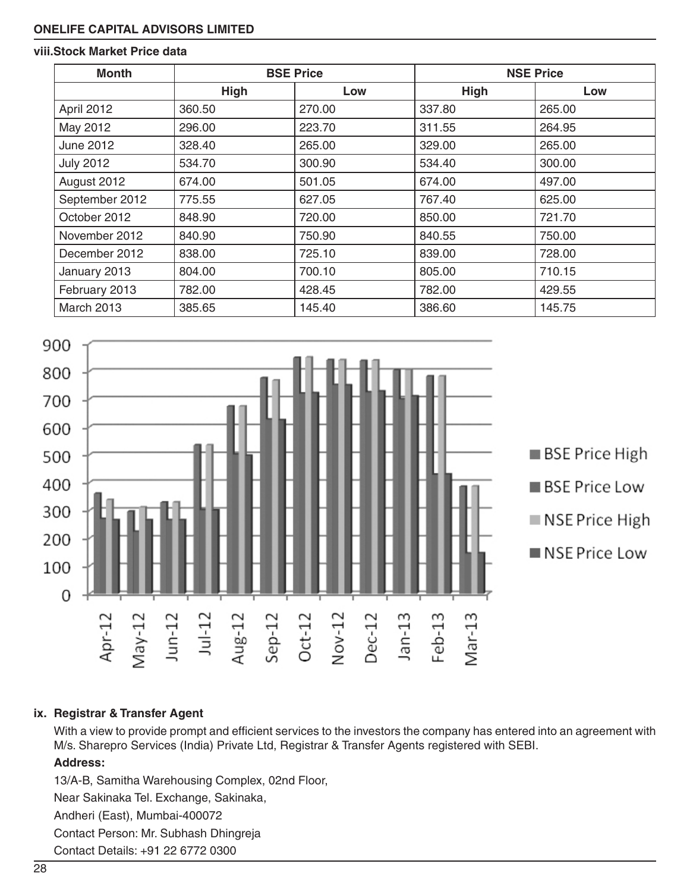**viii.Stock Market Price data**

| Month | BSE Price | | NSE Price | |
|---|---|---|---|---|
| | High | Low | High | Low |
| April 2012 | 360.50 | 270.00 | 337.80 | 265.00 |
| May 2012 | 296.00 | 223.70 | 311.55 | 264.95 |
| June 2012 | 328.40 | 265.00 | 329.00 | 265.00 |
| July 2012 | 534.70 | 300.90 | 534.40 | 300.00 |
| August 2012 | 674.00 | 501.05 | 674.00 | 497.00 |
| September 2012 | 775.55 | 627.05 | 767.40 | 625.00 |
| October 2012 | 848.90 | 720.00 | 850.00 | 721.70 |
| November 2012 | 840.90 | 750.90 | 840.55 | 750.00 |
| December 2012 | 838.00 | 725.10 | 839.00 | 728.00 |
| January 2013 | 804.00 | 700.10 | 805.00 | 710.15 |
| February 2013 | 782.00 | 428.45 | 782.00 | 429.55 |
| March 2013 | 385.65 | 145.40 | 386.60 | 145.75 |

900
800
700
600
500
400
300
200
100
0

Apr-12 May-12 Jun-12 Jul-12 Aug-12 Sep-12 Oct-12 Nov-12 Dec-12 Jan-13 Feb-13 Mar-13

BSE Price High
BSE Price Low
NSE Price High
NSE Price Low

**ix. Registrar & Transfer Agent**

With a view to provide prompt and efficient services to the investors the company has entered into an agreement with M/s. Sharepro Services (India) Private Ltd, Registrar & Transfer Agents registered with SEBI.

**Address:**

13/A-B, Samitha Warehousing Complex, 02nd Floor,

Near Sakinaka Tel. Exchange, Sakinaka,

Andheri (East), Mumbai-400072

Contact Person: Mr. Subhash Dhingreja

Contact Details: +91 22 6772 0300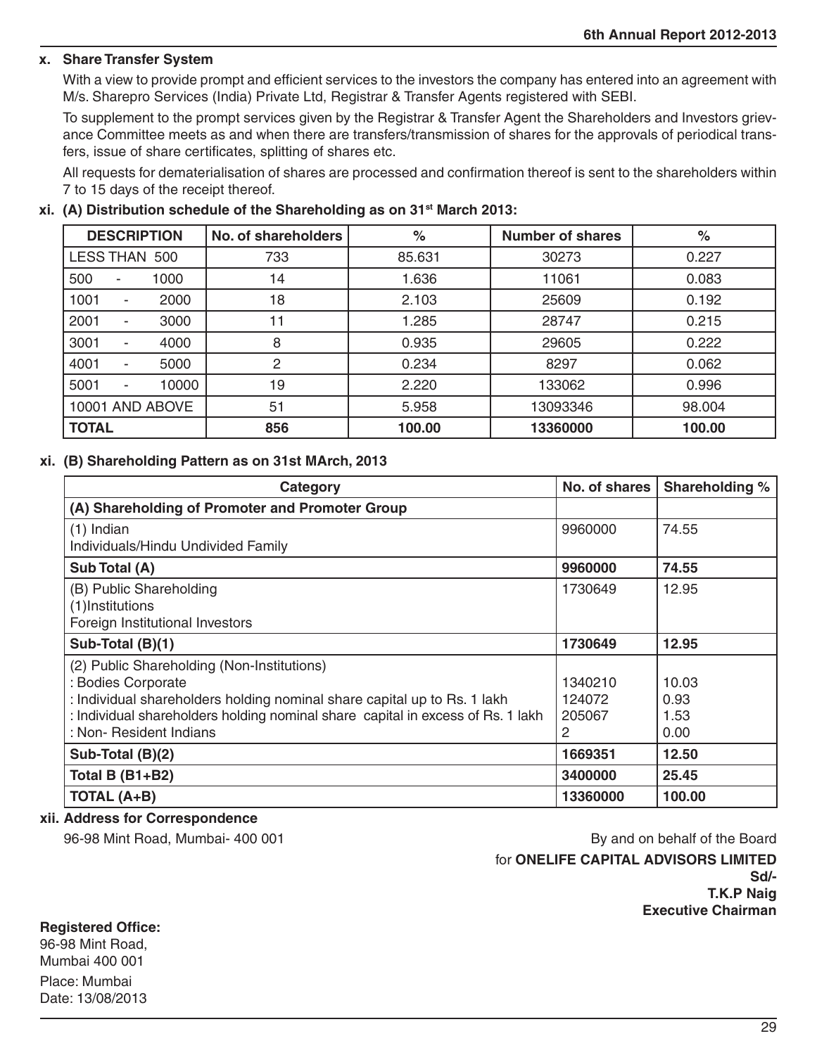**x. Share Transfer System**

With a view to provide prompt and efficient services to the investors the company has entered into an agreement with M/s. Sharepro Services (India) Private Ltd, Registrar & Transfer Agents registered with SEBI.

To supplement to the prompt services given by the Registrar & Transfer Agent the Shareholders and Investors grievance Committee meets as and when there are transfers/transmission of shares for the approvals of periodical transfers, issue of share certificates, splitting of shares etc.

All requests for dematerialisation of shares are processed and confirmation thereof is sent to the shareholders within 7 to 15 days of the receipt thereof.

**xi. (A) Distribution schedule of the Shareholding as on 31st March 2013:**

| DESCRIPTION | No. of shareholders | % | Number of shares | % |
|---|---|---|---|---|
| LESS THAN 500 | 733 | 85.631 | 30273 | 0.227 |
| 500 - 1000 | 14 | 1.636 | 11061 | 0.083 |
| 1001 - 2000 | 18 | 2.103 | 25609 | 0.192 |
| 2001 - 3000 | 11 | 1.285 | 28747 | 0.215 |
| 3001 - 4000 | 8 | 0.935 | 29605 | 0.222 |
| 4001 - 5000 | 2 | 0.234 | 8297 | 0.062 |
| 5001 - 10000 | 19 | 2.220 | 133062 | 0.996 |
| 10001 AND ABOVE | 51 | 5.958 | 13093346 | 98.004 |
| **TOTAL** | **856** | **100.00** | **13360000** | **100.00** |

**xi. (B) Shareholding Pattern as on 31st MArch, 2013**

| Category | No. of shares | Shareholding % |
|---|---|---|
| **(A) Shareholding of Promoter and Promoter Group** | | |
| (1) Indian<br>Individuals/Hindu Undivided Family | 9960000 | 74.55 |
| **Sub Total (A)** | **9960000** | **74.55** |
| (B) Public Shareholding<br>(1)Institutions<br>Foreign Institutional Investors | 1730649 | 12.95 |
| **Sub-Total (B)(1)** | **1730649** | **12.95** |
| (2) Public Shareholding (Non-Institutions)<br>: Bodies Corporate<br>: Individual shareholders holding nominal share capital up to Rs. 1 lakh<br>: Individual shareholders holding nominal share capital in excess of Rs. 1 lakh<br>: Non- Resident Indians | <br>1340210<br>124072<br>205067<br>2 | <br>10.03<br>0.93<br>1.53<br>0.00 |
| **Sub-Total (B)(2)** | **1669351** | **12.50** |
| **Total B (B1+B2)** | **3400000** | **25.45** |
| **TOTAL (A+B)** | **13360000** | **100.00** |

**xii. Address for Correspondence**

96-98 Mint Road, Mumbai- 400 001

By and on behalf of the Board
for **ONELIFE CAPITAL ADVISORS LIMITED**
**Sd/-**
**T.K.P Naig**
**Executive Chairman**

**Registered Office:**
96-98 Mint Road,
Mumbai 400 001

Place: Mumbai
Date: 13/08/2013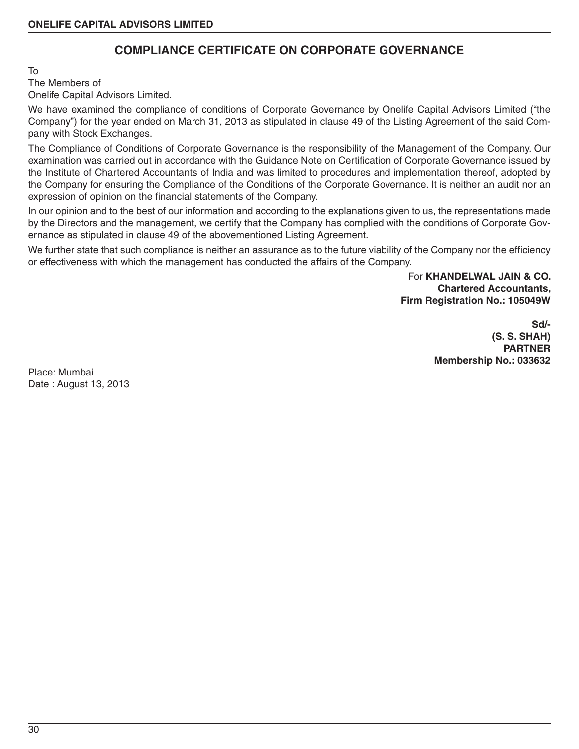## COMPLIANCE CERTIFICATE ON CORPORATE GOVERNANCE

To
The Members of
Onelife Capital Advisors Limited.

We have examined the compliance of conditions of Corporate Governance by Onelife Capital Advisors Limited ("the Company") for the year ended on March 31, 2013 as stipulated in clause 49 of the Listing Agreement of the said Company with Stock Exchanges.

The Compliance of Conditions of Corporate Governance is the responsibility of the Management of the Company. Our examination was carried out in accordance with the Guidance Note on Certification of Corporate Governance issued by the Institute of Chartered Accountants of India and was limited to procedures and implementation thereof, adopted by the Company for ensuring the Compliance of the Conditions of the Corporate Governance. It is neither an audit nor an expression of opinion on the financial statements of the Company.

In our opinion and to the best of our information and according to the explanations given to us, the representations made by the Directors and the management, we certify that the Company has complied with the conditions of Corporate Governance as stipulated in clause 49 of the abovementioned Listing Agreement.

We further state that such compliance is neither an assurance as to the future viability of the Company nor the efficiency or effectiveness with which the management has conducted the affairs of the Company.

For **KHANDELWAL JAIN & CO.**
**Chartered Accountants,**
**Firm Registration No.: 105049W**

**Sd/-**
**(S. S. SHAH)**
**PARTNER**
**Membership No.: 033632**

Place: Mumbai
Date : August 13, 2013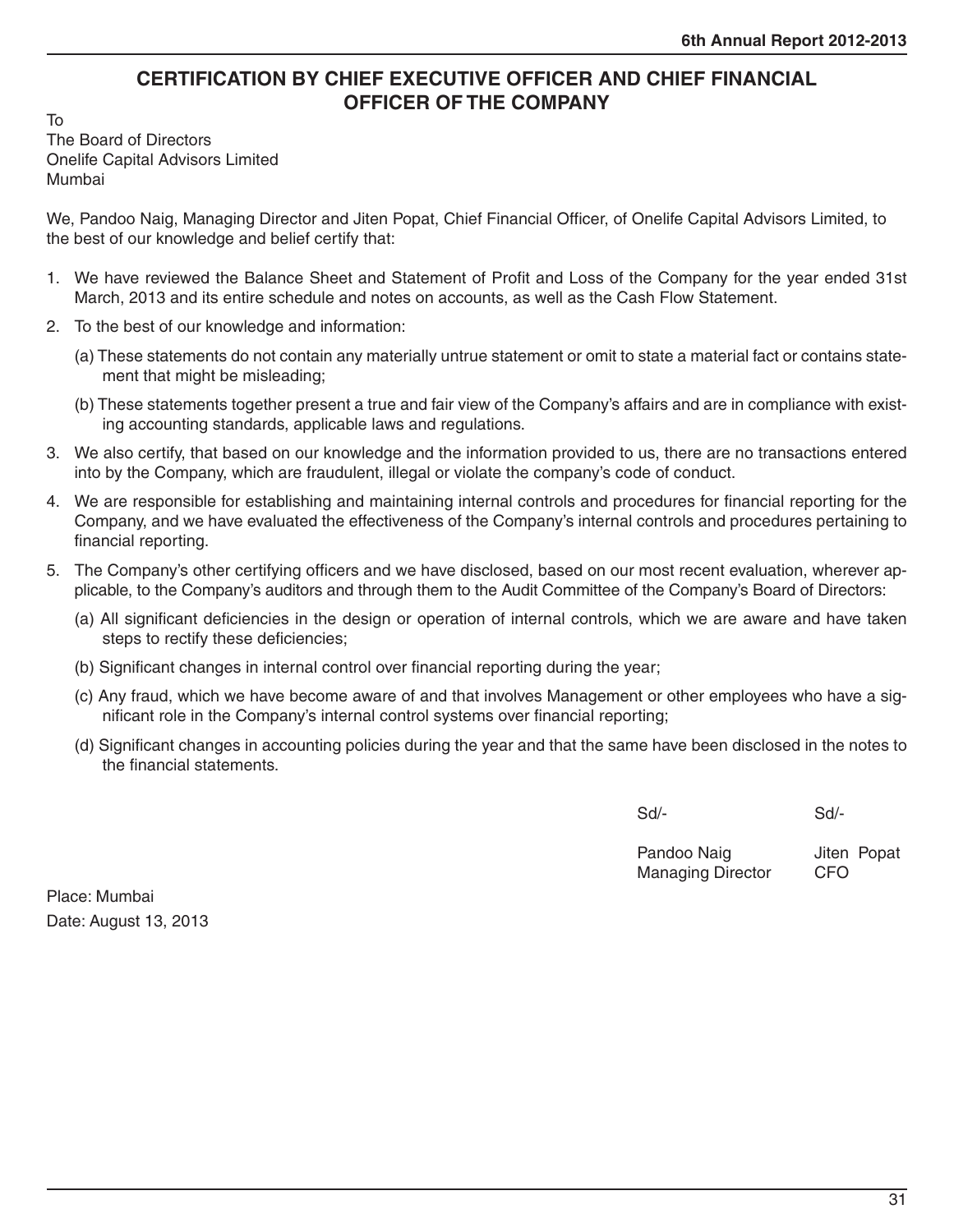# CERTIFICATION BY CHIEF EXECUTIVE OFFICER AND CHIEF FINANCIAL OFFICER OF THE COMPANY

To
The Board of Directors
Onelife Capital Advisors Limited
Mumbai

We, Pandoo Naig, Managing Director and Jiten Popat, Chief Financial Officer, of Onelife Capital Advisors Limited, to the best of our knowledge and belief certify that:

1. We have reviewed the Balance Sheet and Statement of Profit and Loss of the Company for the year ended 31st March, 2013 and its entire schedule and notes on accounts, as well as the Cash Flow Statement.
2. To the best of our knowledge and information:
   (a) These statements do not contain any materially untrue statement or omit to state a material fact or contains statement that might be misleading;
   (b) These statements together present a true and fair view of the Company's affairs and are in compliance with existing accounting standards, applicable laws and regulations.
3. We also certify, that based on our knowledge and the information provided to us, there are no transactions entered into by the Company, which are fraudulent, illegal or violate the company's code of conduct.
4. We are responsible for establishing and maintaining internal controls and procedures for financial reporting for the Company, and we have evaluated the effectiveness of the Company's internal controls and procedures pertaining to financial reporting.
5. The Company's other certifying officers and we have disclosed, based on our most recent evaluation, wherever applicable, to the Company's auditors and through them to the Audit Committee of the Company's Board of Directors:
   (a) All significant deficiencies in the design or operation of internal controls, which we are aware and have taken steps to rectify these deficiencies;
   (b) Significant changes in internal control over financial reporting during the year;
   (c) Any fraud, which we have become aware of and that involves Management or other employees who have a significant role in the Company's internal control systems over financial reporting;
   (d) Significant changes in accounting policies during the year and that the same have been disclosed in the notes to the financial statements.

Sd/- Sd/-

Pandoo Naig
Managing Director

Jiten Popat
CFO

Place: Mumbai
Date: August 13, 2013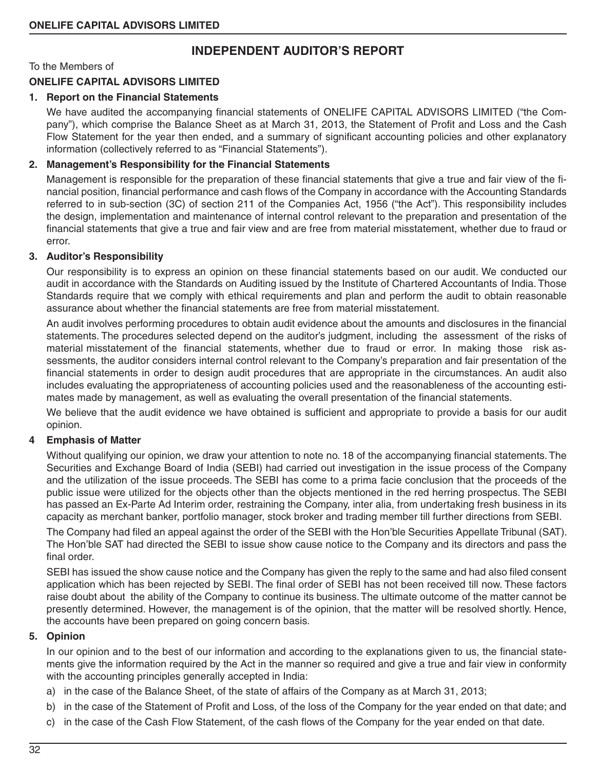# INDEPENDENT AUDITOR'S REPORT

To the Members of

**ONELIFE CAPITAL ADVISORS LIMITED**

## 1. Report on the Financial Statements

We have audited the accompanying financial statements of ONELIFE CAPITAL ADVISORS LIMITED ("the Company"), which comprise the Balance Sheet as at March 31, 2013, the Statement of Profit and Loss and the Cash Flow Statement for the year then ended, and a summary of significant accounting policies and other explanatory information (collectively referred to as "Financial Statements").

## 2. Management's Responsibility for the Financial Statements

Management is responsible for the preparation of these financial statements that give a true and fair view of the financial position, financial performance and cash flows of the Company in accordance with the Accounting Standards referred to in sub-section (3C) of section 211 of the Companies Act, 1956 ("the Act"). This responsibility includes the design, implementation and maintenance of internal control relevant to the preparation and presentation of the financial statements that give a true and fair view and are free from material misstatement, whether due to fraud or error.

## 3. Auditor's Responsibility

Our responsibility is to express an opinion on these financial statements based on our audit. We conducted our audit in accordance with the Standards on Auditing issued by the Institute of Chartered Accountants of India. Those Standards require that we comply with ethical requirements and plan and perform the audit to obtain reasonable assurance about whether the financial statements are free from material misstatement.

An audit involves performing procedures to obtain audit evidence about the amounts and disclosures in the financial statements. The procedures selected depend on the auditor's judgment, including the assessment of the risks of material misstatement of the financial statements, whether due to fraud or error. In making those risk assessments, the auditor considers internal control relevant to the Company's preparation and fair presentation of the financial statements in order to design audit procedures that are appropriate in the circumstances. An audit also includes evaluating the appropriateness of accounting policies used and the reasonableness of the accounting estimates made by management, as well as evaluating the overall presentation of the financial statements.

We believe that the audit evidence we have obtained is sufficient and appropriate to provide a basis for our audit opinion.

## 4 Emphasis of Matter

Without qualifying our opinion, we draw your attention to note no. 18 of the accompanying financial statements. The Securities and Exchange Board of India (SEBI) had carried out investigation in the issue process of the Company and the utilization of the issue proceeds. The SEBI has come to a prima facie conclusion that the proceeds of the public issue were utilized for the objects other than the objects mentioned in the red herring prospectus. The SEBI has passed an Ex-Parte Ad Interim order, restraining the Company, inter alia, from undertaking fresh business in its capacity as merchant banker, portfolio manager, stock broker and trading member till further directions from SEBI.

The Company had filed an appeal against the order of the SEBI with the Hon'ble Securities Appellate Tribunal (SAT). The Hon'ble SAT had directed the SEBI to issue show cause notice to the Company and its directors and pass the final order.

SEBI has issued the show cause notice and the Company has given the reply to the same and had also filed consent application which has been rejected by SEBI. The final order of SEBI has not been received till now. These factors raise doubt about the ability of the Company to continue its business. The ultimate outcome of the matter cannot be presently determined. However, the management is of the opinion, that the matter will be resolved shortly. Hence, the accounts have been prepared on going concern basis.

## 5. Opinion

In our opinion and to the best of our information and according to the explanations given to us, the financial statements give the information required by the Act in the manner so required and give a true and fair view in conformity with the accounting principles generally accepted in India:

a) in the case of the Balance Sheet, of the state of affairs of the Company as at March 31, 2013;

b) in the case of the Statement of Profit and Loss, of the loss of the Company for the year ended on that date; and

c) in the case of the Cash Flow Statement, of the cash flows of the Company for the year ended on that date.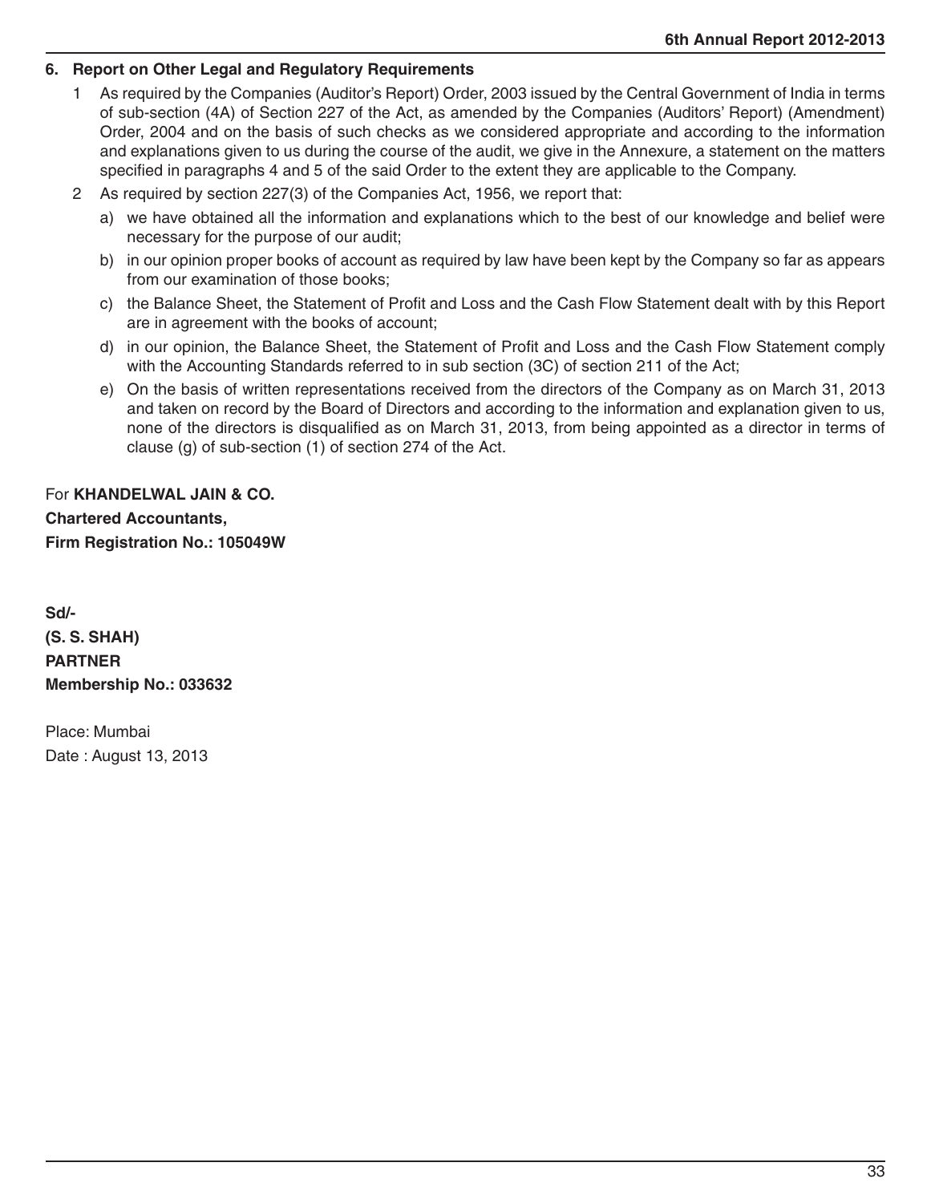## 6. Report on Other Legal and Regulatory Requirements

1. As required by the Companies (Auditor's Report) Order, 2003 issued by the Central Government of India in terms of sub-section (4A) of Section 227 of the Act, as amended by the Companies (Auditors' Report) (Amendment) Order, 2004 and on the basis of such checks as we considered appropriate and according to the information and explanations given to us during the course of the audit, we give in the Annexure, a statement on the matters specified in paragraphs 4 and 5 of the said Order to the extent they are applicable to the Company.
2. As required by section 227(3) of the Companies Act, 1956, we report that:
   a) we have obtained all the information and explanations which to the best of our knowledge and belief were necessary for the purpose of our audit;
   b) in our opinion proper books of account as required by law have been kept by the Company so far as appears from our examination of those books;
   c) the Balance Sheet, the Statement of Profit and Loss and the Cash Flow Statement dealt with by this Report are in agreement with the books of account;
   d) in our opinion, the Balance Sheet, the Statement of Profit and Loss and the Cash Flow Statement comply with the Accounting Standards referred to in sub section (3C) of section 211 of the Act;
   e) On the basis of written representations received from the directors of the Company as on March 31, 2013 and taken on record by the Board of Directors and according to the information and explanation given to us, none of the directors is disqualified as on March 31, 2013, from being appointed as a director in terms of clause (g) of sub-section (1) of section 274 of the Act.

For **KHANDELWAL JAIN & CO.**
**Chartered Accountants,**
**Firm Registration No.: 105049W**

**Sd/-**
**(S. S. SHAH)**
**PARTNER**
**Membership No.: 033632**

Place: Mumbai
Date : August 13, 2013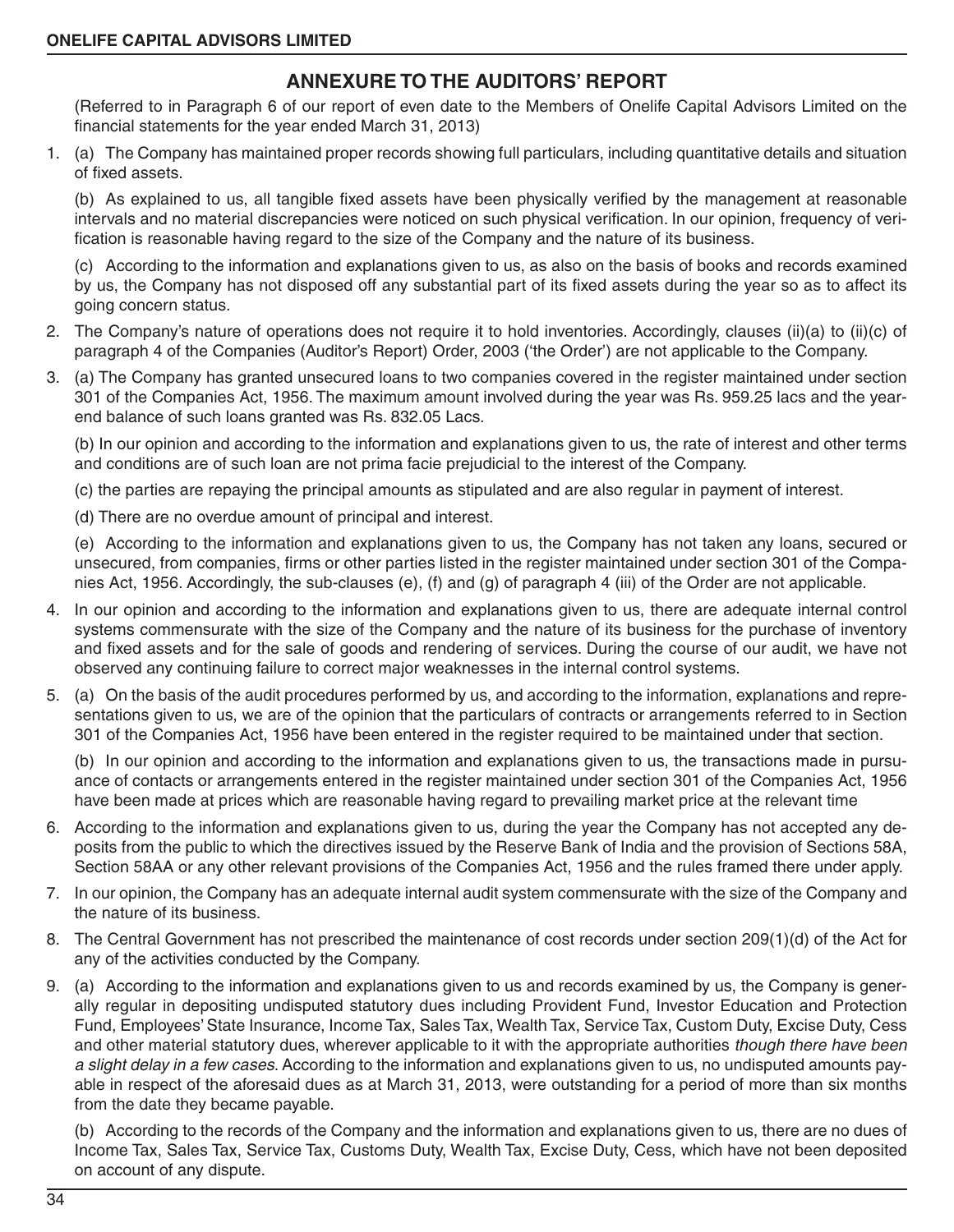## ANNEXURE TO THE AUDITORS' REPORT

(Referred to in Paragraph 6 of our report of even date to the Members of Onelife Capital Advisors Limited on the financial statements for the year ended March 31, 2013)

1. (a) The Company has maintained proper records showing full particulars, including quantitative details and situation of fixed assets.

   (b) As explained to us, all tangible fixed assets have been physically verified by the management at reasonable intervals and no material discrepancies were noticed on such physical verification. In our opinion, frequency of verification is reasonable having regard to the size of the Company and the nature of its business.

   (c) According to the information and explanations given to us, as also on the basis of books and records examined by us, the Company has not disposed off any substantial part of its fixed assets during the year so as to affect its going concern status.

2. The Company's nature of operations does not require it to hold inventories. Accordingly, clauses (ii)(a) to (ii)(c) of paragraph 4 of the Companies (Auditor's Report) Order, 2003 ('the Order') are not applicable to the Company.

3. (a) The Company has granted unsecured loans to two companies covered in the register maintained under section 301 of the Companies Act, 1956. The maximum amount involved during the year was Rs. 959.25 lacs and the year-end balance of such loans granted was Rs. 832.05 Lacs.

   (b) In our opinion and according to the information and explanations given to us, the rate of interest and other terms and conditions are of such loan are not prima facie prejudicial to the interest of the Company.

   (c) the parties are repaying the principal amounts as stipulated and are also regular in payment of interest.

   (d) There are no overdue amount of principal and interest.

   (e) According to the information and explanations given to us, the Company has not taken any loans, secured or unsecured, from companies, firms or other parties listed in the register maintained under section 301 of the Companies Act, 1956. Accordingly, the sub-clauses (e), (f) and (g) of paragraph 4 (iii) of the Order are not applicable.

4. In our opinion and according to the information and explanations given to us, there are adequate internal control systems commensurate with the size of the Company and the nature of its business for the purchase of inventory and fixed assets and for the sale of goods and rendering of services. During the course of our audit, we have not observed any continuing failure to correct major weaknesses in the internal control systems.

5. (a) On the basis of the audit procedures performed by us, and according to the information, explanations and representations given to us, we are of the opinion that the particulars of contracts or arrangements referred to in Section 301 of the Companies Act, 1956 have been entered in the register required to be maintained under that section.

   (b) In our opinion and according to the information and explanations given to us, the transactions made in pursuance of contacts or arrangements entered in the register maintained under section 301 of the Companies Act, 1956 have been made at prices which are reasonable having regard to prevailing market price at the relevant time

6. According to the information and explanations given to us, during the year the Company has not accepted any deposits from the public to which the directives issued by the Reserve Bank of India and the provision of Sections 58A, Section 58AA or any other relevant provisions of the Companies Act, 1956 and the rules framed there under apply.

7. In our opinion, the Company has an adequate internal audit system commensurate with the size of the Company and the nature of its business.

8. The Central Government has not prescribed the maintenance of cost records under section 209(1)(d) of the Act for any of the activities conducted by the Company.

9. (a) According to the information and explanations given to us and records examined by us, the Company is generally regular in depositing undisputed statutory dues including Provident Fund, Investor Education and Protection Fund, Employees' State Insurance, Income Tax, Sales Tax, Wealth Tax, Service Tax, Custom Duty, Excise Duty, Cess and other material statutory dues, wherever applicable to it with the appropriate authorities *though there have been a slight delay in a few cases*. According to the information and explanations given to us, no undisputed amounts payable in respect of the aforesaid dues as at March 31, 2013, were outstanding for a period of more than six months from the date they became payable.

   (b) According to the records of the Company and the information and explanations given to us, there are no dues of Income Tax, Sales Tax, Service Tax, Customs Duty, Wealth Tax, Excise Duty, Cess, which have not been deposited on account of any dispute.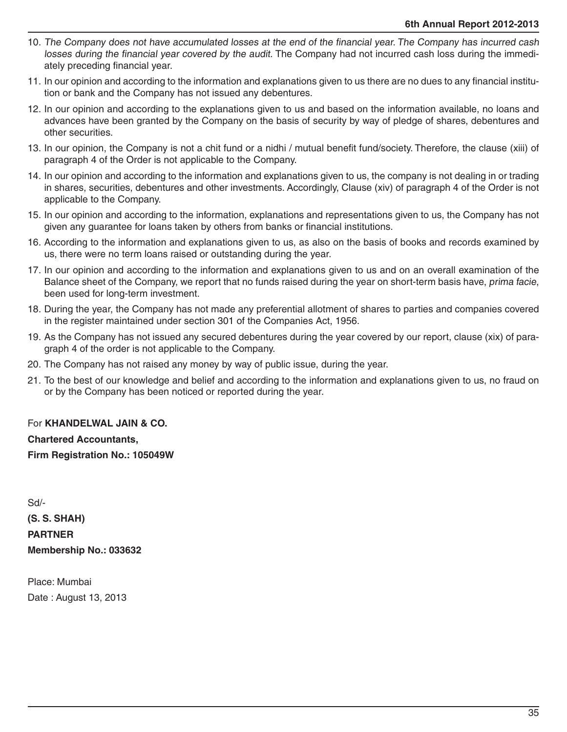10. *The Company does not have accumulated losses at the end of the financial year. The Company has incurred cash losses during the financial year covered by the audit.* The Company had not incurred cash loss during the immediately preceding financial year.
11. In our opinion and according to the information and explanations given to us there are no dues to any financial institution or bank and the Company has not issued any debentures.
12. In our opinion and according to the explanations given to us and based on the information available, no loans and advances have been granted by the Company on the basis of security by way of pledge of shares, debentures and other securities.
13. In our opinion, the Company is not a chit fund or a nidhi / mutual benefit fund/society. Therefore, the clause (xiii) of paragraph 4 of the Order is not applicable to the Company.
14. In our opinion and according to the information and explanations given to us, the company is not dealing in or trading in shares, securities, debentures and other investments. Accordingly, Clause (xiv) of paragraph 4 of the Order is not applicable to the Company.
15. In our opinion and according to the information, explanations and representations given to us, the Company has not given any guarantee for loans taken by others from banks or financial institutions.
16. According to the information and explanations given to us, as also on the basis of books and records examined by us, there were no term loans raised or outstanding during the year.
17. In our opinion and according to the information and explanations given to us and on an overall examination of the Balance sheet of the Company, we report that no funds raised during the year on short-term basis have, *prima facie*, been used for long-term investment.
18. During the year, the Company has not made any preferential allotment of shares to parties and companies covered in the register maintained under section 301 of the Companies Act, 1956.
19. As the Company has not issued any secured debentures during the year covered by our report, clause (xix) of paragraph 4 of the order is not applicable to the Company.
20. The Company has not raised any money by way of public issue, during the year.
21. To the best of our knowledge and belief and according to the information and explanations given to us, no fraud on or by the Company has been noticed or reported during the year.

For **KHANDELWAL JAIN & CO.**

**Chartered Accountants,**

**Firm Registration No.: 105049W**

Sd/-

**(S. S. SHAH)**

**PARTNER**

**Membership No.: 033632**

Place: Mumbai

Date : August 13, 2013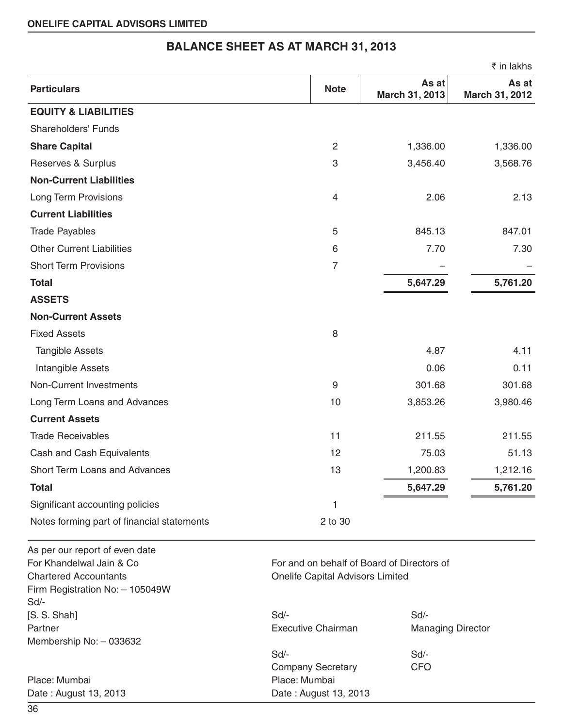ONELIFE CAPITAL ADVISORS LIMITED

## BALANCE SHEET AS AT MARCH 31, 2013

₹ in lakhs

| Particulars | Note | As at March 31, 2013 | As at March 31, 2012 |
|---|---|---|---|
| **EQUITY & LIABILITIES** | | | |
| Shareholders' Funds | | | |
| **Share Capital** | 2 | 1,336.00 | 1,336.00 |
| Reserves & Surplus | 3 | 3,456.40 | 3,568.76 |
| **Non-Current Liabilities** | | | |
| Long Term Provisions | 4 | 2.06 | 2.13 |
| **Current Liabilities** | | | |
| Trade Payables | 5 | 845.13 | 847.01 |
| Other Current Liabilities | 6 | 7.70 | 7.30 |
| Short Term Provisions | 7 | – | – |
| **Total** | | **5,647.29** | **5,761.20** |
| **ASSETS** | | | |
| **Non-Current Assets** | | | |
| Fixed Assets | 8 | | |
| Tangible Assets | | 4.87 | 4.11 |
| Intangible Assets | | 0.06 | 0.11 |
| Non-Current Investments | 9 | 301.68 | 301.68 |
| Long Term Loans and Advances | 10 | 3,853.26 | 3,980.46 |
| **Current Assets** | | | |
| Trade Receivables | 11 | 211.55 | 211.55 |
| Cash and Cash Equivalents | 12 | 75.03 | 51.13 |
| Short Term Loans and Advances | 13 | 1,200.83 | 1,212.16 |
| **Total** | | **5,647.29** | **5,761.20** |
| Significant accounting policies | 1 | | |
| Notes forming part of financial statements | 2 to 30 | | |

As per our report of even date
For Khandelwal Jain & Co
Chartered Accountants
Firm Registration No: – 105049W
Sd/-
[S. S. Shah]
Partner
Membership No: – 033632

Place: Mumbai
Date : August 13, 2013

For and on behalf of Board of Directors of
Onelife Capital Advisors Limited

Sd/-
Executive Chairman

Sd/-
Managing Director

Sd/-
Company Secretary

Sd/-
CFO

Place: Mumbai
Date : August 13, 2013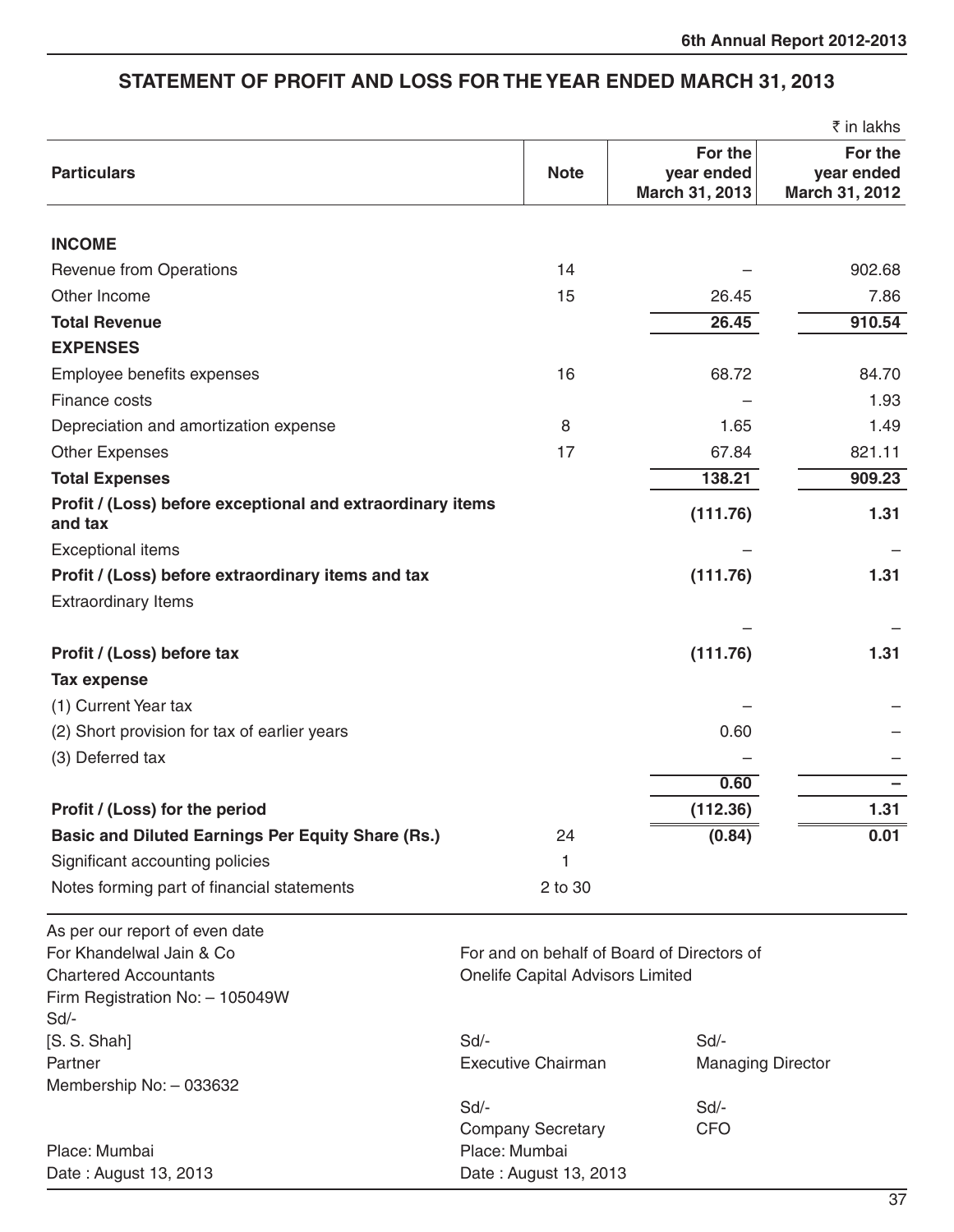## STATEMENT OF PROFIT AND LOSS FOR THE YEAR ENDED MARCH 31, 2013

₹ in lakhs

| Particulars | Note | For the year ended March 31, 2013 | For the year ended March 31, 2012 |
|---|---|---|---|
| **INCOME** | | | |
| Revenue from Operations | 14 | – | 902.68 |
| Other Income | 15 | 26.45 | 7.86 |
| **Total Revenue** | | **26.45** | **910.54** |
| **EXPENSES** | | | |
| Employee benefits expenses | 16 | 68.72 | 84.70 |
| Finance costs | | – | 1.93 |
| Depreciation and amortization expense | 8 | 1.65 | 1.49 |
| Other Expenses | 17 | 67.84 | 821.11 |
| **Total Expenses** | | **138.21** | **909.23** |
| **Profit / (Loss) before exceptional and extraordinary items and tax** | | **(111.76)** | **1.31** |
| Exceptional items | | – | – |
| **Profit / (Loss) before extraordinary items and tax** | | **(111.76)** | **1.31** |
| Extraordinary Items | | – | – |
| **Profit / (Loss) before tax** | | **(111.76)** | **1.31** |
| **Tax expense** | | | |
| (1) Current Year tax | | – | – |
| (2) Short provision for tax of earlier years | | 0.60 | – |
| (3) Deferred tax | | – | – |
| | | **0.60** | **–** |
| **Profit / (Loss) for the period** | | **(112.36)** | **1.31** |
| **Basic and Diluted Earnings Per Equity Share (Rs.)** | 24 | **(0.84)** | **0.01** |
| Significant accounting policies | 1 | | |
| Notes forming part of financial statements | 2 to 30 | | |

As per our report of even date
For Khandelwal Jain & Co
Chartered Accountants
Firm Registration No: – 105049W
Sd/-
[S. S. Shah]
Partner
Membership No: – 033632

Place: Mumbai
Date : August 13, 2013

For and on behalf of Board of Directors of
Onelife Capital Advisors Limited

Sd/-
Executive Chairman

Sd/-
Managing Director

Sd/-
Company Secretary

Sd/-
CFO

Place: Mumbai
Date : August 13, 2013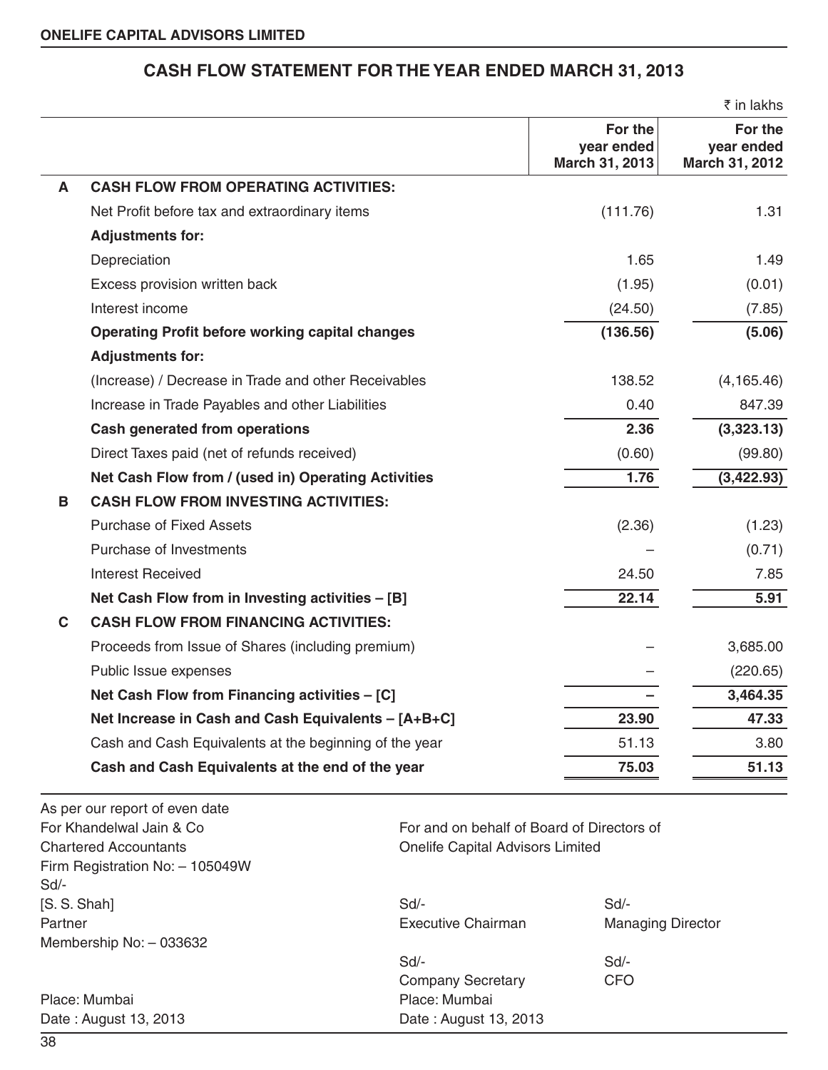**ONELIFE CAPITAL ADVISORS LIMITED**

## CASH FLOW STATEMENT FOR THE YEAR ENDED MARCH 31, 2013

₹ in lakhs

| | | For the year ended March 31, 2013 | For the year ended March 31, 2012 |
|---|---|---|---|
| **A** | **CASH FLOW FROM OPERATING ACTIVITIES:** | | |
| | Net Profit before tax and extraordinary items | (111.76) | 1.31 |
| | **Adjustments for:** | | |
| | Depreciation | 1.65 | 1.49 |
| | Excess provision written back | (1.95) | (0.01) |
| | Interest income | (24.50) | (7.85) |
| | **Operating Profit before working capital changes** | **(136.56)** | **(5.06)** |
| | **Adjustments for:** | | |
| | (Increase) / Decrease in Trade and other Receivables | 138.52 | (4,165.46) |
| | Increase in Trade Payables and other Liabilities | 0.40 | 847.39 |
| | **Cash generated from operations** | **2.36** | **(3,323.13)** |
| | Direct Taxes paid (net of refunds received) | (0.60) | (99.80) |
| | **Net Cash Flow from / (used in) Operating Activities** | **1.76** | **(3,422.93)** |
| **B** | **CASH FLOW FROM INVESTING ACTIVITIES:** | | |
| | Purchase of Fixed Assets | (2.36) | (1.23) |
| | Purchase of Investments | – | (0.71) |
| | Interest Received | 24.50 | 7.85 |
| | **Net Cash Flow from in Investing activities – [B]** | **22.14** | **5.91** |
| **C** | **CASH FLOW FROM FINANCING ACTIVITIES:** | | |
| | Proceeds from Issue of Shares (including premium) | – | 3,685.00 |
| | Public Issue expenses | – | (220.65) |
| | **Net Cash Flow from Financing activities – [C]** | **–** | **3,464.35** |
| | **Net Increase in Cash and Cash Equivalents – [A+B+C]** | **23.90** | **47.33** |
| | Cash and Cash Equivalents at the beginning of the year | 51.13 | 3.80 |
| | **Cash and Cash Equivalents at the end of the year** | **75.03** | **51.13** |

As per our report of even date
For Khandelwal Jain & Co
Chartered Accountants
Firm Registration No: – 105049W
Sd/-
[S. S. Shah]
Partner
Membership No: – 033632

Place: Mumbai
Date : August 13, 2013

For and on behalf of Board of Directors of
Onelife Capital Advisors Limited

Sd/-
Executive Chairman

Sd/-
Managing Director

Sd/-
Company Secretary

Sd/-
CFO

Place: Mumbai
Date : August 13, 2013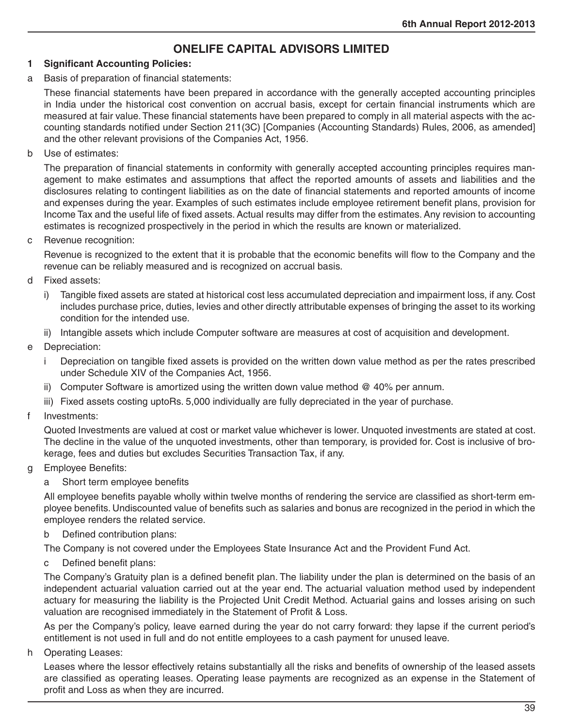# ONELIFE CAPITAL ADVISORS LIMITED

**1 Significant Accounting Policies:**

a Basis of preparation of financial statements:

These financial statements have been prepared in accordance with the generally accepted accounting principles in India under the historical cost convention on accrual basis, except for certain financial instruments which are measured at fair value. These financial statements have been prepared to comply in all material aspects with the accounting standards notified under Section 211(3C) [Companies (Accounting Standards) Rules, 2006, as amended] and the other relevant provisions of the Companies Act, 1956.

b Use of estimates:

The preparation of financial statements in conformity with generally accepted accounting principles requires management to make estimates and assumptions that affect the reported amounts of assets and liabilities and the disclosures relating to contingent liabilities as on the date of financial statements and reported amounts of income and expenses during the year. Examples of such estimates include employee retirement benefit plans, provision for Income Tax and the useful life of fixed assets. Actual results may differ from the estimates. Any revision to accounting estimates is recognized prospectively in the period in which the results are known or materialized.

c Revenue recognition:

Revenue is recognized to the extent that it is probable that the economic benefits will flow to the Company and the revenue can be reliably measured and is recognized on accrual basis.

d Fixed assets:

i) Tangible fixed assets are stated at historical cost less accumulated depreciation and impairment loss, if any. Cost includes purchase price, duties, levies and other directly attributable expenses of bringing the asset to its working condition for the intended use.

ii) Intangible assets which include Computer software are measures at cost of acquisition and development.

e Depreciation:

i Depreciation on tangible fixed assets is provided on the written down value method as per the rates prescribed under Schedule XIV of the Companies Act, 1956.

ii) Computer Software is amortized using the written down value method @ 40% per annum.

iii) Fixed assets costing uptoRs. 5,000 individually are fully depreciated in the year of purchase.

f Investments:

Quoted Investments are valued at cost or market value whichever is lower. Unquoted investments are stated at cost. The decline in the value of the unquoted investments, other than temporary, is provided for. Cost is inclusive of brokerage, fees and duties but excludes Securities Transaction Tax, if any.

g Employee Benefits:

a Short term employee benefits

All employee benefits payable wholly within twelve months of rendering the service are classified as short-term employee benefits. Undiscounted value of benefits such as salaries and bonus are recognized in the period in which the employee renders the related service.

b Defined contribution plans:

The Company is not covered under the Employees State Insurance Act and the Provident Fund Act.

c Defined benefit plans:

The Company's Gratuity plan is a defined benefit plan. The liability under the plan is determined on the basis of an independent actuarial valuation carried out at the year end. The actuarial valuation method used by independent actuary for measuring the liability is the Projected Unit Credit Method. Actuarial gains and losses arising on such valuation are recognised immediately in the Statement of Profit & Loss.

As per the Company's policy, leave earned during the year do not carry forward: they lapse if the current period's entitlement is not used in full and do not entitle employees to a cash payment for unused leave.

h Operating Leases:

Leases where the lessor effectively retains substantially all the risks and benefits of ownership of the leased assets are classified as operating leases. Operating lease payments are recognized as an expense in the Statement of profit and Loss as when they are incurred.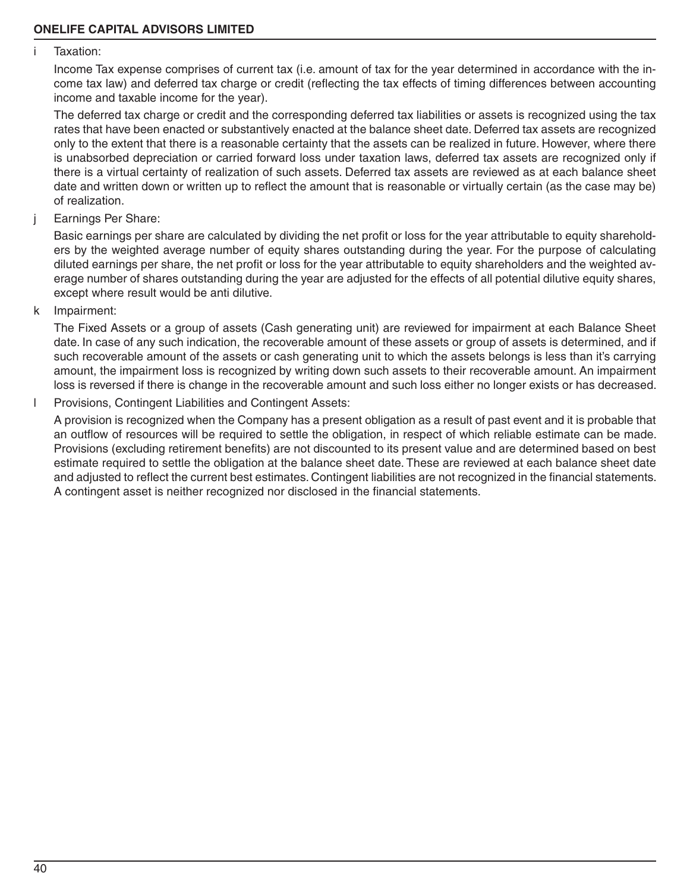i Taxation:

Income Tax expense comprises of current tax (i.e. amount of tax for the year determined in accordance with the income tax law) and deferred tax charge or credit (reflecting the tax effects of timing differences between accounting income and taxable income for the year).

The deferred tax charge or credit and the corresponding deferred tax liabilities or assets is recognized using the tax rates that have been enacted or substantively enacted at the balance sheet date. Deferred tax assets are recognized only to the extent that there is a reasonable certainty that the assets can be realized in future. However, where there is unabsorbed depreciation or carried forward loss under taxation laws, deferred tax assets are recognized only if there is a virtual certainty of realization of such assets. Deferred tax assets are reviewed as at each balance sheet date and written down or written up to reflect the amount that is reasonable or virtually certain (as the case may be) of realization.

j Earnings Per Share:

Basic earnings per share are calculated by dividing the net profit or loss for the year attributable to equity shareholders by the weighted average number of equity shares outstanding during the year. For the purpose of calculating diluted earnings per share, the net profit or loss for the year attributable to equity shareholders and the weighted average number of shares outstanding during the year are adjusted for the effects of all potential dilutive equity shares, except where result would be anti dilutive.

k Impairment:

The Fixed Assets or a group of assets (Cash generating unit) are reviewed for impairment at each Balance Sheet date. In case of any such indication, the recoverable amount of these assets or group of assets is determined, and if such recoverable amount of the assets or cash generating unit to which the assets belongs is less than it's carrying amount, the impairment loss is recognized by writing down such assets to their recoverable amount. An impairment loss is reversed if there is change in the recoverable amount and such loss either no longer exists or has decreased.

l Provisions, Contingent Liabilities and Contingent Assets:

A provision is recognized when the Company has a present obligation as a result of past event and it is probable that an outflow of resources will be required to settle the obligation, in respect of which reliable estimate can be made. Provisions (excluding retirement benefits) are not discounted to its present value and are determined based on best estimate required to settle the obligation at the balance sheet date. These are reviewed at each balance sheet date and adjusted to reflect the current best estimates. Contingent liabilities are not recognized in the financial statements. A contingent asset is neither recognized nor disclosed in the financial statements.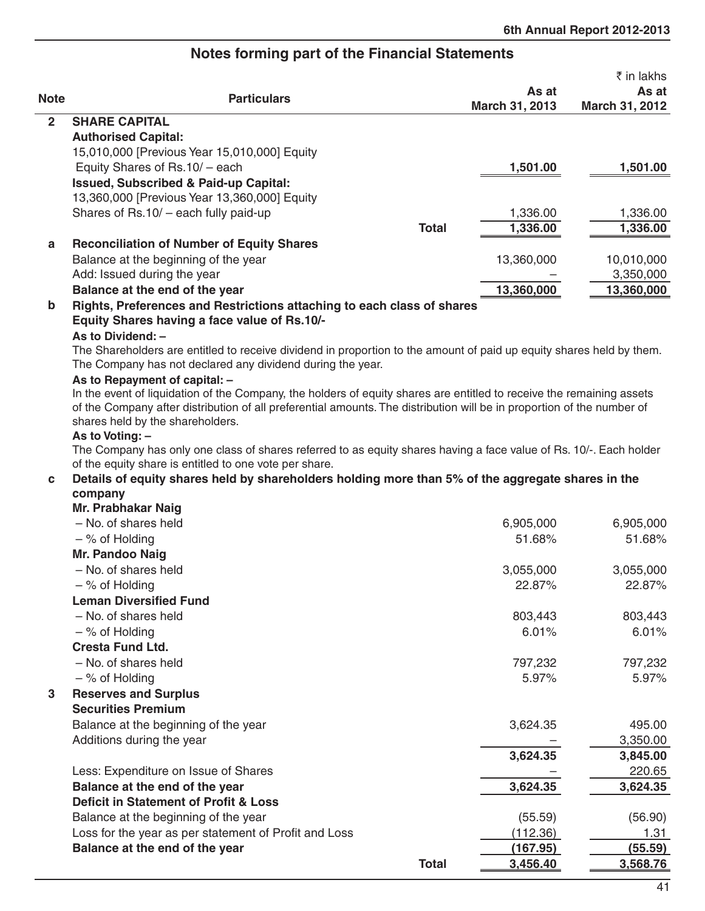## Notes forming part of the Financial Statements

₹ in lakhs

| Note | Particulars | | As at March 31, 2013 | As at March 31, 2012 |
|---|---|---|---|---|
| **2** | **SHARE CAPITAL** | | | |
| | **Authorised Capital:** | | | |
| | 15,010,000 [Previous Year 15,010,000] Equity Equity Shares of Rs.10/ – each | | **1,501.00** | **1,501.00** |
| | **Issued, Subscribed & Paid-up Capital:** | | | |
| | 13,360,000 [Previous Year 13,360,000] Equity Shares of Rs.10/ – each fully paid-up | | 1,336.00 | 1,336.00 |
| | | **Total** | **1,336.00** | **1,336.00** |
| **a** | **Reconciliation of Number of Equity Shares** | | | |
| | Balance at the beginning of the year | | 13,360,000 | 10,010,000 |
| | Add: Issued during the year | | – | 3,350,000 |
| | **Balance at the end of the year** | | **13,360,000** | **13,360,000** |

**b** **Rights, Preferences and Restrictions attaching to each class of shares**

**Equity Shares having a face value of Rs.10/-**

**As to Dividend: –**

The Shareholders are entitled to receive dividend in proportion to the amount of paid up equity shares held by them. The Company has not declared any dividend during the year.

**As to Repayment of capital: –**

In the event of liquidation of the Company, the holders of equity shares are entitled to receive the remaining assets of the Company after distribution of all preferential amounts. The distribution will be in proportion of the number of shares held by the shareholders.

**As to Voting: –**

The Company has only one class of shares referred to as equity shares having a face value of Rs. 10/-. Each holder of the equity share is entitled to one vote per share.

| Note | Particulars | | As at March 31, 2013 | As at March 31, 2012 |
|---|---|---|---|---|
| **c** | **Details of equity shares held by shareholders holding more than 5% of the aggregate shares in the company** | | | |
| | **Mr. Prabhakar Naig** | | | |
| | – No. of shares held | | 6,905,000 | 6,905,000 |
| | – % of Holding | | 51.68% | 51.68% |
| | **Mr. Pandoo Naig** | | | |
| | – No. of shares held | | 3,055,000 | 3,055,000 |
| | – % of Holding | | 22.87% | 22.87% |
| | **Leman Diversified Fund** | | | |
| | – No. of shares held | | 803,443 | 803,443 |
| | – % of Holding | | 6.01% | 6.01% |
| | **Cresta Fund Ltd.** | | | |
| | – No. of shares held | | 797,232 | 797,232 |
| | – % of Holding | | 5.97% | 5.97% |
| **3** | **Reserves and Surplus** | | | |
| | **Securities Premium** | | | |
| | Balance at the beginning of the year | | 3,624.35 | 495.00 |
| | Additions during the year | | – | 3,350.00 |
| | | | **3,624.35** | **3,845.00** |
| | Less: Expenditure on Issue of Shares | | – | 220.65 |
| | **Balance at the end of the year** | | **3,624.35** | **3,624.35** |
| | **Deficit in Statement of Profit & Loss** | | | |
| | Balance at the beginning of the year | | (55.59) | (56.90) |
| | Loss for the year as per statement of Profit and Loss | | (112.36) | 1.31 |
| | **Balance at the end of the year** | | **(167.95)** | **(55.59)** |
| | | **Total** | **3,456.40** | **3,568.76** |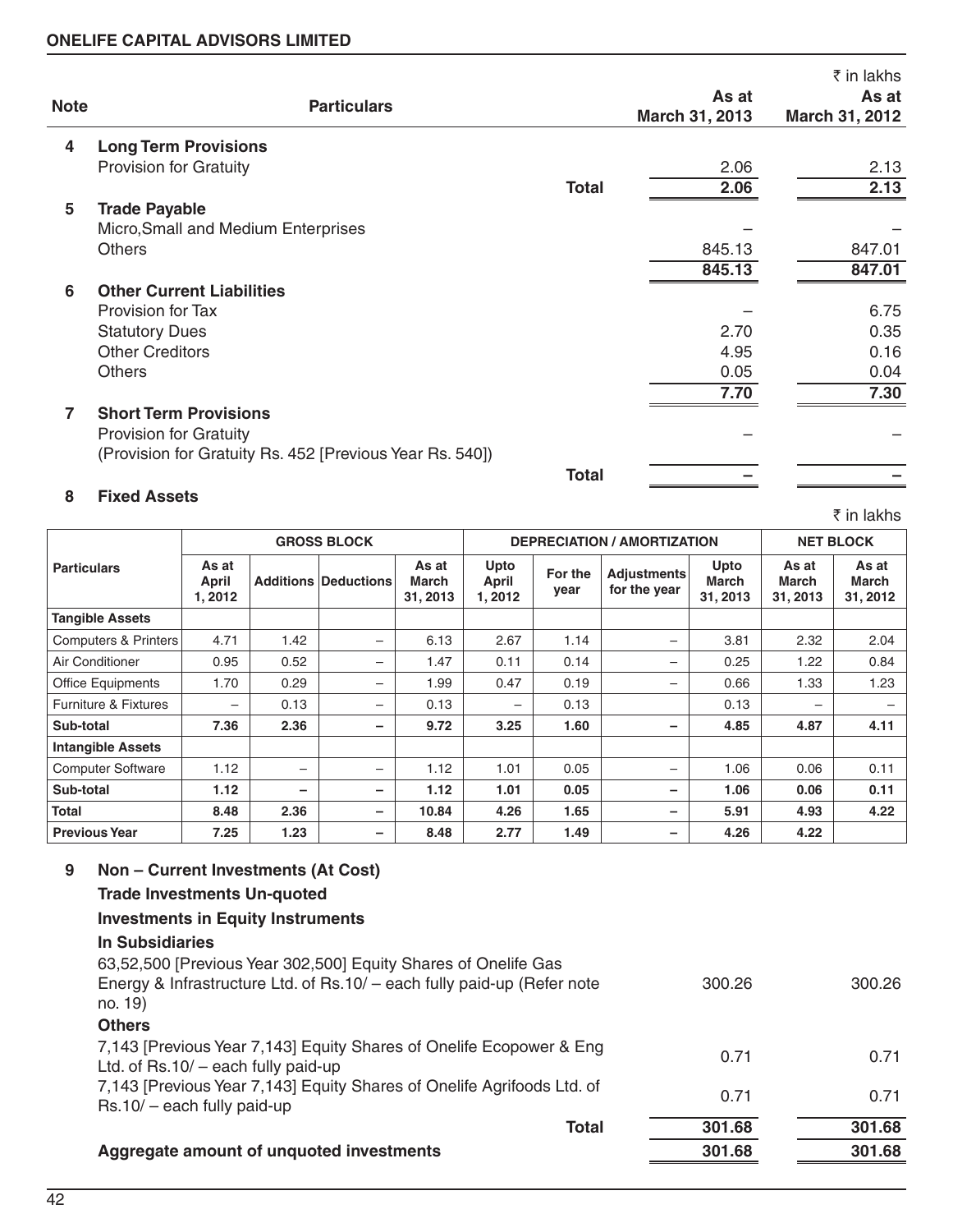₹ in lakhs

| Note | Particulars | | As at March 31, 2013 | As at March 31, 2012 |
|---|---|---|---|---|
| **4** | **Long Term Provisions** | | | |
| | Provision for Gratuity | | 2.06 | 2.13 |
| | | **Total** | **2.06** | **2.13** |
| **5** | **Trade Payable** | | | |
| | Micro,Small and Medium Enterprises | | – | – |
| | Others | | 845.13 | 847.01 |
| | | | **845.13** | **847.01** |
| **6** | **Other Current Liabilities** | | | |
| | Provision for Tax | | – | 6.75 |
| | Statutory Dues | | 2.70 | 0.35 |
| | Other Creditors | | 4.95 | 0.16 |
| | Others | | 0.05 | 0.04 |
| | | | **7.70** | **7.30** |
| **7** | **Short Term Provisions** | | | |
| | Provision for Gratuity | | – | – |
| | (Provision for Gratuity Rs. 452 [Previous Year Rs. 540]) | | | |
| | | **Total** | **–** | **–** |

**8 Fixed Assets**

₹ in lakhs

| Particulars | GROSS BLOCK | | | | DEPRECIATION / AMORTIZATION | | | | NET BLOCK | |
|---|---|---|---|---|---|---|---|---|---|---|
| | As at April 1, 2012 | Additions | Deductions | As at March 31, 2013 | Upto April 1, 2012 | For the year | Adjustments for the year | Upto March 31, 2013 | As at March 31, 2013 | As at March 31, 2012 |
| **Tangible Assets** | | | | | | | | | | |
| Computers & Printers | 4.71 | 1.42 | – | 6.13 | 2.67 | 1.14 | – | 3.81 | 2.32 | 2.04 |
| Air Conditioner | 0.95 | 0.52 | – | 1.47 | 0.11 | 0.14 | – | 0.25 | 1.22 | 0.84 |
| Office Equipments | 1.70 | 0.29 | – | 1.99 | 0.47 | 0.19 | – | 0.66 | 1.33 | 1.23 |
| Furniture & Fixtures | – | 0.13 | – | 0.13 | – | 0.13 | | 0.13 | – | – |
| **Sub-total** | **7.36** | **2.36** | **–** | **9.72** | **3.25** | **1.60** | **–** | **4.85** | **4.87** | **4.11** |
| **Intangible Assets** | | | | | | | | | | |
| Computer Software | 1.12 | – | – | 1.12 | 1.01 | 0.05 | – | 1.06 | 0.06 | 0.11 |
| **Sub-total** | **1.12** | **–** | **–** | **1.12** | **1.01** | **0.05** | **–** | **1.06** | **0.06** | **0.11** |
| **Total** | **8.48** | **2.36** | **–** | **10.84** | **4.26** | **1.65** | **–** | **5.91** | **4.93** | **4.22** |
| **Previous Year** | **7.25** | **1.23** | **–** | **8.48** | **2.77** | **1.49** | **–** | **4.26** | **4.22** | |

| Note | Particulars | | As at March 31, 2013 | As at March 31, 2012 |
|---|---|---|---|---|
| **9** | **Non – Current Investments (At Cost)** | | | |
| | **Trade Investments Un-quoted** | | | |
| | **Investments in Equity Instruments** | | | |
| | **In Subsidiaries** | | | |
| | 63,52,500 [Previous Year 302,500] Equity Shares of Onelife Gas Energy & Infrastructure Ltd. of Rs.10/ – each fully paid-up (Refer note no. 19) | | 300.26 | 300.26 |
| | **Others** | | | |
| | 7,143 [Previous Year 7,143] Equity Shares of Onelife Ecopower & Eng Ltd. of Rs.10/ – each fully paid-up | | 0.71 | 0.71 |
| | 7,143 [Previous Year 7,143] Equity Shares of Onelife Agrifoods Ltd. of Rs.10/ – each fully paid-up | | 0.71 | 0.71 |
| | | **Total** | **301.68** | **301.68** |
| | **Aggregate amount of unquoted investments** | | **301.68** | **301.68** |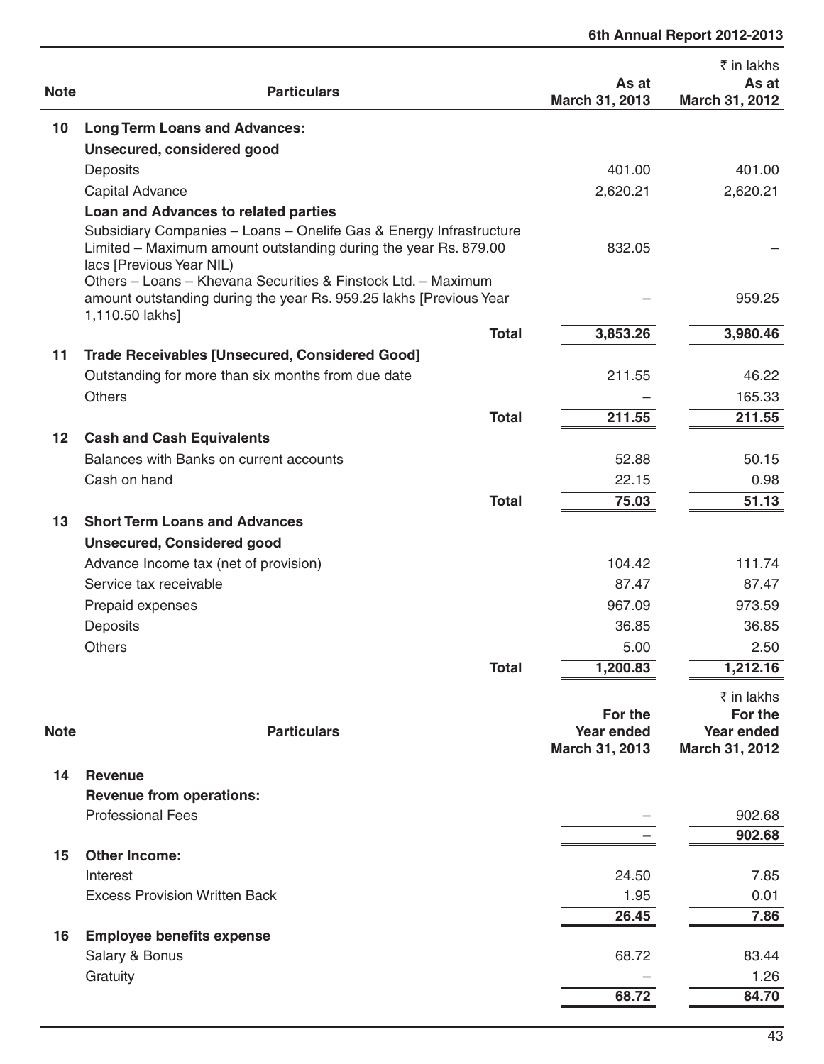₹ in lakhs

| Note | Particulars | As at March 31, 2013 | As at March 31, 2012 |
|---|---|---|---|
| 10 | **Long Term Loans and Advances:** | | |
| | **Unsecured, considered good** | | |
| | Deposits | 401.00 | 401.00 |
| | Capital Advance | 2,620.21 | 2,620.21 |
| | **Loan and Advances to related parties** | | |
| | Subsidiary Companies – Loans – Onelife Gas & Energy Infrastructure Limited – Maximum amount outstanding during the year Rs. 879.00 lacs [Previous Year NIL) | 832.05 | – |
| | Others – Loans – Khevana Securities & Finstock Ltd. – Maximum amount outstanding during the year Rs. 959.25 lakhs [Previous Year 1,110.50 lakhs] | – | 959.25 |
| | **Total** | 3,853.26 | 3,980.46 |
| 11 | **Trade Receivables [Unsecured, Considered Good]** | | |
| | Outstanding for more than six months from due date | 211.55 | 46.22 |
| | Others | – | 165.33 |
| | **Total** | 211.55 | 211.55 |
| 12 | **Cash and Cash Equivalents** | | |
| | Balances with Banks on current accounts | 52.88 | 50.15 |
| | Cash on hand | 22.15 | 0.98 |
| | **Total** | 75.03 | 51.13 |
| 13 | **Short Term Loans and Advances** | | |
| | **Unsecured, Considered good** | | |
| | Advance Income tax (net of provision) | 104.42 | 111.74 |
| | Service tax receivable | 87.47 | 87.47 |
| | Prepaid expenses | 967.09 | 973.59 |
| | Deposits | 36.85 | 36.85 |
| | Others | 5.00 | 2.50 |
| | **Total** | 1,200.83 | 1,212.16 |

₹ in lakhs

| Note | Particulars | For the Year ended March 31, 2013 | For the Year ended March 31, 2012 |
|---|---|---|---|
| 14 | **Revenue** | | |
| | **Revenue from operations:** | | |
| | Professional Fees | – | 902.68 |
| | | **–** | **902.68** |
| 15 | **Other Income:** | | |
| | Interest | 24.50 | 7.85 |
| | Excess Provision Written Back | 1.95 | 0.01 |
| | | **26.45** | **7.86** |
| 16 | **Employee benefits expense** | | |
| | Salary & Bonus | 68.72 | 83.44 |
| | Gratuity | – | 1.26 |
| | | **68.72** | **84.70** |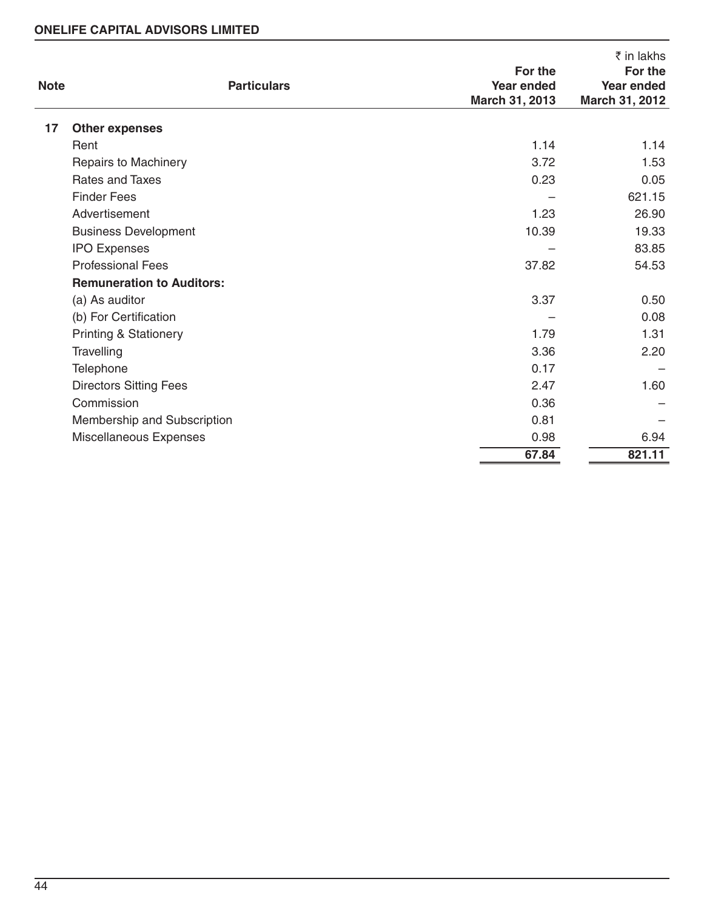₹ in lakhs

| Note | Particulars | For the Year ended March 31, 2013 | For the Year ended March 31, 2012 |
|---|---|---|---|
| 17 | **Other expenses** | | |
| | Rent | 1.14 | 1.14 |
| | Repairs to Machinery | 3.72 | 1.53 |
| | Rates and Taxes | 0.23 | 0.05 |
| | Finder Fees | – | 621.15 |
| | Advertisement | 1.23 | 26.90 |
| | Business Development | 10.39 | 19.33 |
| | IPO Expenses | – | 83.85 |
| | Professional Fees | 37.82 | 54.53 |
| | **Remuneration to Auditors:** | | |
| | (a) As auditor | 3.37 | 0.50 |
| | (b) For Certification | – | 0.08 |
| | Printing & Stationery | 1.79 | 1.31 |
| | Travelling | 3.36 | 2.20 |
| | Telephone | 0.17 | – |
| | Directors Sitting Fees | 2.47 | 1.60 |
| | Commission | 0.36 | – |
| | Membership and Subscription | 0.81 | – |
| | Miscellaneous Expenses | 0.98 | 6.94 |
| | | **67.84** | **821.11** |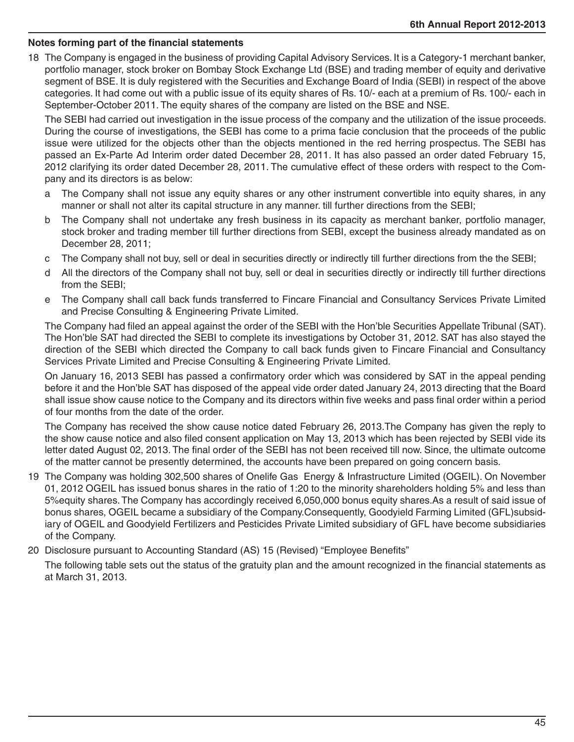**Notes forming part of the financial statements**

18 The Company is engaged in the business of providing Capital Advisory Services. It is a Category-1 merchant banker, portfolio manager, stock broker on Bombay Stock Exchange Ltd (BSE) and trading member of equity and derivative segment of BSE. It is duly registered with the Securities and Exchange Board of India (SEBI) in respect of the above categories. It had come out with a public issue of its equity shares of Rs. 10/- each at a premium of Rs. 100/- each in September-October 2011. The equity shares of the company are listed on the BSE and NSE.

   The SEBI had carried out investigation in the issue process of the company and the utilization of the issue proceeds. During the course of investigations, the SEBI has come to a prima facie conclusion that the proceeds of the public issue were utilized for the objects other than the objects mentioned in the red herring prospectus. The SEBI has passed an Ex-Parte Ad Interim order dated December 28, 2011. It has also passed an order dated February 15, 2012 clarifying its order dated December 28, 2011. The cumulative effect of these orders with respect to the Company and its directors is as below:

   a The Company shall not issue any equity shares or any other instrument convertible into equity shares, in any manner or shall not alter its capital structure in any manner. till further directions from the SEBI;

   b The Company shall not undertake any fresh business in its capacity as merchant banker, portfolio manager, stock broker and trading member till further directions from SEBI, except the business already mandated as on December 28, 2011;

   c The Company shall not buy, sell or deal in securities directly or indirectly till further directions from the the SEBI;

   d All the directors of the Company shall not buy, sell or deal in securities directly or indirectly till further directions from the SEBI;

   e The Company shall call back funds transferred to Fincare Financial and Consultancy Services Private Limited and Precise Consulting & Engineering Private Limited.

   The Company had filed an appeal against the order of the SEBI with the Hon'ble Securities Appellate Tribunal (SAT). The Hon'ble SAT had directed the SEBI to complete its investigations by October 31, 2012. SAT has also stayed the direction of the SEBI which directed the Company to call back funds given to Fincare Financial and Consultancy Services Private Limited and Precise Consulting & Engineering Private Limited.

   On January 16, 2013 SEBI has passed a confirmatory order which was considered by SAT in the appeal pending before it and the Hon'ble SAT has disposed of the appeal vide order dated January 24, 2013 directing that the Board shall issue show cause notice to the Company and its directors within five weeks and pass final order within a period of four months from the date of the order.

   The Company has received the show cause notice dated February 26, 2013.The Company has given the reply to the show cause notice and also filed consent application on May 13, 2013 which has been rejected by SEBI vide its letter dated August 02, 2013. The final order of the SEBI has not been received till now. Since, the ultimate outcome of the matter cannot be presently determined, the accounts have been prepared on going concern basis.

19 The Company was holding 302,500 shares of Onelife Gas Energy & Infrastructure Limited (OGEIL). On November 01, 2012 OGEIL has issued bonus shares in the ratio of 1:20 to the minority shareholders holding 5% and less than 5%equity shares. The Company has accordingly received 6,050,000 bonus equity shares.As a result of said issue of bonus shares, OGEIL became a subsidiary of the Company.Consequently, Goodyield Farming Limited (GFL)subsidiary of OGEIL and Goodyield Fertilizers and Pesticides Private Limited subsidiary of GFL have become subsidiaries of the Company.

20 Disclosure pursuant to Accounting Standard (AS) 15 (Revised) "Employee Benefits"

   The following table sets out the status of the gratuity plan and the amount recognized in the financial statements as at March 31, 2013.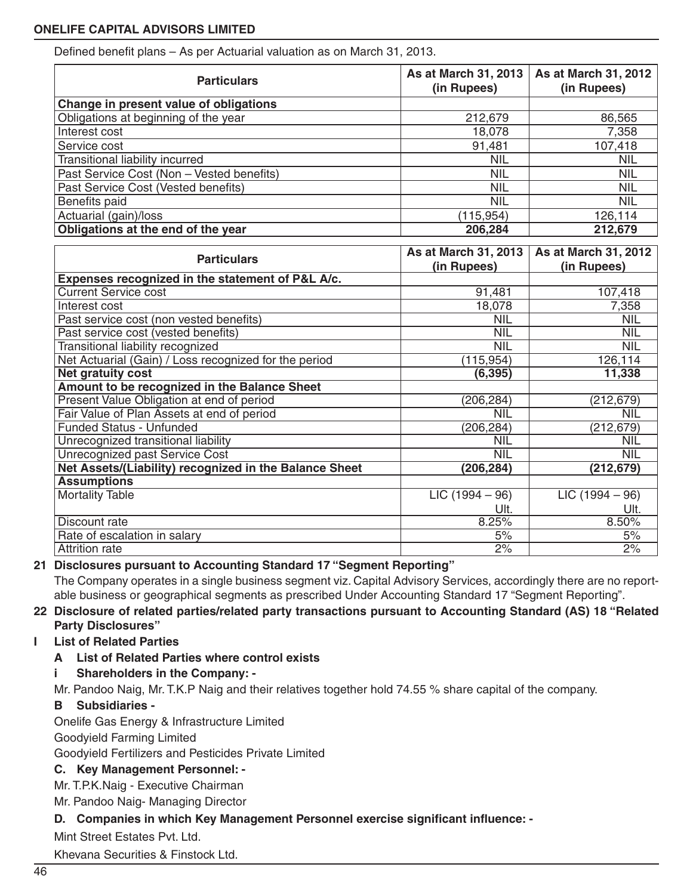Defined benefit plans – As per Actuarial valuation as on March 31, 2013.

| Particulars | As at March 31, 2013 (in Rupees) | As at March 31, 2012 (in Rupees) |
|---|---|---|
| **Change in present value of obligations** | | |
| Obligations at beginning of the year | 212,679 | 86,565 |
| Interest cost | 18,078 | 7,358 |
| Service cost | 91,481 | 107,418 |
| Transitional liability incurred | NIL | NIL |
| Past Service Cost (Non – Vested benefits) | NIL | NIL |
| Past Service Cost (Vested benefits) | NIL | NIL |
| Benefits paid | NIL | NIL |
| Actuarial (gain)/loss | (115,954) | 126,114 |
| **Obligations at the end of the year** | **206,284** | **212,679** |

| Particulars | As at March 31, 2013 (in Rupees) | As at March 31, 2012 (in Rupees) |
|---|---|---|
| **Expenses recognized in the statement of P&L A/c.** | | |
| Current Service cost | 91,481 | 107,418 |
| Interest cost | 18,078 | 7,358 |
| Past service cost (non vested benefits) | NIL | NIL |
| Past service cost (vested benefits) | NIL | NIL |
| Transitional liability recognized | NIL | NIL |
| Net Actuarial (Gain) / Loss recognized for the period | (115,954) | 126,114 |
| **Net gratuity cost** | **(6,395)** | **11,338** |
| **Amount to be recognized in the Balance Sheet** | | |
| Present Value Obligation at end of period | (206,284) | (212,679) |
| Fair Value of Plan Assets at end of period | NIL | NIL |
| Funded Status - Unfunded | (206,284) | (212,679) |
| Unrecognized transitional liability | NIL | NIL |
| Unrecognized past Service Cost | NIL | NIL |
| **Net Assets/(Liability) recognized in the Balance Sheet** | **(206,284)** | **(212,679)** |
| **Assumptions** | | |
| Mortality Table | LIC (1994 – 96) Ult. | LIC (1994 – 96) Ult. |
| Discount rate | 8.25% | 8.50% |
| Rate of escalation in salary | 5% | 5% |
| Attrition rate | 2% | 2% |

**21 Disclosures pursuant to Accounting Standard 17 "Segment Reporting"**

The Company operates in a single business segment viz. Capital Advisory Services, accordingly there are no reportable business or geographical segments as prescribed Under Accounting Standard 17 "Segment Reporting".

**22 Disclosure of related parties/related party transactions pursuant to Accounting Standard (AS) 18 "Related Party Disclosures"**

**I List of Related Parties**

**A List of Related Parties where control exists**

**i Shareholders in the Company: -**

Mr. Pandoo Naig, Mr. T.K.P Naig and their relatives together hold 74.55 % share capital of the company.

**B Subsidiaries -**

Onelife Gas Energy & Infrastructure Limited

Goodyield Farming Limited

Goodyield Fertilizers and Pesticides Private Limited

**C. Key Management Personnel: -**

Mr. T.P.K.Naig - Executive Chairman

Mr. Pandoo Naig- Managing Director

**D. Companies in which Key Management Personnel exercise significant influence: -**

Mint Street Estates Pvt. Ltd.

Khevana Securities & Finstock Ltd.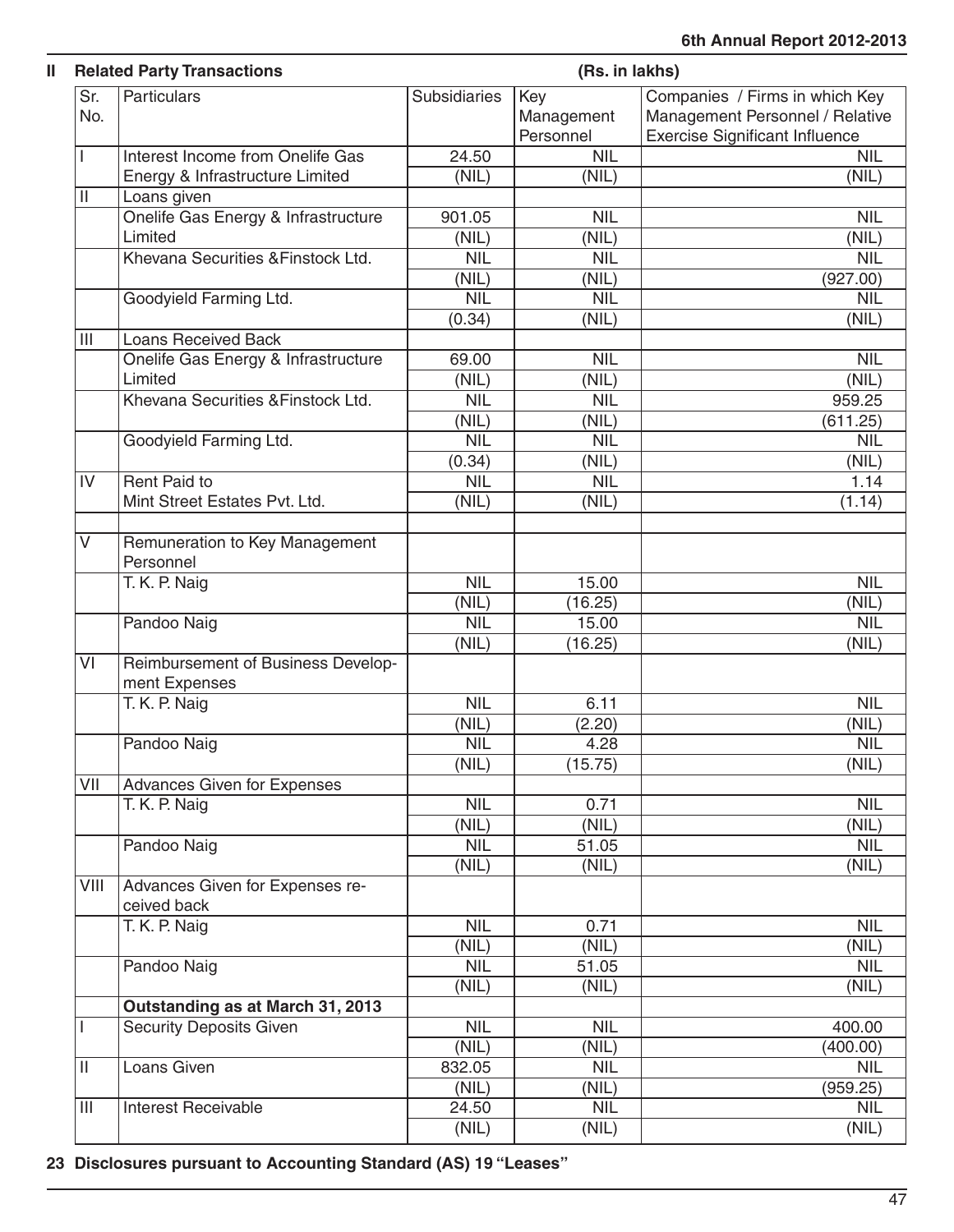## II Related Party Transactions

(Rs. in lakhs)

| Sr. No. | Particulars | Subsidiaries | Key Management Personnel | Companies / Firms in which Key Management Personnel / Relative Exercise Significant Influence |
|---|---|---|---|---|
| I | Interest Income from Onelife Gas Energy & Infrastructure Limited | 24.50 | NIL | NIL |
| | | (NIL) | (NIL) | (NIL) |
| II | Loans given | | | |
| | Onelife Gas Energy & Infrastructure Limited | 901.05 | NIL | NIL |
| | | (NIL) | (NIL) | (NIL) |
| | Khevana Securities &Finstock Ltd. | NIL | NIL | NIL |
| | | (NIL) | (NIL) | (927.00) |
| | Goodyield Farming Ltd. | NIL | NIL | NIL |
| | | (0.34) | (NIL) | (NIL) |
| III | Loans Received Back | | | |
| | Onelife Gas Energy & Infrastructure Limited | 69.00 | NIL | NIL |
| | | (NIL) | (NIL) | (NIL) |
| | Khevana Securities &Finstock Ltd. | NIL | NIL | 959.25 |
| | | (NIL) | (NIL) | (611.25) |
| | Goodyield Farming Ltd. | NIL | NIL | NIL |
| | | (0.34) | (NIL) | (NIL) |
| IV | Rent Paid to Mint Street Estates Pvt. Ltd. | NIL | NIL | 1.14 |
| | | (NIL) | (NIL) | (1.14) |
| | | | | |
| V | Remuneration to Key Management Personnel | | | |
| | T. K. P. Naig | NIL | 15.00 | NIL |
| | | (NIL) | (16.25) | (NIL) |
| | Pandoo Naig | NIL | 15.00 | NIL |
| | | (NIL) | (16.25) | (NIL) |
| VI | Reimbursement of Business Development Expenses | | | |
| | T. K. P. Naig | NIL | 6.11 | NIL |
| | | (NIL) | (2.20) | (NIL) |
| | Pandoo Naig | NIL | 4.28 | NIL |
| | | (NIL) | (15.75) | (NIL) |
| VII | Advances Given for Expenses | | | |
| | T. K. P. Naig | NIL | 0.71 | NIL |
| | | (NIL) | (NIL) | (NIL) |
| | Pandoo Naig | NIL | 51.05 | NIL |
| | | (NIL) | (NIL) | (NIL) |
| VIII | Advances Given for Expenses received back | | | |
| | T. K. P. Naig | NIL | 0.71 | NIL |
| | | (NIL) | (NIL) | (NIL) |
| | Pandoo Naig | NIL | 51.05 | NIL |
| | | (NIL) | (NIL) | (NIL) |
| | **Outstanding as at March 31, 2013** | | | |
| I | Security Deposits Given | NIL | NIL | 400.00 |
| | | (NIL) | (NIL) | (400.00) |
| II | Loans Given | 832.05 | NIL | NIL |
| | | (NIL) | (NIL) | (959.25) |
| III | Interest Receivable | 24.50 | NIL | NIL |
| | | (NIL) | (NIL) | (NIL) |

## 23 Disclosures pursuant to Accounting Standard (AS) 19 "Leases"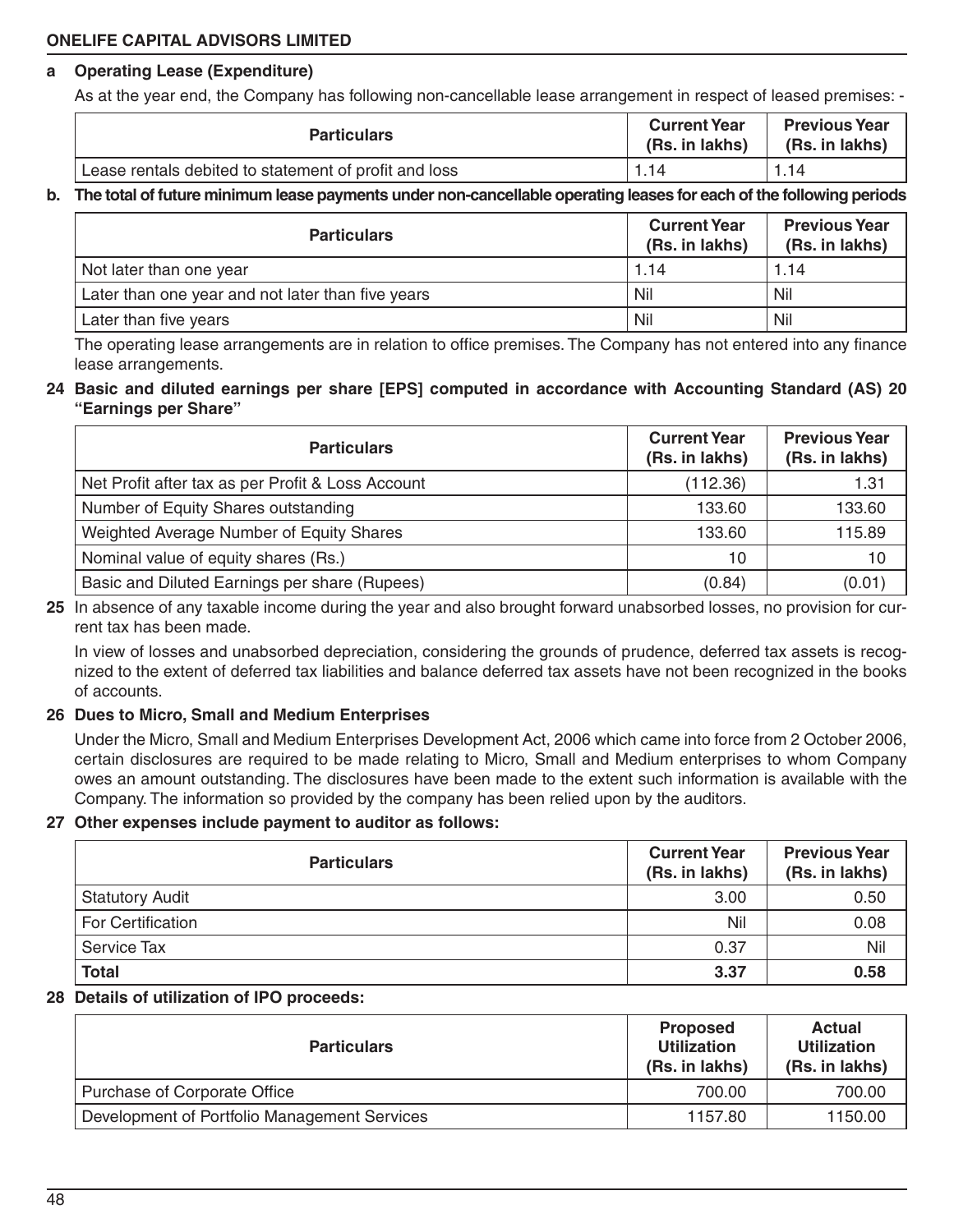**a Operating Lease (Expenditure)**

As at the year end, the Company has following non-cancellable lease arrangement in respect of leased premises: -

| Particulars | Current Year (Rs. in lakhs) | Previous Year (Rs. in lakhs) |
|---|---|---|
| Lease rentals debited to statement of profit and loss | 1.14 | 1.14 |

**b. The total of future minimum lease payments under non-cancellable operating leases for each of the following periods**

| Particulars | Current Year (Rs. in lakhs) | Previous Year (Rs. in lakhs) |
|---|---|---|
| Not later than one year | 1.14 | 1.14 |
| Later than one year and not later than five years | Nil | Nil |
| Later than five years | Nil | Nil |

The operating lease arrangements are in relation to office premises. The Company has not entered into any finance lease arrangements.

**24 Basic and diluted earnings per share [EPS] computed in accordance with Accounting Standard (AS) 20 "Earnings per Share"**

| Particulars | Current Year (Rs. in lakhs) | Previous Year (Rs. in lakhs) |
|---|---|---|
| Net Profit after tax as per Profit & Loss Account | (112.36) | 1.31 |
| Number of Equity Shares outstanding | 133.60 | 133.60 |
| Weighted Average Number of Equity Shares | 133.60 | 115.89 |
| Nominal value of equity shares (Rs.) | 10 | 10 |
| Basic and Diluted Earnings per share (Rupees) | (0.84) | (0.01) |

**25** In absence of any taxable income during the year and also brought forward unabsorbed losses, no provision for current tax has been made.

In view of losses and unabsorbed depreciation, considering the grounds of prudence, deferred tax assets is recognized to the extent of deferred tax liabilities and balance deferred tax assets have not been recognized in the books of accounts.

**26 Dues to Micro, Small and Medium Enterprises**

Under the Micro, Small and Medium Enterprises Development Act, 2006 which came into force from 2 October 2006, certain disclosures are required to be made relating to Micro, Small and Medium enterprises to whom Company owes an amount outstanding. The disclosures have been made to the extent such information is available with the Company. The information so provided by the company has been relied upon by the auditors.

**27 Other expenses include payment to auditor as follows:**

| Particulars | Current Year (Rs. in lakhs) | Previous Year (Rs. in lakhs) |
|---|---|---|
| Statutory Audit | 3.00 | 0.50 |
| For Certification | Nil | 0.08 |
| Service Tax | 0.37 | Nil |
| **Total** | **3.37** | **0.58** |

**28 Details of utilization of IPO proceeds:**

| Particulars | Proposed Utilization (Rs. in lakhs) | Actual Utilization (Rs. in lakhs) |
|---|---|---|
| Purchase of Corporate Office | 700.00 | 700.00 |
| Development of Portfolio Management Services | 1157.80 | 1150.00 |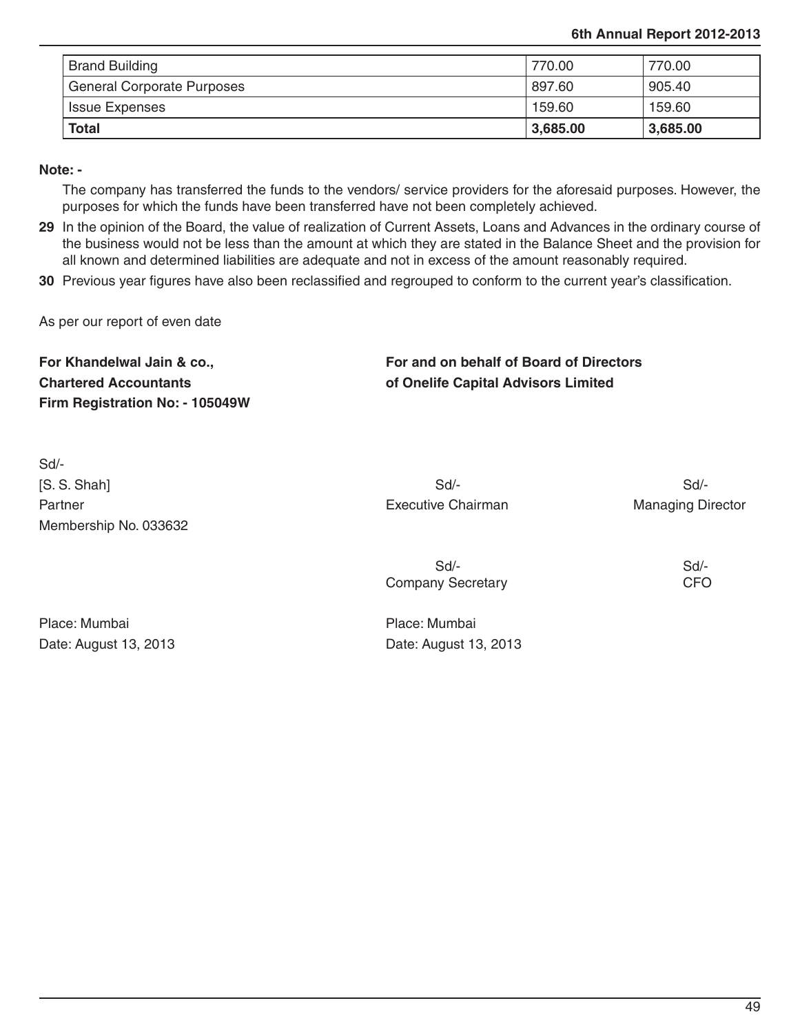| Brand Building | 770.00 | 770.00 |
|---|---|---|
| General Corporate Purposes | 897.60 | 905.40 |
| Issue Expenses | 159.60 | 159.60 |
| **Total** | **3,685.00** | **3,685.00** |

**Note: -**

The company has transferred the funds to the vendors/ service providers for the aforesaid purposes. However, the purposes for which the funds have been transferred have not been completely achieved.

**29** In the opinion of the Board, the value of realization of Current Assets, Loans and Advances in the ordinary course of the business would not be less than the amount at which they are stated in the Balance Sheet and the provision for all known and determined liabilities are adequate and not in excess of the amount reasonably required.

**30** Previous year figures have also been reclassified and regrouped to conform to the current year's classification.

As per our report of even date

**For Khandelwal Jain & co.,**
**Chartered Accountants**
**Firm Registration No: - 105049W**

Sd/-
[S. S. Shah]
Partner
Membership No. 033632

Place: Mumbai
Date: August 13, 2013

**For and on behalf of Board of Directors**
**of Onelife Capital Advisors Limited**

Sd/-
Executive Chairman

Sd/-
Managing Director

Sd/-
Company Secretary

Sd/-
CFO

Place: Mumbai
Date: August 13, 2013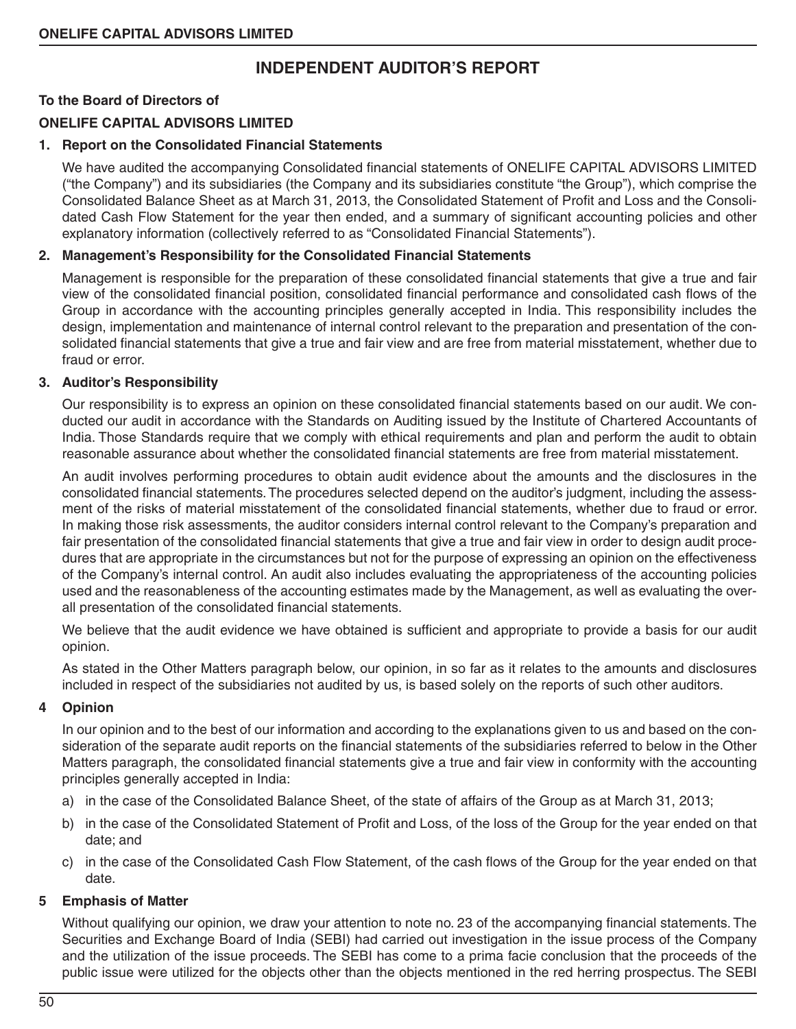# INDEPENDENT AUDITOR'S REPORT

**To the Board of Directors of**

**ONELIFE CAPITAL ADVISORS LIMITED**

**1. Report on the Consolidated Financial Statements**

We have audited the accompanying Consolidated financial statements of ONELIFE CAPITAL ADVISORS LIMITED ("the Company") and its subsidiaries (the Company and its subsidiaries constitute "the Group"), which comprise the Consolidated Balance Sheet as at March 31, 2013, the Consolidated Statement of Profit and Loss and the Consolidated Cash Flow Statement for the year then ended, and a summary of significant accounting policies and other explanatory information (collectively referred to as "Consolidated Financial Statements").

**2. Management's Responsibility for the Consolidated Financial Statements**

Management is responsible for the preparation of these consolidated financial statements that give a true and fair view of the consolidated financial position, consolidated financial performance and consolidated cash flows of the Group in accordance with the accounting principles generally accepted in India. This responsibility includes the design, implementation and maintenance of internal control relevant to the preparation and presentation of the consolidated financial statements that give a true and fair view and are free from material misstatement, whether due to fraud or error.

**3. Auditor's Responsibility**

Our responsibility is to express an opinion on these consolidated financial statements based on our audit. We conducted our audit in accordance with the Standards on Auditing issued by the Institute of Chartered Accountants of India. Those Standards require that we comply with ethical requirements and plan and perform the audit to obtain reasonable assurance about whether the consolidated financial statements are free from material misstatement.

An audit involves performing procedures to obtain audit evidence about the amounts and the disclosures in the consolidated financial statements. The procedures selected depend on the auditor's judgment, including the assessment of the risks of material misstatement of the consolidated financial statements, whether due to fraud or error. In making those risk assessments, the auditor considers internal control relevant to the Company's preparation and fair presentation of the consolidated financial statements that give a true and fair view in order to design audit procedures that are appropriate in the circumstances but not for the purpose of expressing an opinion on the effectiveness of the Company's internal control. An audit also includes evaluating the appropriateness of the accounting policies used and the reasonableness of the accounting estimates made by the Management, as well as evaluating the overall presentation of the consolidated financial statements.

We believe that the audit evidence we have obtained is sufficient and appropriate to provide a basis for our audit opinion.

As stated in the Other Matters paragraph below, our opinion, in so far as it relates to the amounts and disclosures included in respect of the subsidiaries not audited by us, is based solely on the reports of such other auditors.

**4 Opinion**

In our opinion and to the best of our information and according to the explanations given to us and based on the consideration of the separate audit reports on the financial statements of the subsidiaries referred to below in the Other Matters paragraph, the consolidated financial statements give a true and fair view in conformity with the accounting principles generally accepted in India:

a) in the case of the Consolidated Balance Sheet, of the state of affairs of the Group as at March 31, 2013;

b) in the case of the Consolidated Statement of Profit and Loss, of the loss of the Group for the year ended on that date; and

c) in the case of the Consolidated Cash Flow Statement, of the cash flows of the Group for the year ended on that date.

**5 Emphasis of Matter**

Without qualifying our opinion, we draw your attention to note no. 23 of the accompanying financial statements. The Securities and Exchange Board of India (SEBI) had carried out investigation in the issue process of the Company and the utilization of the issue proceeds. The SEBI has come to a prima facie conclusion that the proceeds of the public issue were utilized for the objects other than the objects mentioned in the red herring prospectus. The SEBI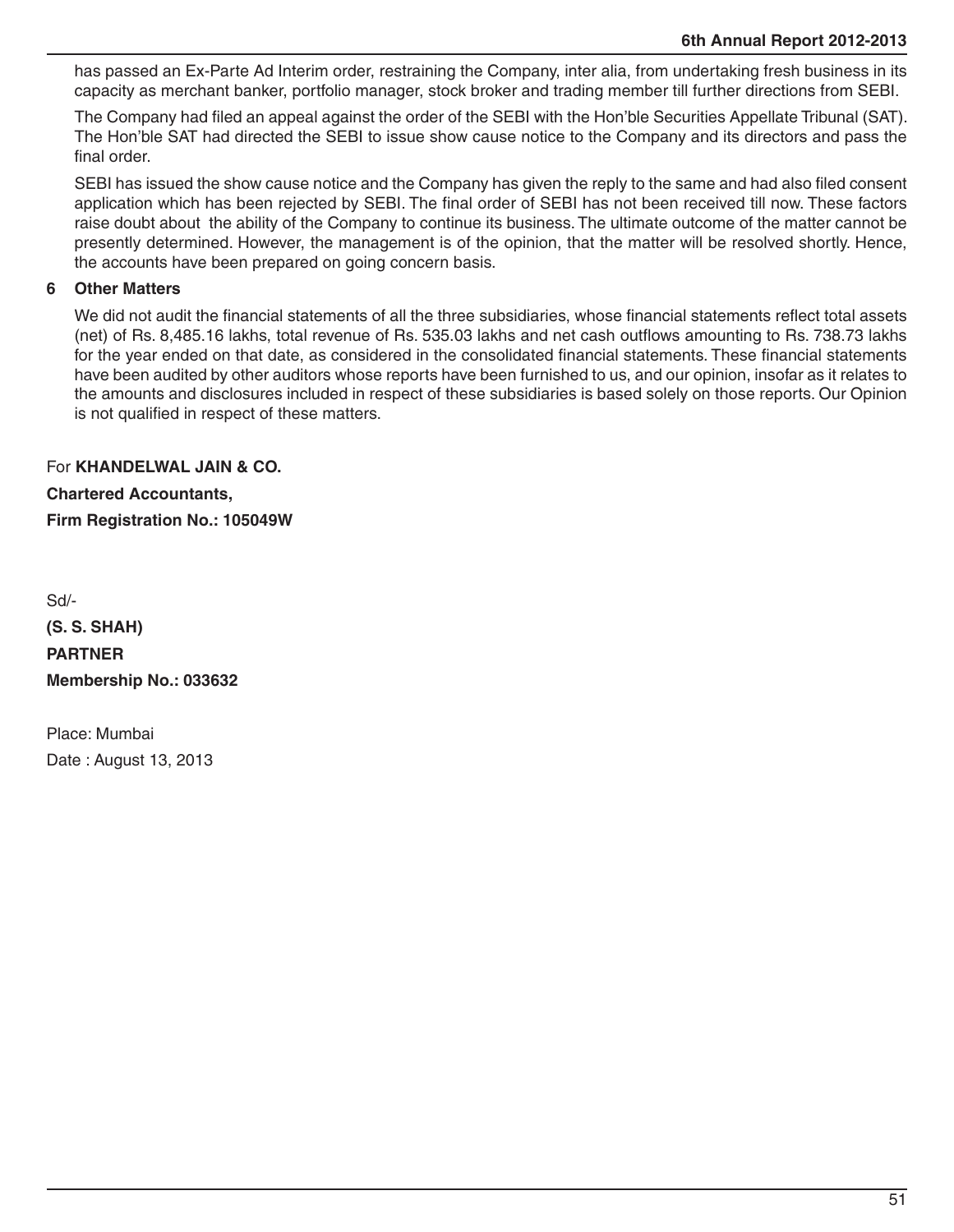has passed an Ex-Parte Ad Interim order, restraining the Company, inter alia, from undertaking fresh business in its capacity as merchant banker, portfolio manager, stock broker and trading member till further directions from SEBI.

The Company had filed an appeal against the order of the SEBI with the Hon'ble Securities Appellate Tribunal (SAT). The Hon'ble SAT had directed the SEBI to issue show cause notice to the Company and its directors and pass the final order.

SEBI has issued the show cause notice and the Company has given the reply to the same and had also filed consent application which has been rejected by SEBI. The final order of SEBI has not been received till now. These factors raise doubt about the ability of the Company to continue its business. The ultimate outcome of the matter cannot be presently determined. However, the management is of the opinion, that the matter will be resolved shortly. Hence, the accounts have been prepared on going concern basis.

### 6 Other Matters

We did not audit the financial statements of all the three subsidiaries, whose financial statements reflect total assets (net) of Rs. 8,485.16 lakhs, total revenue of Rs. 535.03 lakhs and net cash outflows amounting to Rs. 738.73 lakhs for the year ended on that date, as considered in the consolidated financial statements. These financial statements have been audited by other auditors whose reports have been furnished to us, and our opinion, insofar as it relates to the amounts and disclosures included in respect of these subsidiaries is based solely on those reports. Our Opinion is not qualified in respect of these matters.

For **KHANDELWAL JAIN & CO.**

**Chartered Accountants,**

**Firm Registration No.: 105049W**

Sd/-

**(S. S. SHAH)**

**PARTNER**

**Membership No.: 033632**

Place: Mumbai

Date : August 13, 2013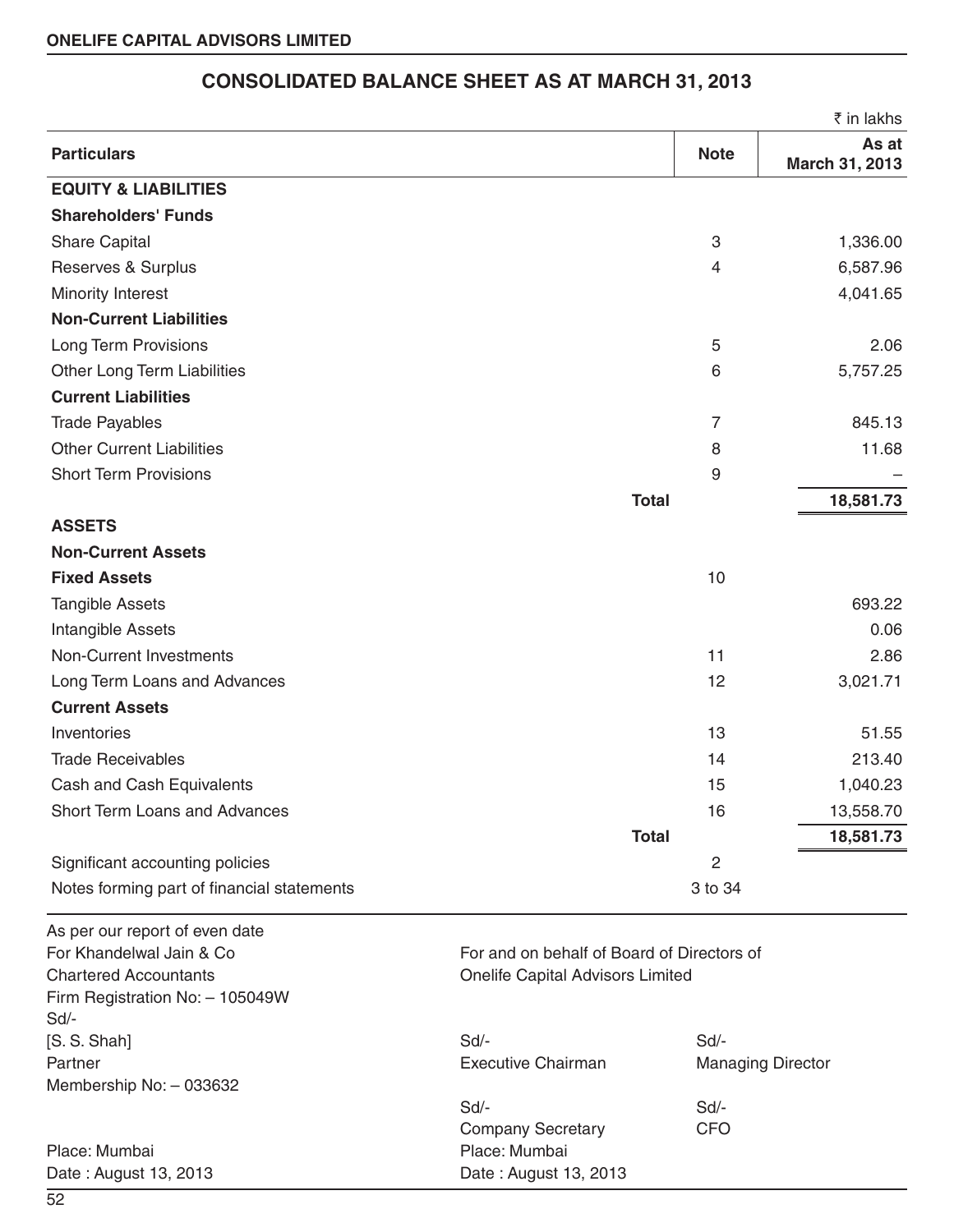**ONELIFE CAPITAL ADVISORS LIMITED**

## CONSOLIDATED BALANCE SHEET AS AT MARCH 31, 2013

₹ in lakhs

| Particulars | Note | As at March 31, 2013 |
|---|---|---|
| **EQUITY & LIABILITIES** | | |
| **Shareholders' Funds** | | |
| Share Capital | 3 | 1,336.00 |
| Reserves & Surplus | 4 | 6,587.96 |
| Minority Interest | | 4,041.65 |
| **Non-Current Liabilities** | | |
| Long Term Provisions | 5 | 2.06 |
| Other Long Term Liabilities | 6 | 5,757.25 |
| **Current Liabilities** | | |
| Trade Payables | 7 | 845.13 |
| Other Current Liabilities | 8 | 11.68 |
| Short Term Provisions | 9 | – |
| **Total** | | **18,581.73** |
| **ASSETS** | | |
| **Non-Current Assets** | | |
| **Fixed Assets** | 10 | |
| Tangible Assets | | 693.22 |
| Intangible Assets | | 0.06 |
| Non-Current Investments | 11 | 2.86 |
| Long Term Loans and Advances | 12 | 3,021.71 |
| **Current Assets** | | |
| Inventories | 13 | 51.55 |
| Trade Receivables | 14 | 213.40 |
| Cash and Cash Equivalents | 15 | 1,040.23 |
| Short Term Loans and Advances | 16 | 13,558.70 |
| **Total** | | **18,581.73** |
| Significant accounting policies | 2 | |
| Notes forming part of financial statements | 3 to 34 | |

As per our report of even date
For Khandelwal Jain & Co
Chartered Accountants
Firm Registration No: – 105049W
Sd/-
[S. S. Shah]
Partner
Membership No: – 033632

Place: Mumbai
Date : August 13, 2013

For and on behalf of Board of Directors of
Onelife Capital Advisors Limited

Sd/-
Executive Chairman

Sd/-
Managing Director

Sd/-
Company Secretary

Sd/-
CFO

Place: Mumbai
Date : August 13, 2013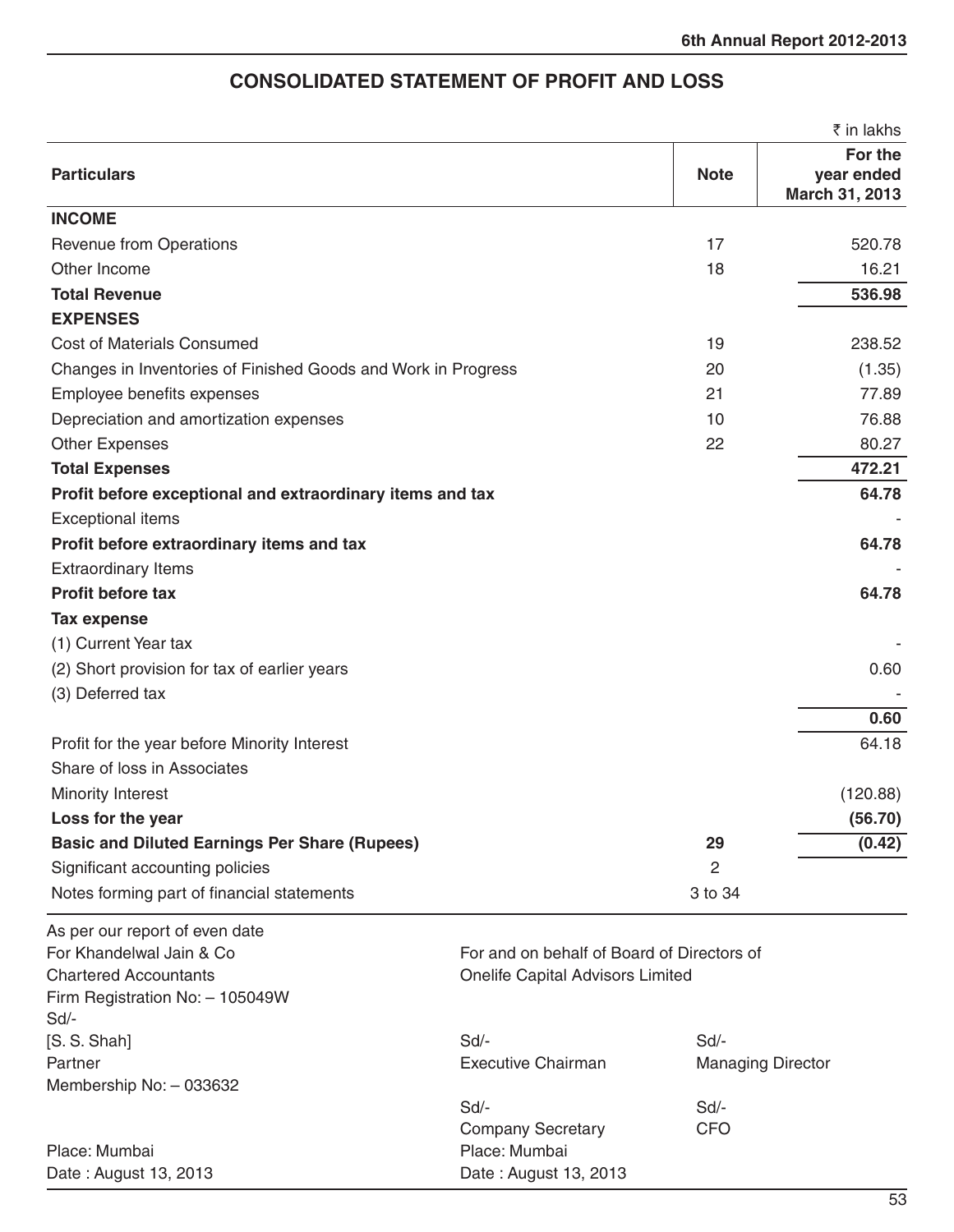## CONSOLIDATED STATEMENT OF PROFIT AND LOSS

₹ in lakhs

| Particulars | Note | For the year ended March 31, 2013 |
|---|---|---|
| **INCOME** | | |
| Revenue from Operations | 17 | 520.78 |
| Other Income | 18 | 16.21 |
| **Total Revenue** | | **536.98** |
| **EXPENSES** | | |
| Cost of Materials Consumed | 19 | 238.52 |
| Changes in Inventories of Finished Goods and Work in Progress | 20 | (1.35) |
| Employee benefits expenses | 21 | 77.89 |
| Depreciation and amortization expenses | 10 | 76.88 |
| Other Expenses | 22 | 80.27 |
| **Total Expenses** | | **472.21** |
| **Profit before exceptional and extraordinary items and tax** | | **64.78** |
| Exceptional items | | - |
| **Profit before extraordinary items and tax** | | **64.78** |
| Extraordinary Items | | - |
| **Profit before tax** | | **64.78** |
| **Tax expense** | | |
| (1) Current Year tax | | - |
| (2) Short provision for tax of earlier years | | 0.60 |
| (3) Deferred tax | | - |
| | | **0.60** |
| Profit for the year before Minority Interest | | 64.18 |
| Share of loss in Associates | | |
| Minority Interest | | (120.88) |
| **Loss for the year** | | **(56.70)** |
| **Basic and Diluted Earnings Per Share (Rupees)** | **29** | **(0.42)** |
| Significant accounting policies | 2 | |
| Notes forming part of financial statements | 3 to 34 | |

As per our report of even date
For Khandelwal Jain & Co
Chartered Accountants
Firm Registration No: – 105049W
Sd/-
[S. S. Shah]
Partner
Membership No: – 033632

Place: Mumbai
Date : August 13, 2013

For and on behalf of Board of Directors of
Onelife Capital Advisors Limited

Sd/-
Executive Chairman

Sd/-
Managing Director

Sd/-
Company Secretary

Sd/-
CFO

Place: Mumbai
Date : August 13, 2013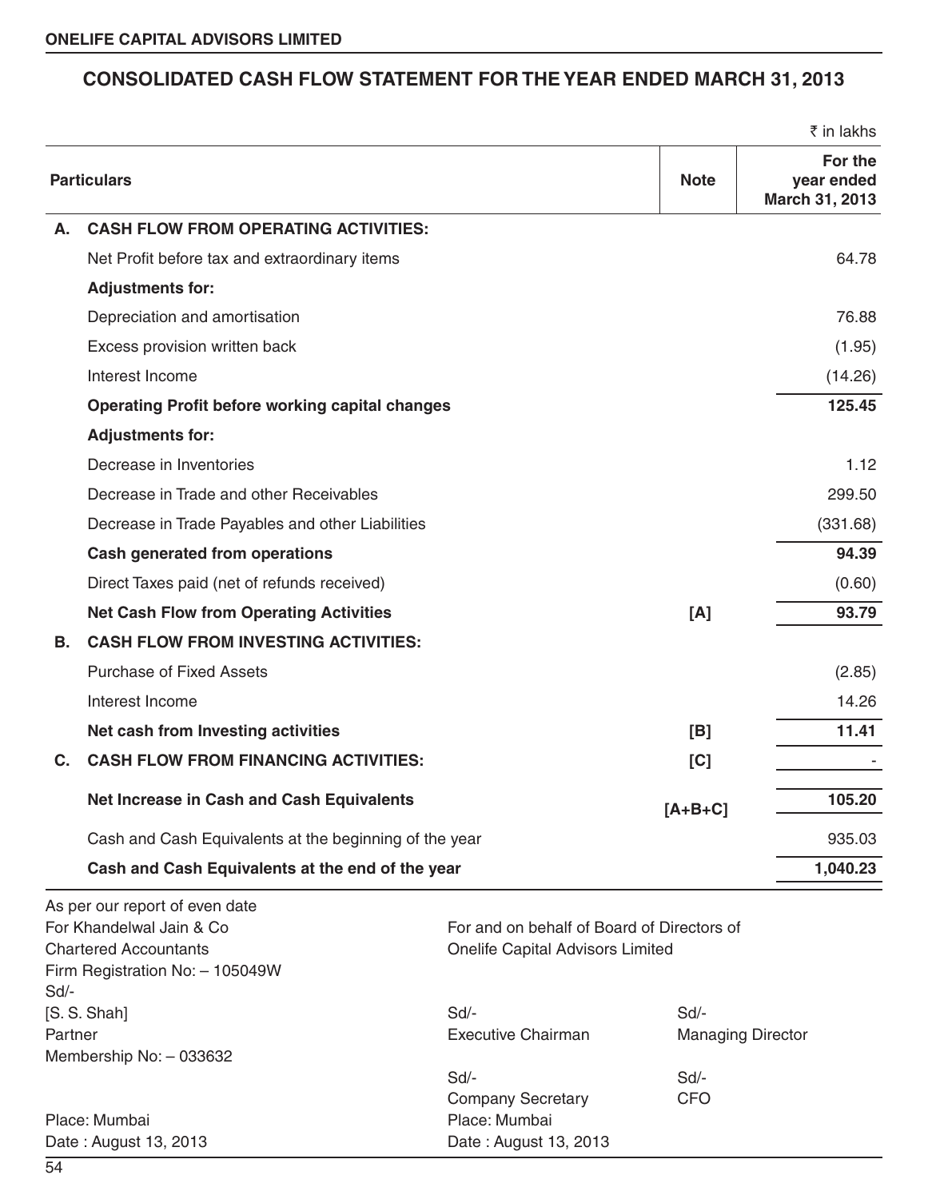**ONELIFE CAPITAL ADVISORS LIMITED**

## CONSOLIDATED CASH FLOW STATEMENT FOR THE YEAR ENDED MARCH 31, 2013

₹ in lakhs

| | Particulars | Note | For the year ended March 31, 2013 |
|---|---|---|---|
| **A.** | **CASH FLOW FROM OPERATING ACTIVITIES:** | | |
| | Net Profit before tax and extraordinary items | | 64.78 |
| | **Adjustments for:** | | |
| | Depreciation and amortisation | | 76.88 |
| | Excess provision written back | | (1.95) |
| | Interest Income | | (14.26) |
| | **Operating Profit before working capital changes** | | **125.45** |
| | **Adjustments for:** | | |
| | Decrease in Inventories | | 1.12 |
| | Decrease in Trade and other Receivables | | 299.50 |
| | Decrease in Trade Payables and other Liabilities | | (331.68) |
| | **Cash generated from operations** | | **94.39** |
| | Direct Taxes paid (net of refunds received) | | (0.60) |
| | **Net Cash Flow from Operating Activities** | **[A]** | **93.79** |
| **B.** | **CASH FLOW FROM INVESTING ACTIVITIES:** | | |
| | Purchase of Fixed Assets | | (2.85) |
| | Interest Income | | 14.26 |
| | **Net cash from Investing activities** | **[B]** | **11.41** |
| **C.** | **CASH FLOW FROM FINANCING ACTIVITIES:** | **[C]** | - |
| | **Net Increase in Cash and Cash Equivalents** | **[A+B+C]** | **105.20** |
| | Cash and Cash Equivalents at the beginning of the year | | 935.03 |
| | **Cash and Cash Equivalents at the end of the year** | | **1,040.23** |

As per our report of even date
For Khandelwal Jain & Co
Chartered Accountants
Firm Registration No: – 105049W
Sd/-
[S. S. Shah]
Partner
Membership No: – 033632

Place: Mumbai
Date : August 13, 2013

For and on behalf of Board of Directors of
Onelife Capital Advisors Limited

Sd/-
Executive Chairman

Sd/-
Managing Director

Sd/-
Company Secretary

Sd/-
CFO

Place: Mumbai
Date : August 13, 2013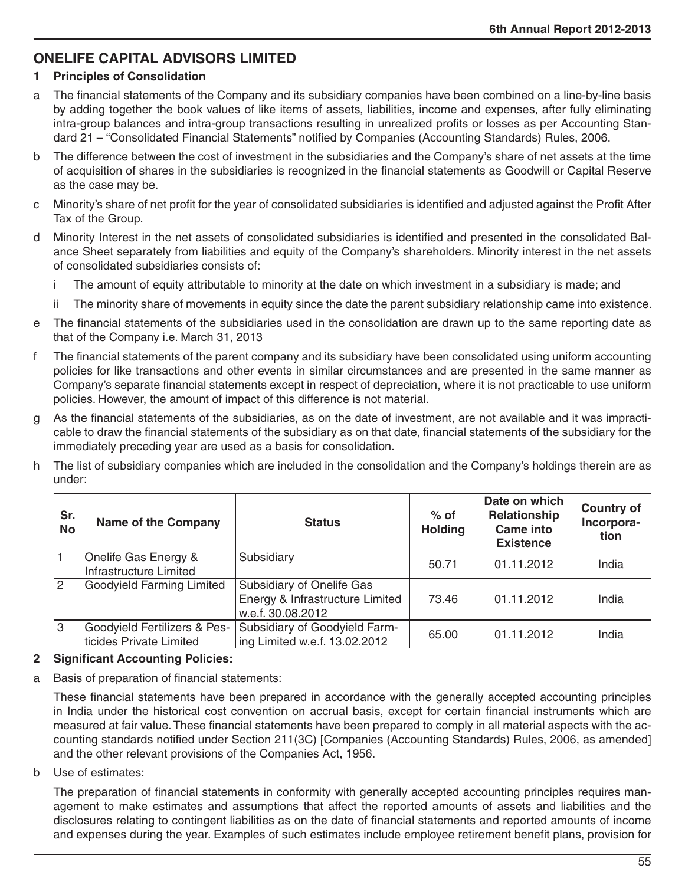## ONELIFE CAPITAL ADVISORS LIMITED

### 1 Principles of Consolidation

a The financial statements of the Company and its subsidiary companies have been combined on a line-by-line basis by adding together the book values of like items of assets, liabilities, income and expenses, after fully eliminating intra-group balances and intra-group transactions resulting in unrealized profits or losses as per Accounting Standard 21 – "Consolidated Financial Statements" notified by Companies (Accounting Standards) Rules, 2006.

b The difference between the cost of investment in the subsidiaries and the Company's share of net assets at the time of acquisition of shares in the subsidiaries is recognized in the financial statements as Goodwill or Capital Reserve as the case may be.

c Minority's share of net profit for the year of consolidated subsidiaries is identified and adjusted against the Profit After Tax of the Group.

d Minority Interest in the net assets of consolidated subsidiaries is identified and presented in the consolidated Balance Sheet separately from liabilities and equity of the Company's shareholders. Minority interest in the net assets of consolidated subsidiaries consists of:

  i The amount of equity attributable to minority at the date on which investment in a subsidiary is made; and

  ii The minority share of movements in equity since the date the parent subsidiary relationship came into existence.

e The financial statements of the subsidiaries used in the consolidation are drawn up to the same reporting date as that of the Company i.e. March 31, 2013

f The financial statements of the parent company and its subsidiary have been consolidated using uniform accounting policies for like transactions and other events in similar circumstances and are presented in the same manner as Company's separate financial statements except in respect of depreciation, where it is not practicable to use uniform policies. However, the amount of impact of this difference is not material.

g As the financial statements of the subsidiaries, as on the date of investment, are not available and it was impracticable to draw the financial statements of the subsidiary as on that date, financial statements of the subsidiary for the immediately preceding year are used as a basis for consolidation.

h The list of subsidiary companies which are included in the consolidation and the Company's holdings therein are as under:

| Sr. No | Name of the Company | Status | % of Holding | Date on which Relationship Came into Existence | Country of Incorporation |
|---|---|---|---|---|---|
| 1 | Onelife Gas Energy & Infrastructure Limited | Subsidiary | 50.71 | 01.11.2012 | India |
| 2 | Goodyield Farming Limited | Subsidiary of Onelife Gas Energy & Infrastructure Limited w.e.f. 30.08.2012 | 73.46 | 01.11.2012 | India |
| 3 | Goodyield Fertilizers & Pesticides Private Limited | Subsidiary of Goodyield Farming Limited w.e.f. 13.02.2012 | 65.00 | 01.11.2012 | India |

### 2 Significant Accounting Policies:

a Basis of preparation of financial statements:

These financial statements have been prepared in accordance with the generally accepted accounting principles in India under the historical cost convention on accrual basis, except for certain financial instruments which are measured at fair value. These financial statements have been prepared to comply in all material aspects with the accounting standards notified under Section 211(3C) [Companies (Accounting Standards) Rules, 2006, as amended] and the other relevant provisions of the Companies Act, 1956.

b Use of estimates:

The preparation of financial statements in conformity with generally accepted accounting principles requires management to make estimates and assumptions that affect the reported amounts of assets and liabilities and the disclosures relating to contingent liabilities as on the date of financial statements and reported amounts of income and expenses during the year. Examples of such estimates include employee retirement benefit plans, provision for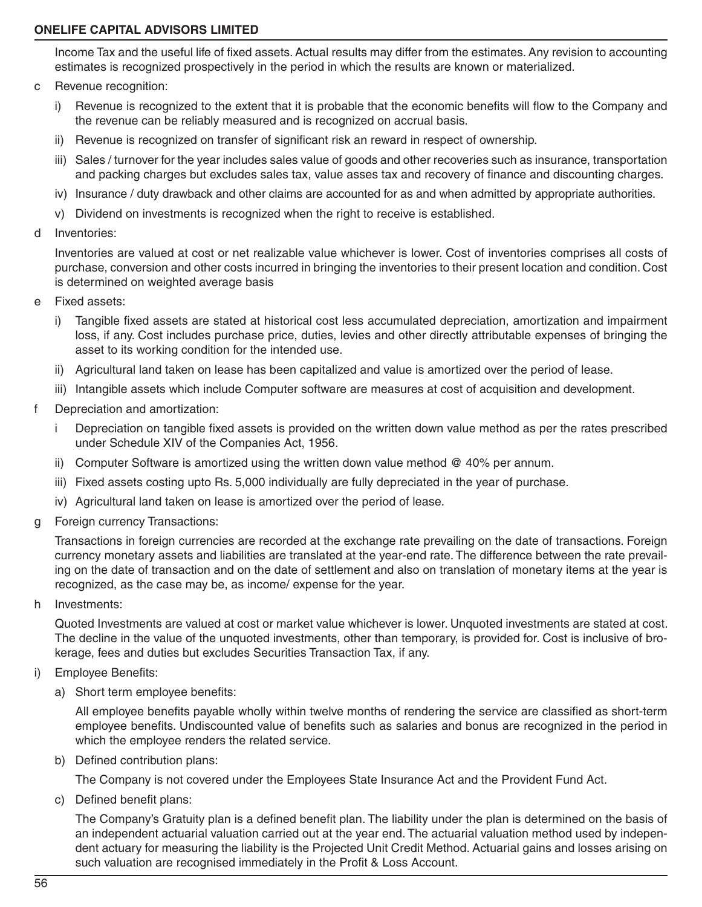Income Tax and the useful life of fixed assets. Actual results may differ from the estimates. Any revision to accounting estimates is recognized prospectively in the period in which the results are known or materialized.

c Revenue recognition:

   i) Revenue is recognized to the extent that it is probable that the economic benefits will flow to the Company and the revenue can be reliably measured and is recognized on accrual basis.

   ii) Revenue is recognized on transfer of significant risk an reward in respect of ownership.

   iii) Sales / turnover for the year includes sales value of goods and other recoveries such as insurance, transportation and packing charges but excludes sales tax, value asses tax and recovery of finance and discounting charges.

   iv) Insurance / duty drawback and other claims are accounted for as and when admitted by appropriate authorities.

   v) Dividend on investments is recognized when the right to receive is established.

d Inventories:

   Inventories are valued at cost or net realizable value whichever is lower. Cost of inventories comprises all costs of purchase, conversion and other costs incurred in bringing the inventories to their present location and condition. Cost is determined on weighted average basis

e Fixed assets:

   i) Tangible fixed assets are stated at historical cost less accumulated depreciation, amortization and impairment loss, if any. Cost includes purchase price, duties, levies and other directly attributable expenses of bringing the asset to its working condition for the intended use.

   ii) Agricultural land taken on lease has been capitalized and value is amortized over the period of lease.

   iii) Intangible assets which include Computer software are measures at cost of acquisition and development.

f Depreciation and amortization:

   i Depreciation on tangible fixed assets is provided on the written down value method as per the rates prescribed under Schedule XIV of the Companies Act, 1956.

   ii) Computer Software is amortized using the written down value method @ 40% per annum.

   iii) Fixed assets costing upto Rs. 5,000 individually are fully depreciated in the year of purchase.

   iv) Agricultural land taken on lease is amortized over the period of lease.

g Foreign currency Transactions:

   Transactions in foreign currencies are recorded at the exchange rate prevailing on the date of transactions. Foreign currency monetary assets and liabilities are translated at the year-end rate. The difference between the rate prevailing on the date of transaction and on the date of settlement and also on translation of monetary items at the year is recognized, as the case may be, as income/ expense for the year.

h Investments:

   Quoted Investments are valued at cost or market value whichever is lower. Unquoted investments are stated at cost. The decline in the value of the unquoted investments, other than temporary, is provided for. Cost is inclusive of brokerage, fees and duties but excludes Securities Transaction Tax, if any.

i) Employee Benefits:

   a) Short term employee benefits:

      All employee benefits payable wholly within twelve months of rendering the service are classified as short-term employee benefits. Undiscounted value of benefits such as salaries and bonus are recognized in the period in which the employee renders the related service.

   b) Defined contribution plans:

      The Company is not covered under the Employees State Insurance Act and the Provident Fund Act.

   c) Defined benefit plans:

      The Company's Gratuity plan is a defined benefit plan. The liability under the plan is determined on the basis of an independent actuarial valuation carried out at the year end. The actuarial valuation method used by independent actuary for measuring the liability is the Projected Unit Credit Method. Actuarial gains and losses arising on such valuation are recognised immediately in the Profit & Loss Account.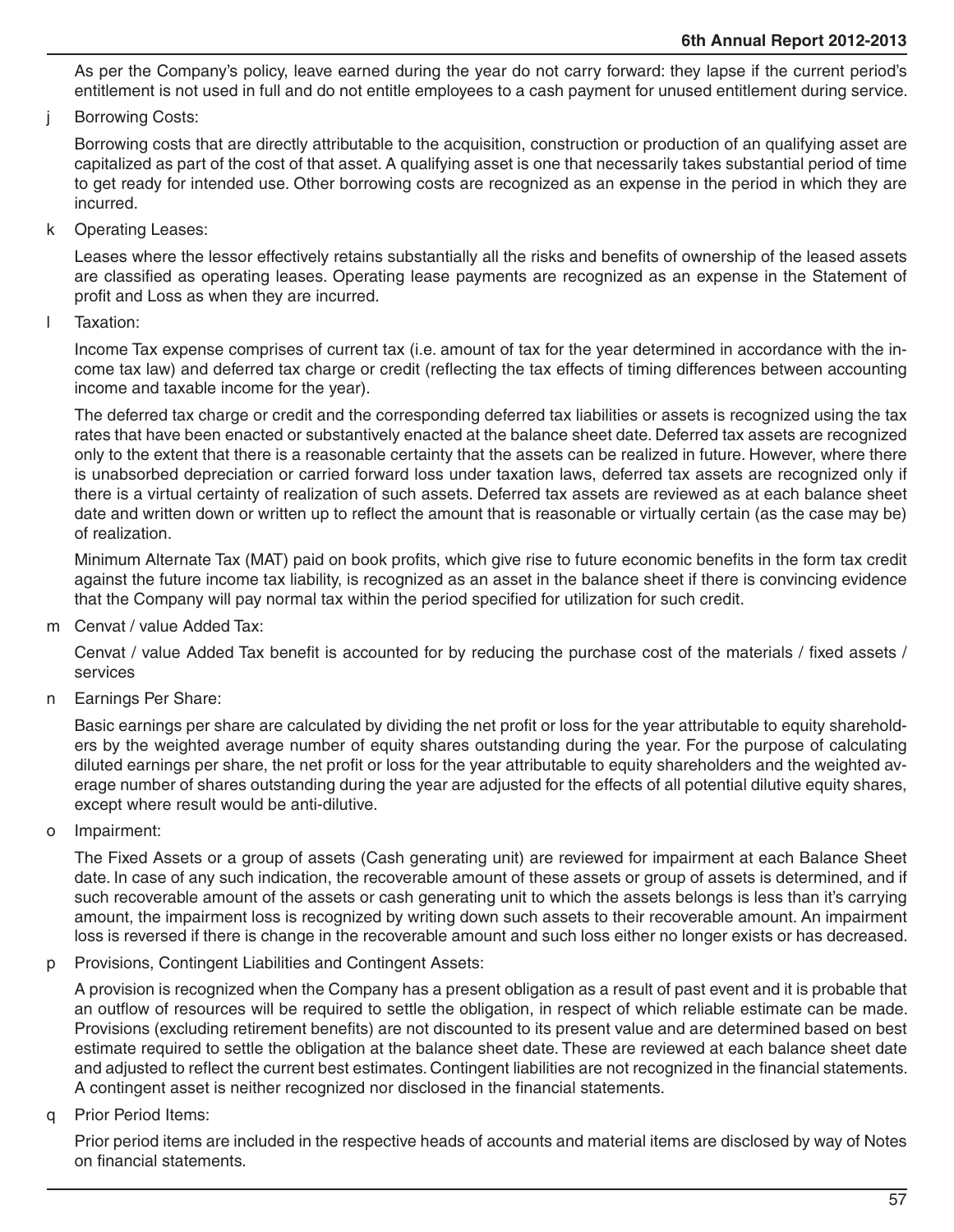As per the Company's policy, leave earned during the year do not carry forward: they lapse if the current period's entitlement is not used in full and do not entitle employees to a cash payment for unused entitlement during service.

j Borrowing Costs:

Borrowing costs that are directly attributable to the acquisition, construction or production of an qualifying asset are capitalized as part of the cost of that asset. A qualifying asset is one that necessarily takes substantial period of time to get ready for intended use. Other borrowing costs are recognized as an expense in the period in which they are incurred.

k Operating Leases:

Leases where the lessor effectively retains substantially all the risks and benefits of ownership of the leased assets are classified as operating leases. Operating lease payments are recognized as an expense in the Statement of profit and Loss as when they are incurred.

l Taxation:

Income Tax expense comprises of current tax (i.e. amount of tax for the year determined in accordance with the income tax law) and deferred tax charge or credit (reflecting the tax effects of timing differences between accounting income and taxable income for the year).

The deferred tax charge or credit and the corresponding deferred tax liabilities or assets is recognized using the tax rates that have been enacted or substantively enacted at the balance sheet date. Deferred tax assets are recognized only to the extent that there is a reasonable certainty that the assets can be realized in future. However, where there is unabsorbed depreciation or carried forward loss under taxation laws, deferred tax assets are recognized only if there is a virtual certainty of realization of such assets. Deferred tax assets are reviewed as at each balance sheet date and written down or written up to reflect the amount that is reasonable or virtually certain (as the case may be) of realization.

Minimum Alternate Tax (MAT) paid on book profits, which give rise to future economic benefits in the form tax credit against the future income tax liability, is recognized as an asset in the balance sheet if there is convincing evidence that the Company will pay normal tax within the period specified for utilization for such credit.

m Cenvat / value Added Tax:

Cenvat / value Added Tax benefit is accounted for by reducing the purchase cost of the materials / fixed assets / services

n Earnings Per Share:

Basic earnings per share are calculated by dividing the net profit or loss for the year attributable to equity shareholders by the weighted average number of equity shares outstanding during the year. For the purpose of calculating diluted earnings per share, the net profit or loss for the year attributable to equity shareholders and the weighted average number of shares outstanding during the year are adjusted for the effects of all potential dilutive equity shares, except where result would be anti-dilutive.

o Impairment:

The Fixed Assets or a group of assets (Cash generating unit) are reviewed for impairment at each Balance Sheet date. In case of any such indication, the recoverable amount of these assets or group of assets is determined, and if such recoverable amount of the assets or cash generating unit to which the assets belongs is less than it's carrying amount, the impairment loss is recognized by writing down such assets to their recoverable amount. An impairment loss is reversed if there is change in the recoverable amount and such loss either no longer exists or has decreased.

p Provisions, Contingent Liabilities and Contingent Assets:

A provision is recognized when the Company has a present obligation as a result of past event and it is probable that an outflow of resources will be required to settle the obligation, in respect of which reliable estimate can be made. Provisions (excluding retirement benefits) are not discounted to its present value and are determined based on best estimate required to settle the obligation at the balance sheet date. These are reviewed at each balance sheet date and adjusted to reflect the current best estimates. Contingent liabilities are not recognized in the financial statements. A contingent asset is neither recognized nor disclosed in the financial statements.

q Prior Period Items:

Prior period items are included in the respective heads of accounts and material items are disclosed by way of Notes on financial statements.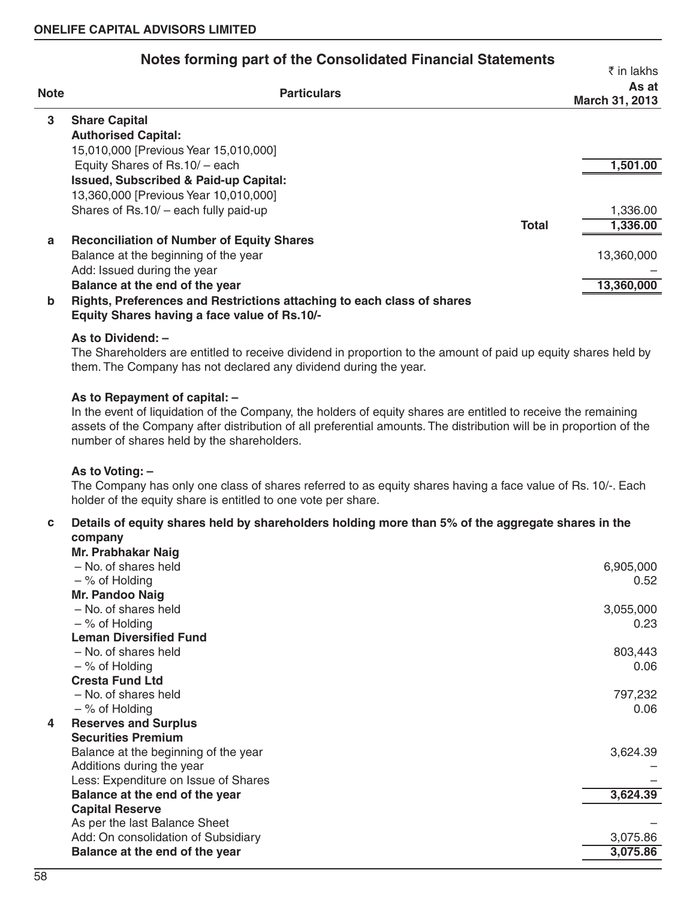ONELIFE CAPITAL ADVISORS LIMITED

## Notes forming part of the Consolidated Financial Statements

₹ in lakhs

| Note | Particulars | | As at March 31, 2013 |
|---|---|---|---|
| **3** | **Share Capital** | | |
| | **Authorised Capital:** | | |
| | 15,010,000 [Previous Year 15,010,000] Equity Shares of Rs.10/ – each | | **1,501.00** |
| | **Issued, Subscribed & Paid-up Capital:** | | |
| | 13,360,000 [Previous Year 10,010,000] Shares of Rs.10/ – each fully paid-up | | 1,336.00 |
| | | **Total** | **1,336.00** |
| **a** | **Reconciliation of Number of Equity Shares** | | |
| | Balance at the beginning of the year | | 13,360,000 |
| | Add: Issued during the year | | – |
| | **Balance at the end of the year** | | **13,360,000** |

**b Rights, Preferences and Restrictions attaching to each class of shares**
**Equity Shares having a face value of Rs.10/-**

**As to Dividend: –**
The Shareholders are entitled to receive dividend in proportion to the amount of paid up equity shares held by them. The Company has not declared any dividend during the year.

**As to Repayment of capital: –**
In the event of liquidation of the Company, the holders of equity shares are entitled to receive the remaining assets of the Company after distribution of all preferential amounts. The distribution will be in proportion of the number of shares held by the shareholders.

**As to Voting: –**
The Company has only one class of shares referred to as equity shares having a face value of Rs. 10/-. Each holder of the equity share is entitled to one vote per share.

| Note | Particulars | As at March 31, 2013 |
|---|---|---|
| **c** | **Details of equity shares held by shareholders holding more than 5% of the aggregate shares in the company** | |
| | **Mr. Prabhakar Naig** | |
| | – No. of shares held | 6,905,000 |
| | – % of Holding | 0.52 |
| | **Mr. Pandoo Naig** | |
| | – No. of shares held | 3,055,000 |
| | – % of Holding | 0.23 |
| | **Leman Diversified Fund** | |
| | – No. of shares held | 803,443 |
| | – % of Holding | 0.06 |
| | **Cresta Fund Ltd** | |
| | – No. of shares held | 797,232 |
| | – % of Holding | 0.06 |
| **4** | **Reserves and Surplus** | |
| | **Securities Premium** | |
| | Balance at the beginning of the year | 3,624.39 |
| | Additions during the year | – |
| | Less: Expenditure on Issue of Shares | – |
| | **Balance at the end of the year** | **3,624.39** |
| | **Capital Reserve** | |
| | As per the last Balance Sheet | – |
| | Add: On consolidation of Subsidiary | 3,075.86 |
| | **Balance at the end of the year** | **3,075.86** |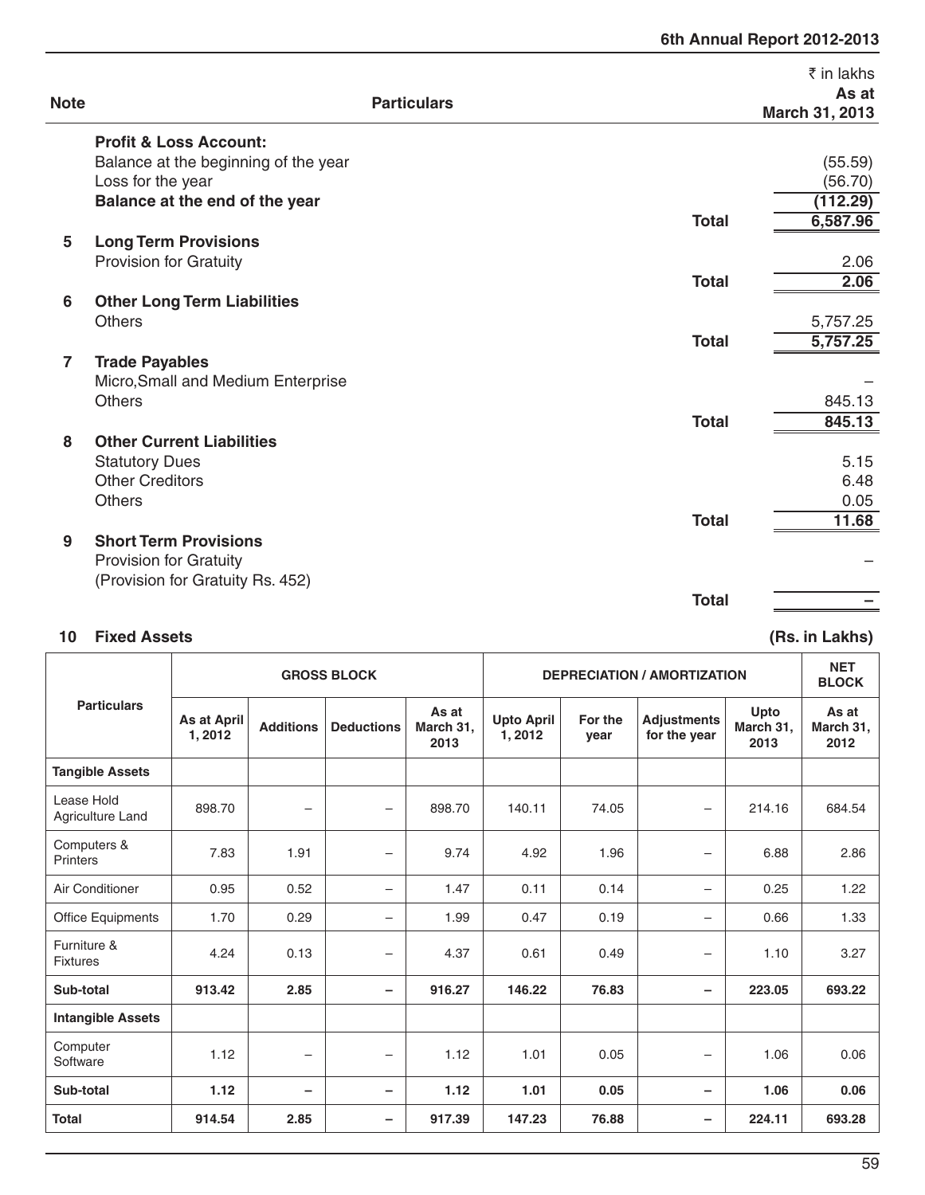| Note | Particulars | | ₹ in lakhs As at March 31, 2013 |
|---|---|---|---|
| | **Profit & Loss Account:** | | |
| | Balance at the beginning of the year | | (55.59) |
| | Loss for the year | | (56.70) |
| | **Balance at the end of the year** | | **(112.29)** |
| | | **Total** | **6,587.96** |
| **5** | **Long Term Provisions** | | |
| | Provision for Gratuity | | 2.06 |
| | | **Total** | **2.06** |
| **6** | **Other Long Term Liabilities** | | |
| | Others | | 5,757.25 |
| | | **Total** | **5,757.25** |
| **7** | **Trade Payables** | | |
| | Micro,Small and Medium Enterprise | | – |
| | Others | | 845.13 |
| | | **Total** | **845.13** |
| **8** | **Other Current Liabilities** | | |
| | Statutory Dues | | 5.15 |
| | Other Creditors | | 6.48 |
| | Others | | 0.05 |
| | | **Total** | **11.68** |
| **9** | **Short Term Provisions** | | |
| | Provision for Gratuity | | – |
| | (Provision for Gratuity Rs. 452) | | |
| | | **Total** | **–** |

**10 Fixed Assets** **(Rs. in Lakhs)**

| Particulars | GROSS BLOCK | | | | DEPRECIATION / AMORTIZATION | | | | NET BLOCK |
|---|---|---|---|---|---|---|---|---|---|
| | As at April 1, 2012 | Additions | Deductions | As at March 31, 2013 | Upto April 1, 2012 | For the year | Adjustments for the year | Upto March 31, 2013 | As at March 31, 2012 |
| **Tangible Assets** | | | | | | | | | |
| Lease Hold Agriculture Land | 898.70 | – | – | 898.70 | 140.11 | 74.05 | – | 214.16 | 684.54 |
| Computers & Printers | 7.83 | 1.91 | – | 9.74 | 4.92 | 1.96 | – | 6.88 | 2.86 |
| Air Conditioner | 0.95 | 0.52 | – | 1.47 | 0.11 | 0.14 | – | 0.25 | 1.22 |
| Office Equipments | 1.70 | 0.29 | – | 1.99 | 0.47 | 0.19 | – | 0.66 | 1.33 |
| Furniture & Fixtures | 4.24 | 0.13 | – | 4.37 | 0.61 | 0.49 | – | 1.10 | 3.27 |
| **Sub-total** | **913.42** | **2.85** | **–** | **916.27** | **146.22** | **76.83** | **–** | **223.05** | **693.22** |
| **Intangible Assets** | | | | | | | | | |
| Computer Software | 1.12 | – | – | 1.12 | 1.01 | 0.05 | – | 1.06 | 0.06 |
| **Sub-total** | **1.12** | **–** | **–** | **1.12** | **1.01** | **0.05** | **–** | **1.06** | **0.06** |
| **Total** | **914.54** | **2.85** | **–** | **917.39** | **147.23** | **76.88** | **–** | **224.11** | **693.28** |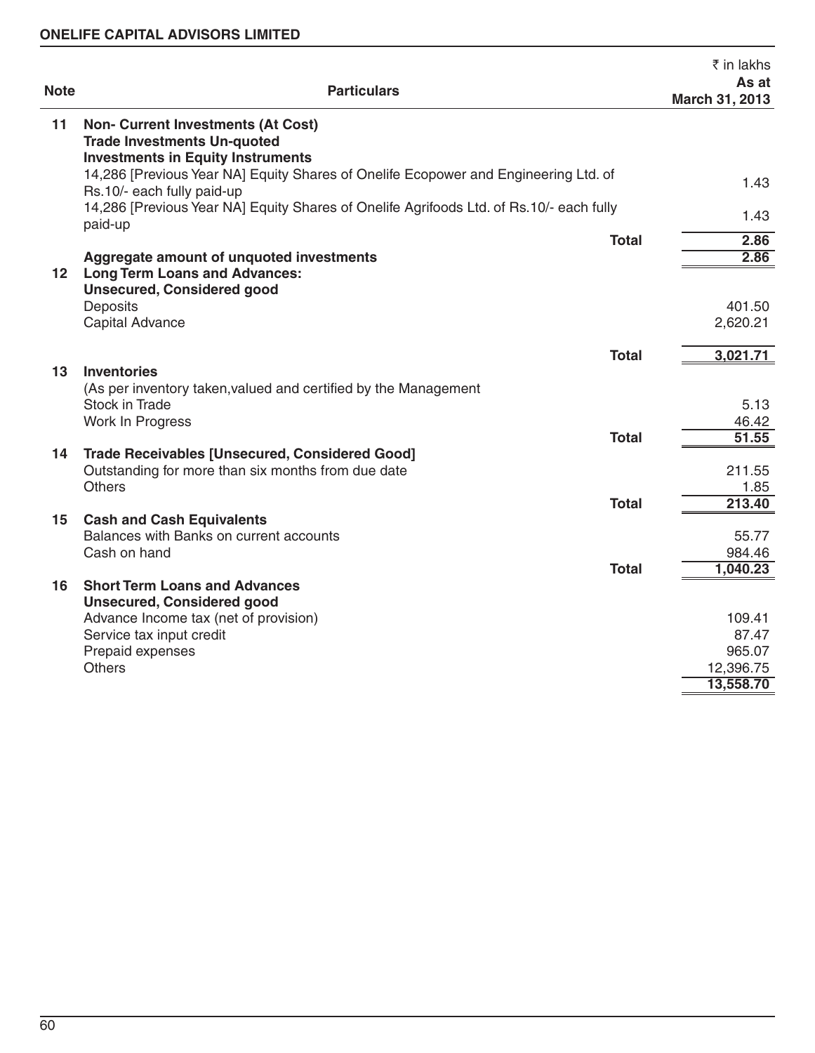| Note | Particulars | | ₹ in lakhs<br>As at<br>March 31, 2013 |
|---|---|---|---|
| **11** | **Non- Current Investments (At Cost)** | | |
| | **Trade Investments Un-quoted** | | |
| | **Investments in Equity Instruments** | | |
| | 14,286 [Previous Year NA] Equity Shares of Onelife Ecopower and Engineering Ltd. of Rs.10/- each fully paid-up | | 1.43 |
| | 14,286 [Previous Year NA] Equity Shares of Onelife Agrifoods Ltd. of Rs.10/- each fully paid-up | | 1.43 |
| | | **Total** | **2.86** |
| | **Aggregate amount of unquoted investments** | | **2.86** |
| **12** | **Long Term Loans and Advances:** | | |
| | **Unsecured, Considered good** | | |
| | Deposits | | 401.50 |
| | Capital Advance | | 2,620.21 |
| | | **Total** | **3,021.71** |
| **13** | **Inventories** | | |
| | (As per inventory taken,valued and certified by the Management | | |
| | Stock in Trade | | 5.13 |
| | Work In Progress | | 46.42 |
| | | **Total** | **51.55** |
| **14** | **Trade Receivables [Unsecured, Considered Good]** | | |
| | Outstanding for more than six months from due date | | 211.55 |
| | Others | | 1.85 |
| | | **Total** | **213.40** |
| **15** | **Cash and Cash Equivalents** | | |
| | Balances with Banks on current accounts | | 55.77 |
| | Cash on hand | | 984.46 |
| | | **Total** | **1,040.23** |
| **16** | **Short Term Loans and Advances** | | |
| | **Unsecured, Considered good** | | |
| | Advance Income tax (net of provision) | | 109.41 |
| | Service tax input credit | | 87.47 |
| | Prepaid expenses | | 965.07 |
| | Others | | 12,396.75 |
| | | | **13,558.70** |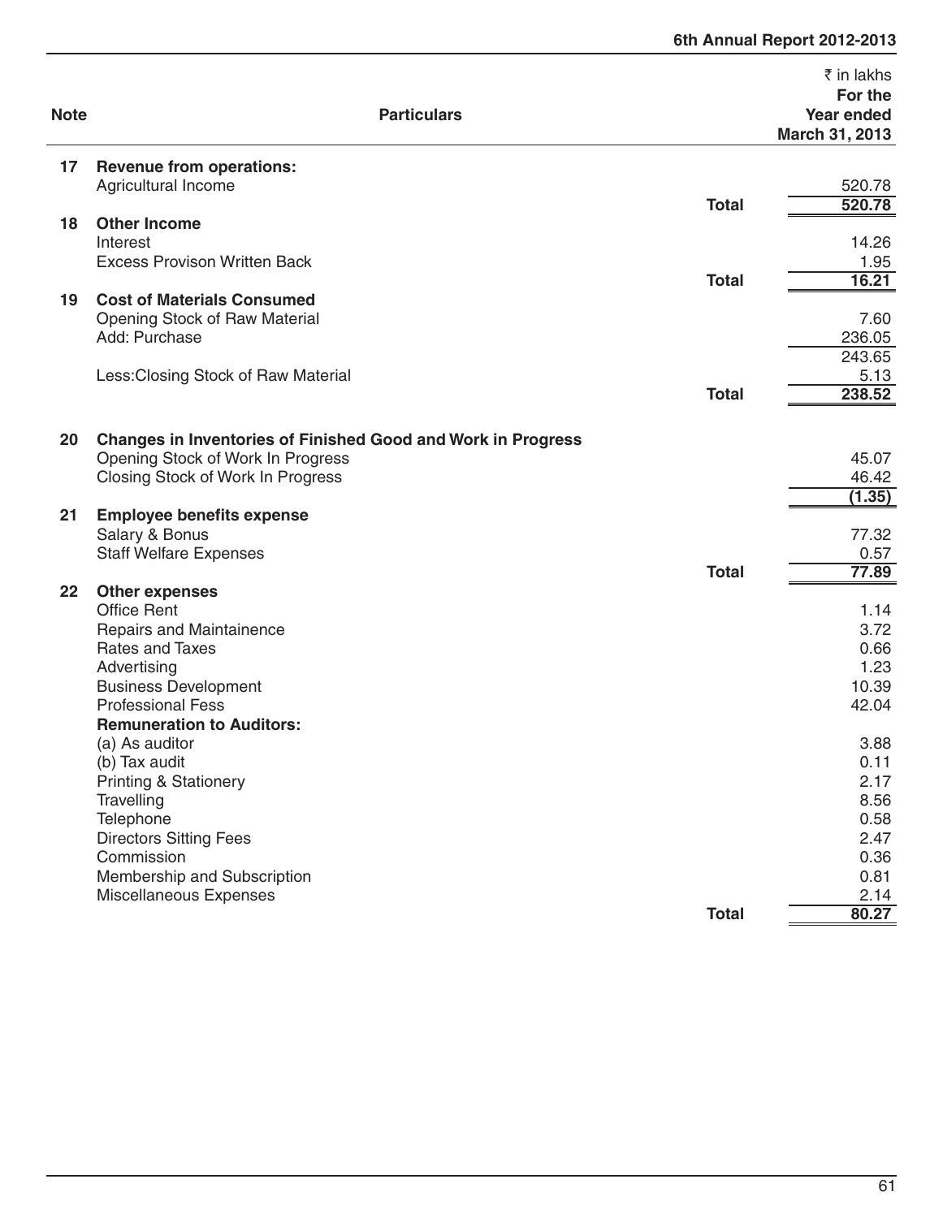| Note | Particulars | | ₹ in lakhs For the Year ended March 31, 2013 |
|---|---|---|---|
| **17** | **Revenue from operations:** | | |
| | Agricultural Income | | 520.78 |
| | | **Total** | **520.78** |
| **18** | **Other Income** | | |
| | Interest | | 14.26 |
| | Excess Provison Written Back | | 1.95 |
| | | **Total** | **16.21** |
| **19** | **Cost of Materials Consumed** | | |
| | Opening Stock of Raw Material | | 7.60 |
| | Add: Purchase | | 236.05 |
| | | | 243.65 |
| | Less:Closing Stock of Raw Material | | 5.13 |
| | | **Total** | **238.52** |
| **20** | **Changes in Inventories of Finished Good and Work in Progress** | | |
| | Opening Stock of Work In Progress | | 45.07 |
| | Closing Stock of Work In Progress | | 46.42 |
| | | | **(1.35)** |
| **21** | **Employee benefits expense** | | |
| | Salary & Bonus | | 77.32 |
| | Staff Welfare Expenses | | 0.57 |
| | | **Total** | **77.89** |
| **22** | **Other expenses** | | |
| | Office Rent | | 1.14 |
| | Repairs and Maintainence | | 3.72 |
| | Rates and Taxes | | 0.66 |
| | Advertising | | 1.23 |
| | Business Development | | 10.39 |
| | Professional Fess | | 42.04 |
| | **Remuneration to Auditors:** | | |
| | (a) As auditor | | 3.88 |
| | (b) Tax audit | | 0.11 |
| | Printing & Stationery | | 2.17 |
| | Travelling | | 8.56 |
| | Telephone | | 0.58 |
| | Directors Sitting Fees | | 2.47 |
| | Commission | | 0.36 |
| | Membership and Subscription | | 0.81 |
| | Miscellaneous Expenses | | 2.14 |
| | | **Total** | **80.27** |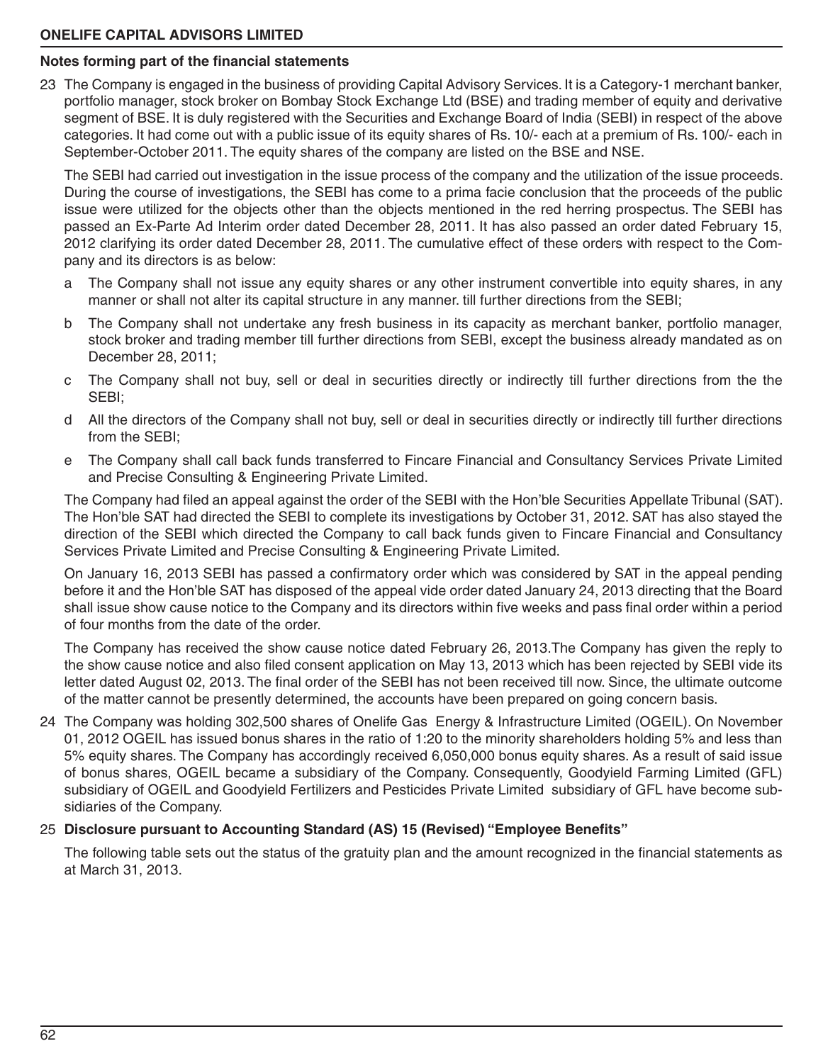## Notes forming part of the financial statements

23 The Company is engaged in the business of providing Capital Advisory Services. It is a Category-1 merchant banker, portfolio manager, stock broker on Bombay Stock Exchange Ltd (BSE) and trading member of equity and derivative segment of BSE. It is duly registered with the Securities and Exchange Board of India (SEBI) in respect of the above categories. It had come out with a public issue of its equity shares of Rs. 10/- each at a premium of Rs. 100/- each in September-October 2011. The equity shares of the company are listed on the BSE and NSE.

The SEBI had carried out investigation in the issue process of the company and the utilization of the issue proceeds. During the course of investigations, the SEBI has come to a prima facie conclusion that the proceeds of the public issue were utilized for the objects other than the objects mentioned in the red herring prospectus. The SEBI has passed an Ex-Parte Ad Interim order dated December 28, 2011. It has also passed an order dated February 15, 2012 clarifying its order dated December 28, 2011. The cumulative effect of these orders with respect to the Company and its directors is as below:

a The Company shall not issue any equity shares or any other instrument convertible into equity shares, in any manner or shall not alter its capital structure in any manner. till further directions from the SEBI;

b The Company shall not undertake any fresh business in its capacity as merchant banker, portfolio manager, stock broker and trading member till further directions from SEBI, except the business already mandated as on December 28, 2011;

c The Company shall not buy, sell or deal in securities directly or indirectly till further directions from the the SEBI;

d All the directors of the Company shall not buy, sell or deal in securities directly or indirectly till further directions from the SEBI;

e The Company shall call back funds transferred to Fincare Financial and Consultancy Services Private Limited and Precise Consulting & Engineering Private Limited.

The Company had filed an appeal against the order of the SEBI with the Hon'ble Securities Appellate Tribunal (SAT). The Hon'ble SAT had directed the SEBI to complete its investigations by October 31, 2012. SAT has also stayed the direction of the SEBI which directed the Company to call back funds given to Fincare Financial and Consultancy Services Private Limited and Precise Consulting & Engineering Private Limited.

On January 16, 2013 SEBI has passed a confirmatory order which was considered by SAT in the appeal pending before it and the Hon'ble SAT has disposed of the appeal vide order dated January 24, 2013 directing that the Board shall issue show cause notice to the Company and its directors within five weeks and pass final order within a period of four months from the date of the order.

The Company has received the show cause notice dated February 26, 2013.The Company has given the reply to the show cause notice and also filed consent application on May 13, 2013 which has been rejected by SEBI vide its letter dated August 02, 2013. The final order of the SEBI has not been received till now. Since, the ultimate outcome of the matter cannot be presently determined, the accounts have been prepared on going concern basis.

24 The Company was holding 302,500 shares of Onelife Gas Energy & Infrastructure Limited (OGEIL). On November 01, 2012 OGEIL has issued bonus shares in the ratio of 1:20 to the minority shareholders holding 5% and less than 5% equity shares. The Company has accordingly received 6,050,000 bonus equity shares. As a result of said issue of bonus shares, OGEIL became a subsidiary of the Company. Consequently, Goodyield Farming Limited (GFL) subsidiary of OGEIL and Goodyield Fertilizers and Pesticides Private Limited subsidiary of GFL have become subsidiaries of the Company.

25 **Disclosure pursuant to Accounting Standard (AS) 15 (Revised) "Employee Benefits"**

The following table sets out the status of the gratuity plan and the amount recognized in the financial statements as at March 31, 2013.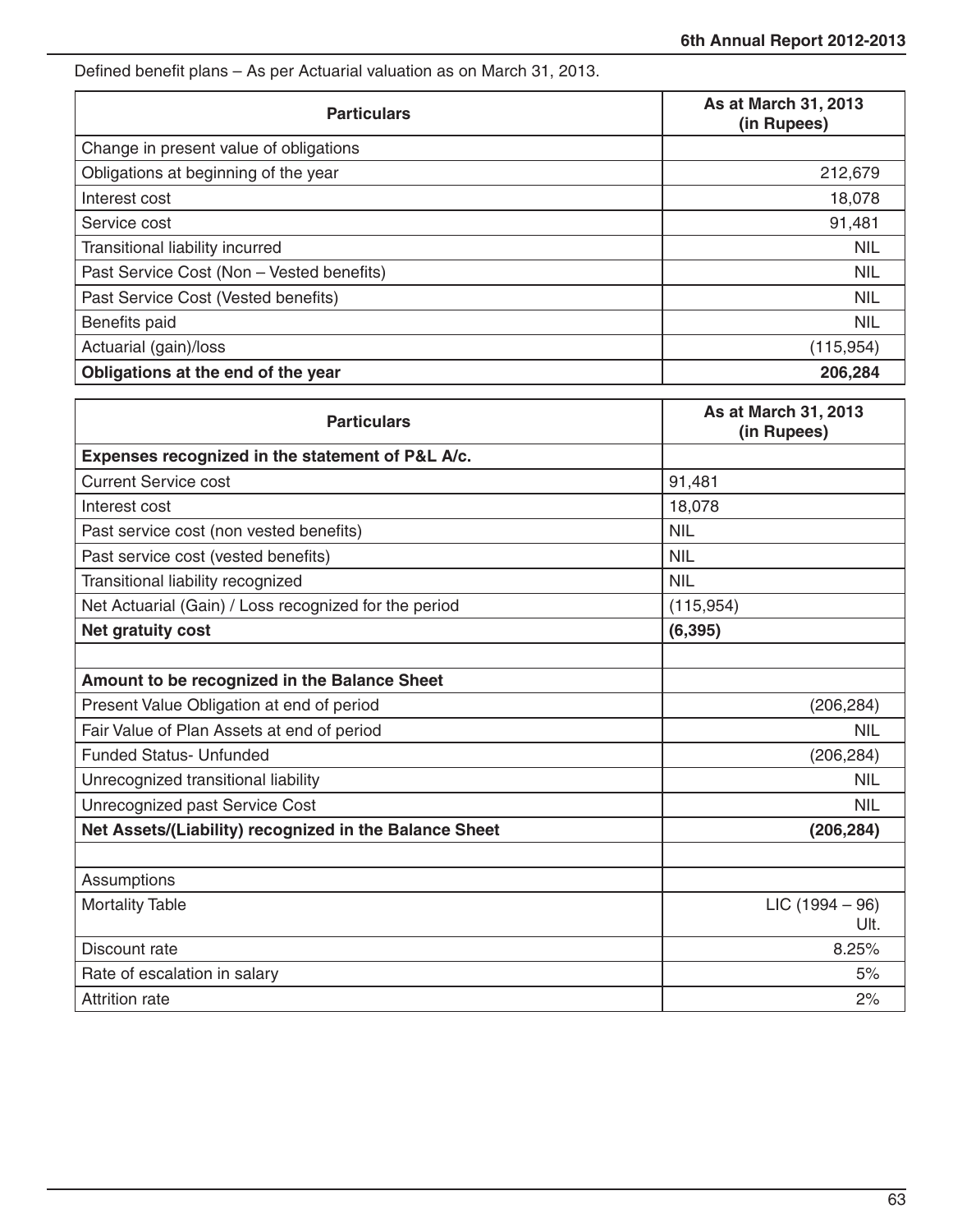Defined benefit plans – As per Actuarial valuation as on March 31, 2013.

| Particulars | As at March 31, 2013 (in Rupees) |
|---|---|
| Change in present value of obligations | |
| Obligations at beginning of the year | 212,679 |
| Interest cost | 18,078 |
| Service cost | 91,481 |
| Transitional liability incurred | NIL |
| Past Service Cost (Non – Vested benefits) | NIL |
| Past Service Cost (Vested benefits) | NIL |
| Benefits paid | NIL |
| Actuarial (gain)/loss | (115,954) |
| **Obligations at the end of the year** | **206,284** |

| Particulars | As at March 31, 2013 (in Rupees) |
|---|---|
| **Expenses recognized in the statement of P&L A/c.** | |
| Current Service cost | 91,481 |
| Interest cost | 18,078 |
| Past service cost (non vested benefits) | NIL |
| Past service cost (vested benefits) | NIL |
| Transitional liability recognized | NIL |
| Net Actuarial (Gain) / Loss recognized for the period | (115,954) |
| **Net gratuity cost** | **(6,395)** |
| | |
| **Amount to be recognized in the Balance Sheet** | |
| Present Value Obligation at end of period | (206,284) |
| Fair Value of Plan Assets at end of period | NIL |
| Funded Status- Unfunded | (206,284) |
| Unrecognized transitional liability | NIL |
| Unrecognized past Service Cost | NIL |
| **Net Assets/(Liability) recognized in the Balance Sheet** | **(206,284)** |
| | |
| Assumptions | |
| Mortality Table | LIC (1994 – 96) Ult. |
| Discount rate | 8.25% |
| Rate of escalation in salary | 5% |
| Attrition rate | 2% |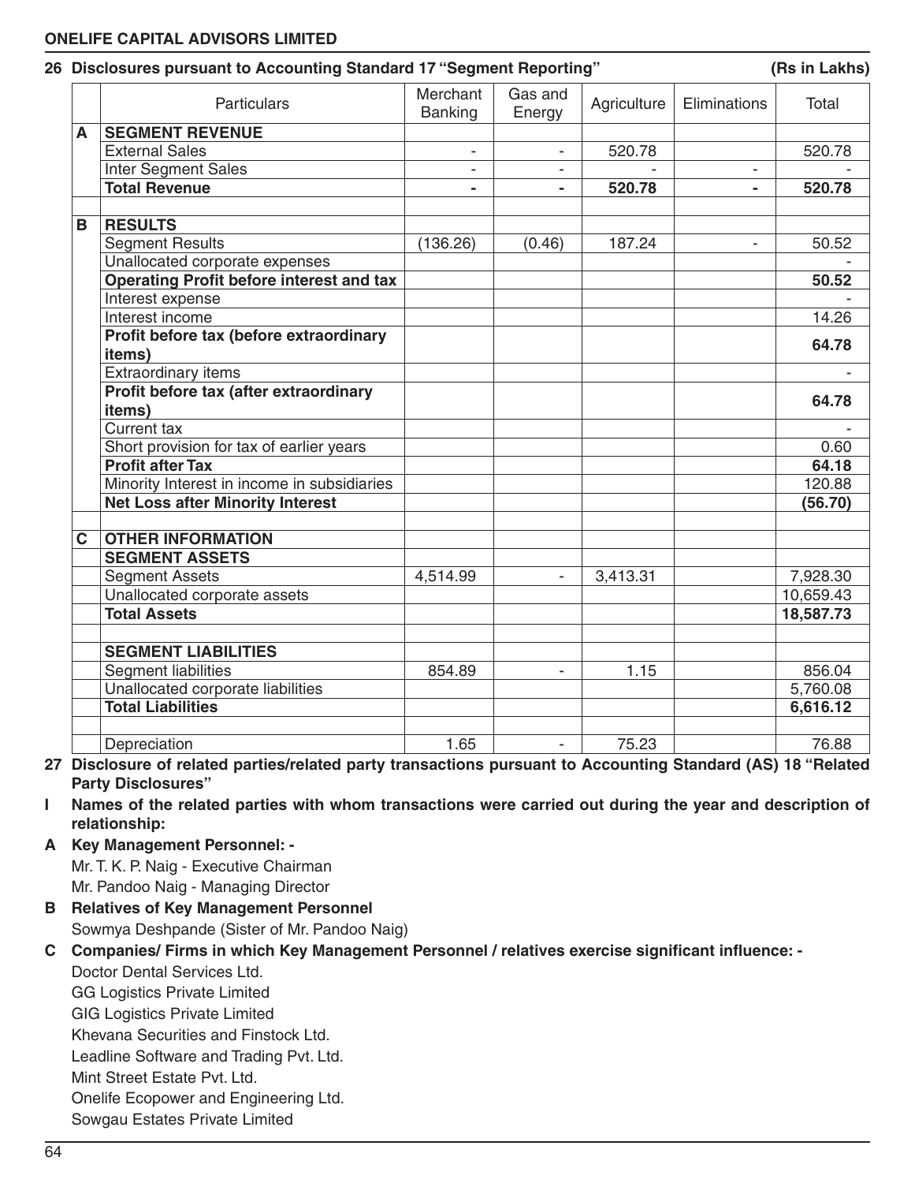## 26 Disclosures pursuant to Accounting Standard 17 "Segment Reporting" (Rs in Lakhs)

| | Particulars | Merchant Banking | Gas and Energy | Agriculture | Eliminations | Total |
|---|---|---|---|---|---|---|
| **A** | **SEGMENT REVENUE** | | | | | |
| | External Sales | - | - | 520.78 | | 520.78 |
| | Inter Segment Sales | - | - | - | - | - |
| | **Total Revenue** | **-** | **-** | **520.78** | **-** | **520.78** |
| | | | | | | |
| **B** | **RESULTS** | | | | | |
| | Segment Results | (136.26) | (0.46) | 187.24 | - | 50.52 |
| | Unallocated corporate expenses | | | | | - |
| | **Operating Profit before interest and tax** | | | | | **50.52** |
| | Interest expense | | | | | - |
| | Interest income | | | | | 14.26 |
| | **Profit before tax (before extraordinary items)** | | | | | **64.78** |
| | Extraordinary items | | | | | - |
| | **Profit before tax (after extraordinary items)** | | | | | **64.78** |
| | Current tax | | | | | - |
| | Short provision for tax of earlier years | | | | | 0.60 |
| | **Profit after Tax** | | | | | **64.18** |
| | Minority Interest in income in subsidiaries | | | | | 120.88 |
| | **Net Loss after Minority Interest** | | | | | **(56.70)** |
| | | | | | | |
| **C** | **OTHER INFORMATION** | | | | | |
| | **SEGMENT ASSETS** | | | | | |
| | Segment Assets | 4,514.99 | - | 3,413.31 | | 7,928.30 |
| | Unallocated corporate assets | | | | | 10,659.43 |
| | **Total Assets** | | | | | **18,587.73** |
| | | | | | | |
| | **SEGMENT LIABILITIES** | | | | | |
| | Segment liabilities | 854.89 | - | 1.15 | | 856.04 |
| | Unallocated corporate liabilities | | | | | 5,760.08 |
| | **Total Liabilities** | | | | | **6,616.12** |
| | | | | | | |
| | Depreciation | 1.65 | - | 75.23 | | 76.88 |

## 27 Disclosure of related parties/related party transactions pursuant to Accounting Standard (AS) 18 "Related Party Disclosures"

**I Names of the related parties with whom transactions were carried out during the year and description of relationship:**

**A Key Management Personnel: -**

Mr. T. K. P. Naig - Executive Chairman

Mr. Pandoo Naig - Managing Director

**B Relatives of Key Management Personnel**

Sowmya Deshpande (Sister of Mr. Pandoo Naig)

**C Companies/ Firms in which Key Management Personnel / relatives exercise significant influence: -**

Doctor Dental Services Ltd.

GG Logistics Private Limited

GIG Logistics Private Limited

Khevana Securities and Finstock Ltd.

Leadline Software and Trading Pvt. Ltd.

Mint Street Estate Pvt. Ltd.

Onelife Ecopower and Engineering Ltd.

Sowgau Estates Private Limited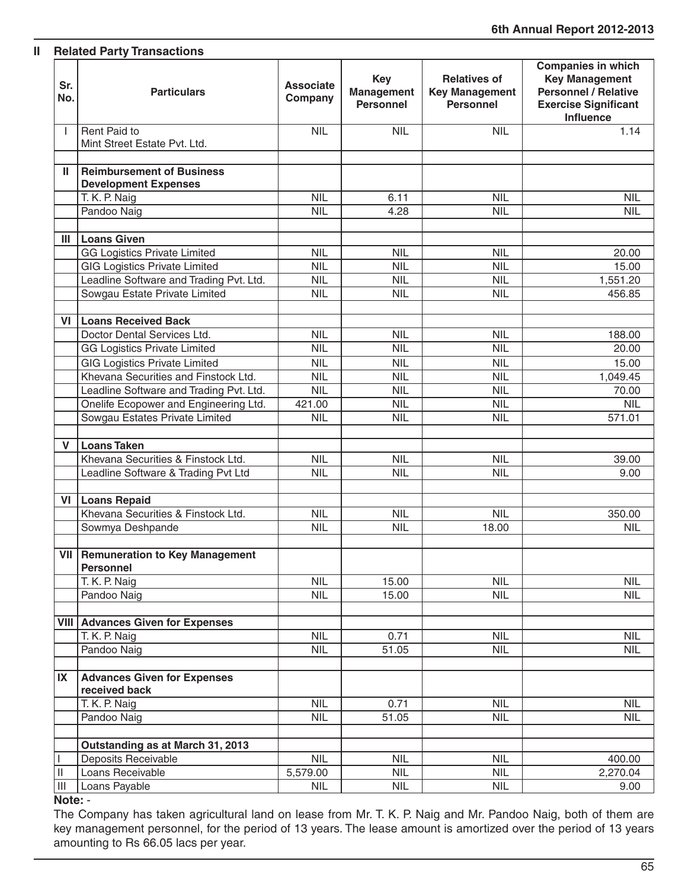## II Related Party Transactions

| Sr. No. | Particulars | Associate Company | Key Management Personnel | Relatives of Key Management Personnel | Companies in which Key Management Personnel / Relative Exercise Significant Influence |
|---|---|---|---|---|---|
| I | Rent Paid to Mint Street Estate Pvt. Ltd. | NIL | NIL | NIL | 1.14 |
| | | | | | |
| **II** | **Reimbursement of Business Development Expenses** | | | | |
| | T. K. P. Naig | NIL | 6.11 | NIL | NIL |
| | Pandoo Naig | NIL | 4.28 | NIL | NIL |
| | | | | | |
| **III** | **Loans Given** | | | | |
| | GG Logistics Private Limited | NIL | NIL | NIL | 20.00 |
| | GIG Logistics Private Limited | NIL | NIL | NIL | 15.00 |
| | Leadline Software and Trading Pvt. Ltd. | NIL | NIL | NIL | 1,551.20 |
| | Sowgau Estate Private Limited | NIL | NIL | NIL | 456.85 |
| | | | | | |
| **VI** | **Loans Received Back** | | | | |
| | Doctor Dental Services Ltd. | NIL | NIL | NIL | 188.00 |
| | GG Logistics Private Limited | NIL | NIL | NIL | 20.00 |
| | GIG Logistics Private Limited | NIL | NIL | NIL | 15.00 |
| | Khevana Securities and Finstock Ltd. | NIL | NIL | NIL | 1,049.45 |
| | Leadline Software and Trading Pvt. Ltd. | NIL | NIL | NIL | 70.00 |
| | Onelife Ecopower and Engineering Ltd. | 421.00 | NIL | NIL | NIL |
| | Sowgau Estates Private Limited | NIL | NIL | NIL | 571.01 |
| | | | | | |
| **V** | **Loans Taken** | | | | |
| | Khevana Securities & Finstock Ltd. | NIL | NIL | NIL | 39.00 |
| | Leadline Software & Trading Pvt Ltd | NIL | NIL | NIL | 9.00 |
| | | | | | |
| **VI** | **Loans Repaid** | | | | |
| | Khevana Securities & Finstock Ltd. | NIL | NIL | NIL | 350.00 |
| | Sowmya Deshpande | NIL | NIL | 18.00 | NIL |
| | | | | | |
| **VII** | **Remuneration to Key Management Personnel** | | | | |
| | T. K. P. Naig | NIL | 15.00 | NIL | NIL |
| | Pandoo Naig | NIL | 15.00 | NIL | NIL |
| | | | | | |
| **VIII** | **Advances Given for Expenses** | | | | |
| | T. K. P. Naig | NIL | 0.71 | NIL | NIL |
| | Pandoo Naig | NIL | 51.05 | NIL | NIL |
| | | | | | |
| **IX** | **Advances Given for Expenses received back** | | | | |
| | T. K. P. Naig | NIL | 0.71 | NIL | NIL |
| | Pandoo Naig | NIL | 51.05 | NIL | NIL |
| | | | | | |
| | **Outstanding as at March 31, 2013** | | | | |
| I | Deposits Receivable | NIL | NIL | NIL | 400.00 |
| II | Loans Receivable | 5,579.00 | NIL | NIL | 2,270.04 |
| III | Loans Payable | NIL | NIL | NIL | 9.00 |

**Note:** -

The Company has taken agricultural land on lease from Mr. T. K. P. Naig and Mr. Pandoo Naig, both of them are key management personnel, for the period of 13 years. The lease amount is amortized over the period of 13 years amounting to Rs 66.05 lacs per year.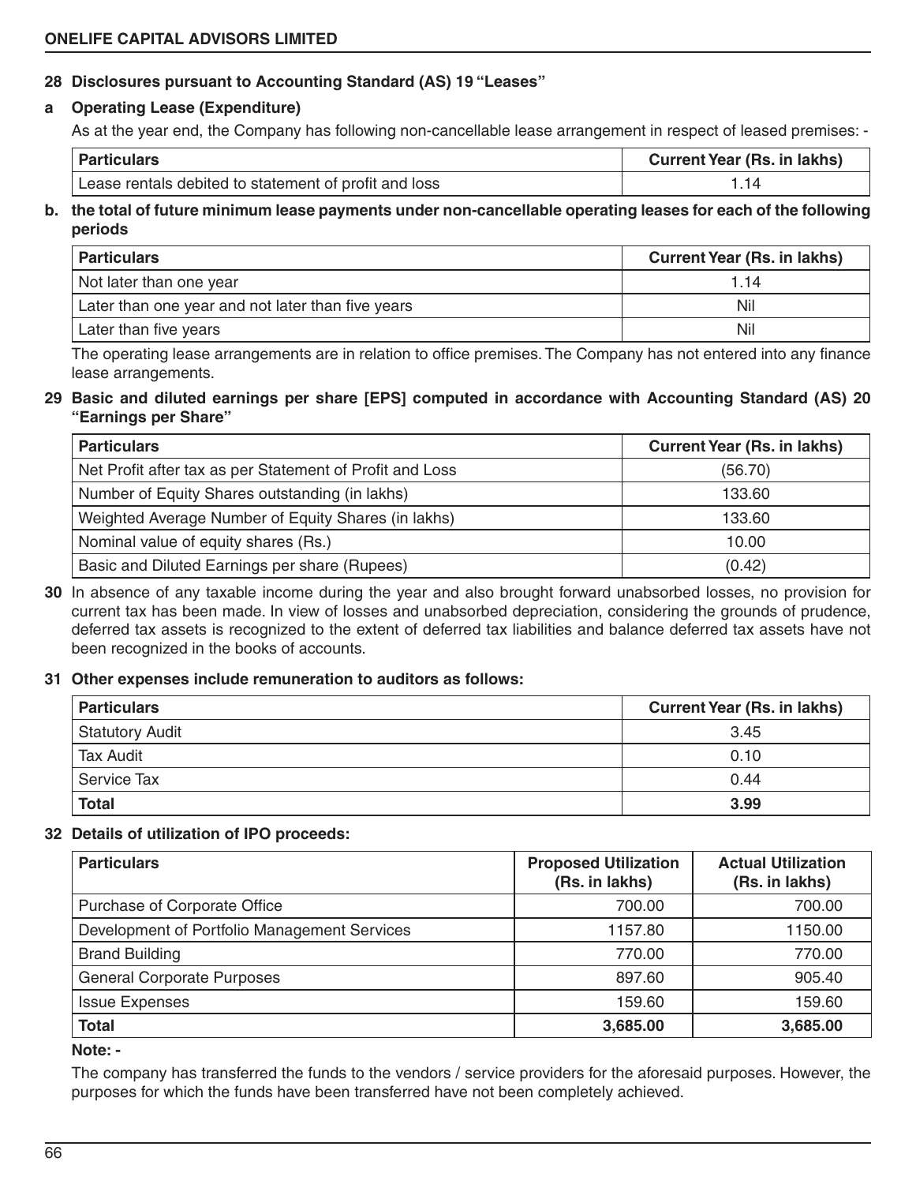## 28 Disclosures pursuant to Accounting Standard (AS) 19 "Leases"

### a Operating Lease (Expenditure)

As at the year end, the Company has following non-cancellable lease arrangement in respect of leased premises: -

| Particulars | Current Year (Rs. in lakhs) |
|---|---|
| Lease rentals debited to statement of profit and loss | 1.14 |

### b. the total of future minimum lease payments under non-cancellable operating leases for each of the following periods

| Particulars | Current Year (Rs. in lakhs) |
|---|---|
| Not later than one year | 1.14 |
| Later than one year and not later than five years | Nil |
| Later than five years | Nil |

The operating lease arrangements are in relation to office premises. The Company has not entered into any finance lease arrangements.

## 29 Basic and diluted earnings per share [EPS] computed in accordance with Accounting Standard (AS) 20 "Earnings per Share"

| Particulars | Current Year (Rs. in lakhs) |
|---|---|
| Net Profit after tax as per Statement of Profit and Loss | (56.70) |
| Number of Equity Shares outstanding (in lakhs) | 133.60 |
| Weighted Average Number of Equity Shares (in lakhs) | 133.60 |
| Nominal value of equity shares (Rs.) | 10.00 |
| Basic and Diluted Earnings per share (Rupees) | (0.42) |

**30** In absence of any taxable income during the year and also brought forward unabsorbed losses, no provision for current tax has been made. In view of losses and unabsorbed depreciation, considering the grounds of prudence, deferred tax assets is recognized to the extent of deferred tax liabilities and balance deferred tax assets have not been recognized in the books of accounts.

## 31 Other expenses include remuneration to auditors as follows:

| Particulars | Current Year (Rs. in lakhs) |
|---|---|
| Statutory Audit | 3.45 |
| Tax Audit | 0.10 |
| Service Tax | 0.44 |
| **Total** | **3.99** |

## 32 Details of utilization of IPO proceeds:

| Particulars | Proposed Utilization (Rs. in lakhs) | Actual Utilization (Rs. in lakhs) |
|---|---|---|
| Purchase of Corporate Office | 700.00 | 700.00 |
| Development of Portfolio Management Services | 1157.80 | 1150.00 |
| Brand Building | 770.00 | 770.00 |
| General Corporate Purposes | 897.60 | 905.40 |
| Issue Expenses | 159.60 | 159.60 |
| **Total** | **3,685.00** | **3,685.00** |

**Note: -**

The company has transferred the funds to the vendors / service providers for the aforesaid purposes. However, the purposes for which the funds have been transferred have not been completely achieved.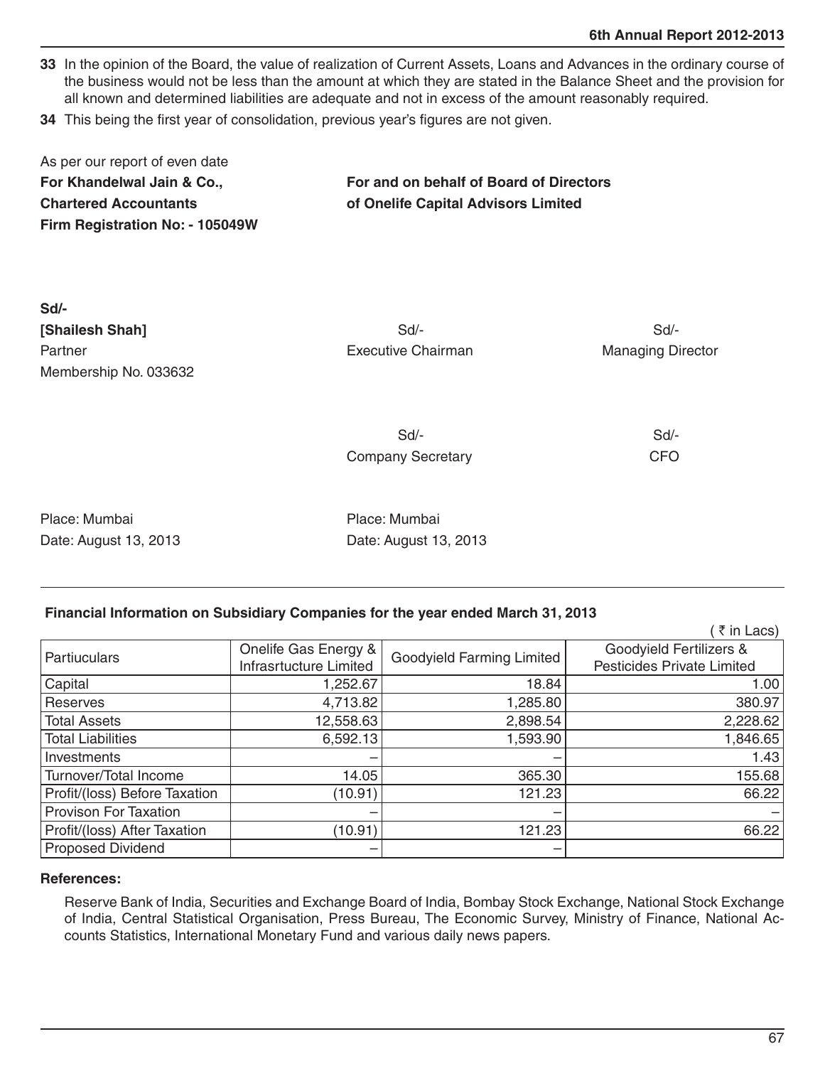**33** In the opinion of the Board, the value of realization of Current Assets, Loans and Advances in the ordinary course of the business would not be less than the amount at which they are stated in the Balance Sheet and the provision for all known and determined liabilities are adequate and not in excess of the amount reasonably required.

**34** This being the first year of consolidation, previous year's figures are not given.

As per our report of even date
**For Khandelwal Jain & Co.,**
**Chartered Accountants**
**Firm Registration No: - 105049W**

**For and on behalf of Board of Directors**
**of Onelife Capital Advisors Limited**

**Sd/-**
**[Shailesh Shah]**
Partner
Membership No. 033632

Sd/-
Executive Chairman

Sd/-
Managing Director

Sd/-
Company Secretary

Sd/-
CFO

Place: Mumbai
Date: August 13, 2013

Place: Mumbai
Date: August 13, 2013

**Financial Information on Subsidiary Companies for the year ended March 31, 2013**

( ₹ in Lacs)

| Partiuculars | Onelife Gas Energy & Infrasrtucture Limited | Goodyield Farming Limited | Goodyield Fertilizers & Pesticides Private Limited |
|---|---|---|---|
| Capital | 1,252.67 | 18.84 | 1.00 |
| Reserves | 4,713.82 | 1,285.80 | 380.97 |
| Total Assets | 12,558.63 | 2,898.54 | 2,228.62 |
| Total Liabilities | 6,592.13 | 1,593.90 | 1,846.65 |
| Investments | – | – | 1.43 |
| Turnover/Total Income | 14.05 | 365.30 | 155.68 |
| Profit/(loss) Before Taxation | (10.91) | 121.23 | 66.22 |
| Provison For Taxation | – | – | – |
| Profit/(loss) After Taxation | (10.91) | 121.23 | 66.22 |
| Proposed Dividend | – | – | |

**References:**

Reserve Bank of India, Securities and Exchange Board of India, Bombay Stock Exchange, National Stock Exchange of India, Central Statistical Organisation, Press Bureau, The Economic Survey, Ministry of Finance, National Accounts Statistics, International Monetary Fund and various daily news papers.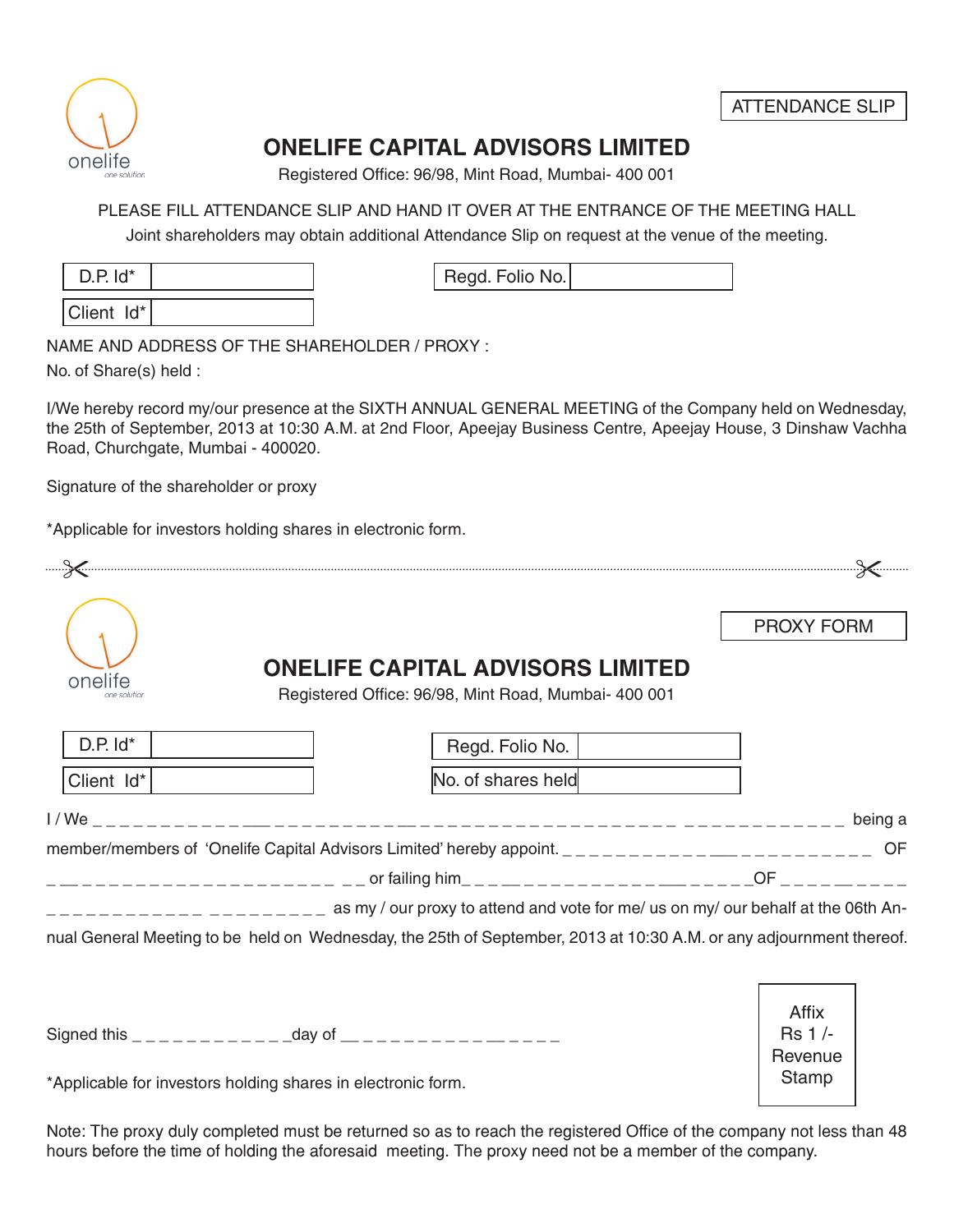ATTENDANCE SLIP

onelife
one solution

# ONELIFE CAPITAL ADVISORS LIMITED

Registered Office: 96/98, Mint Road, Mumbai- 400 001

PLEASE FILL ATTENDANCE SLIP AND HAND IT OVER AT THE ENTRANCE OF THE MEETING HALL

Joint shareholders may obtain additional Attendance Slip on request at the venue of the meeting.

| | |
|---|---|
| D.P. Id* | |
| Client Id* | |

| | |
|---|---|
| Regd. Folio No. | |

NAME AND ADDRESS OF THE SHAREHOLDER / PROXY :

No. of Share(s) held :

I/We hereby record my/our presence at the SIXTH ANNUAL GENERAL MEETING of the Company held on Wednesday, the 25th of September, 2013 at 10:30 A.M. at 2nd Floor, Apeejay Business Centre, Apeejay House, 3 Dinshaw Vachha Road, Churchgate, Mumbai - 400020.

Signature of the shareholder or proxy

*Applicable for investors holding shares in electronic form.

---

PROXY FORM

onelife
one solution

# ONELIFE CAPITAL ADVISORS LIMITED

Registered Office: 96/98, Mint Road, Mumbai- 400 001

| | |
|---|---|
| D.P. Id* | |
| Client Id* | |

| | |
|---|---|
| Regd. Folio No. | |
| No. of shares held | |

I / We _ _ _ _ _ _ _ _ _ _ _ _ _ _ _ _ _ _ _ _ _ _ _ _ _ _ _ _ _ _ _ _ _ _ _ _ _ _ _ _ _ _ _ _ being a member/members of 'Onelife Capital Advisors Limited' hereby appoint. _ _ _ _ _ _ _ _ _ _ _ _ _ _ _ _ _ _ _ _ _ _ OF _ _ _ _ _ _ _ _ _ _ _ _ _ _ _ _ _ _ _ _ _ _ _ _ or failing him_ _ _ _ _ _ _ _ _ _ _ _ _ _ _ _ _ _ _ _ _OF _ _ _ _ _ _ _ _ _ _ _ _ _ _ _ _ _ _ _ _ _ _ _ _ _ _ _ _ _ as my / our proxy to attend and vote for me/ us on my/ our behalf at the 06th Annual General Meeting to be held on Wednesday, the 25th of September, 2013 at 10:30 A.M. or any adjournment thereof.

Signed this _ _ _ _ _ _ _ _ _ _ _ _day of _ _ _ _ _ _ _ _ _ _ _ _ _ _ _ _

Affix Rs 1 /- Revenue Stamp

*Applicable for investors holding shares in electronic form.

Note: The proxy duly completed must be returned so as to reach the registered Office of the company not less than 48 hours before the time of holding the aforesaid meeting. The proxy need not be a member of the company.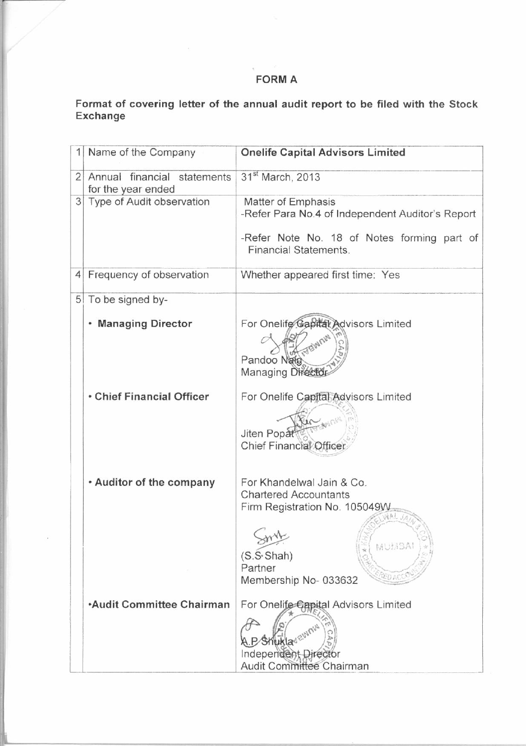# FORM A

**Format of covering letter of the annual audit report to be filed with the Stock Exchange**

| | | |
|---|---|---|
| 1 | Name of the Company | **Onelife Capital Advisors Limited** |
| 2 | Annual financial statements for the year ended | 31st March, 2013 |
| 3 | Type of Audit observation | Matter of Emphasis<br>-Refer Para No.4 of Independent Auditor's Report<br>-Refer Note No. 18 of Notes forming part of Financial Statements. |
| 4 | Frequency of observation | Whether appeared first time: Yes |
| 5 | To be signed by-<br>• **Managing Director** | For Onelife Capital Advisors Limited<br>Pandoo Naig<br>Managing Director |
| | • **Chief Financial Officer** | For Onelife Capital Advisors Limited<br>Jiten Popat<br>Chief Financial Officer |
| | • **Auditor of the company** | For Khandelwal Jain & Co.<br>Chartered Accountants<br>Firm Registration No. 105049W<br>(S.S.Shah)<br>Partner<br>Membership No- 033632 |
| | •**Audit Committee Chairman** | For Onelife Capital Advisors Limited<br>A.P.Shukla<br>Independent Director<br>Audit Committee Chairman |